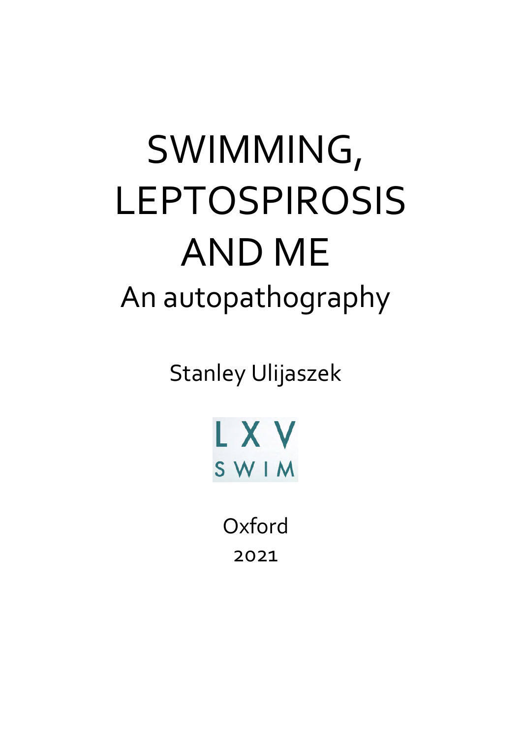# SWIMMING, LEPTOSPIROSIS AND ME

## An autopathography

Stanley Ulijaszek

LXV
SWIM

Oxford

2021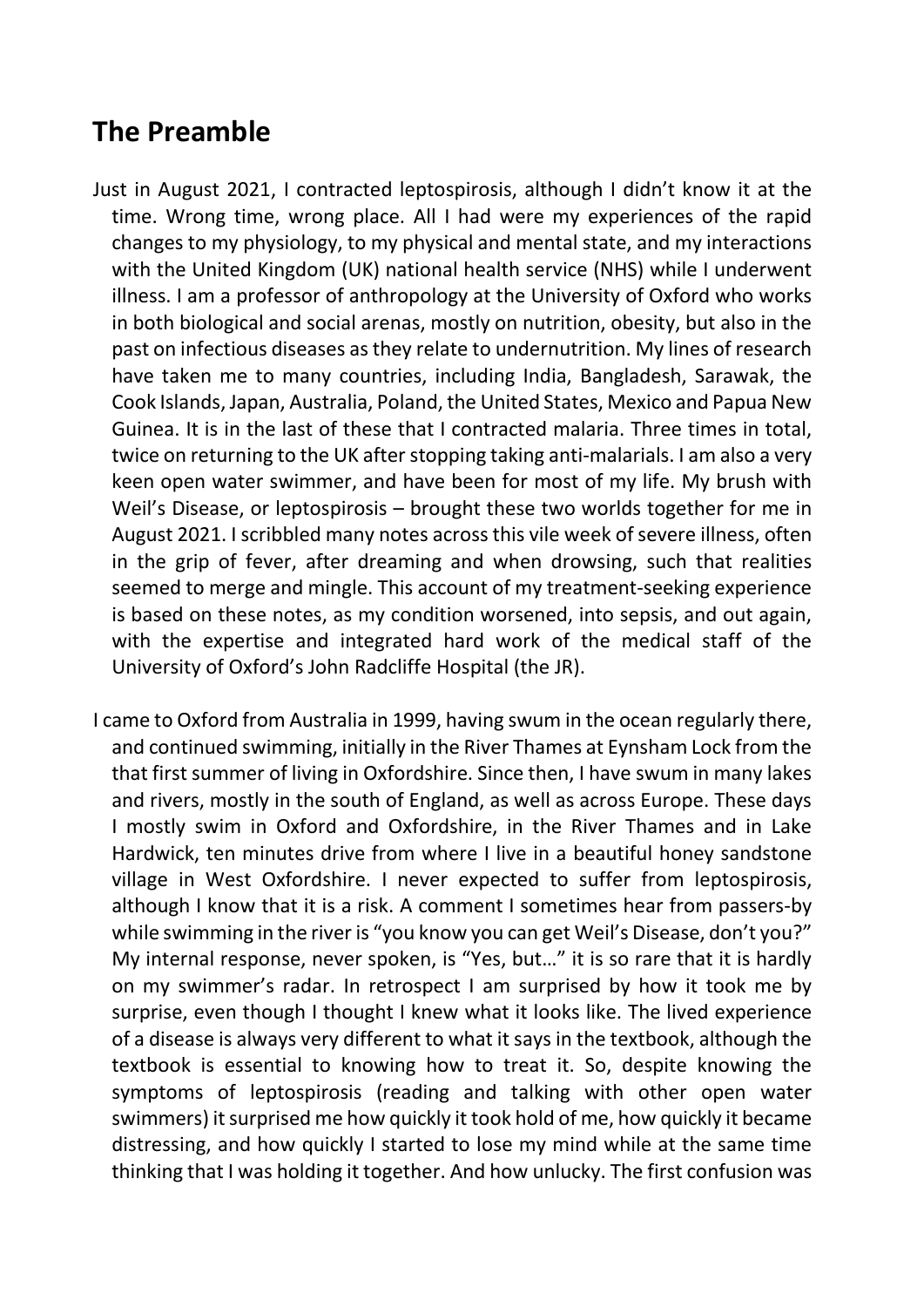## The Preamble

Just in August 2021, I contracted leptospirosis, although I didn't know it at the time. Wrong time, wrong place. All I had were my experiences of the rapid changes to my physiology, to my physical and mental state, and my interactions with the United Kingdom (UK) national health service (NHS) while I underwent illness. I am a professor of anthropology at the University of Oxford who works in both biological and social arenas, mostly on nutrition, obesity, but also in the past on infectious diseases as they relate to undernutrition. My lines of research have taken me to many countries, including India, Bangladesh, Sarawak, the Cook Islands, Japan, Australia, Poland, the United States, Mexico and Papua New Guinea. It is in the last of these that I contracted malaria. Three times in total, twice on returning to the UK after stopping taking anti-malarials. I am also a very keen open water swimmer, and have been for most of my life. My brush with Weil's Disease, or leptospirosis – brought these two worlds together for me in August 2021. I scribbled many notes across this vile week of severe illness, often in the grip of fever, after dreaming and when drowsing, such that realities seemed to merge and mingle. This account of my treatment-seeking experience is based on these notes, as my condition worsened, into sepsis, and out again, with the expertise and integrated hard work of the medical staff of the University of Oxford's John Radcliffe Hospital (the JR).

I came to Oxford from Australia in 1999, having swum in the ocean regularly there, and continued swimming, initially in the River Thames at Eynsham Lock from the that first summer of living in Oxfordshire. Since then, I have swum in many lakes and rivers, mostly in the south of England, as well as across Europe. These days I mostly swim in Oxford and Oxfordshire, in the River Thames and in Lake Hardwick, ten minutes drive from where I live in a beautiful honey sandstone village in West Oxfordshire. I never expected to suffer from leptospirosis, although I know that it is a risk. A comment I sometimes hear from passers-by while swimming in the river is "you know you can get Weil's Disease, don't you?" My internal response, never spoken, is "Yes, but…" it is so rare that it is hardly on my swimmer's radar. In retrospect I am surprised by how it took me by surprise, even though I thought I knew what it looks like. The lived experience of a disease is always very different to what it says in the textbook, although the textbook is essential to knowing how to treat it. So, despite knowing the symptoms of leptospirosis (reading and talking with other open water swimmers) it surprised me how quickly it took hold of me, how quickly it became distressing, and how quickly I started to lose my mind while at the same time thinking that I was holding it together. And how unlucky. The first confusion was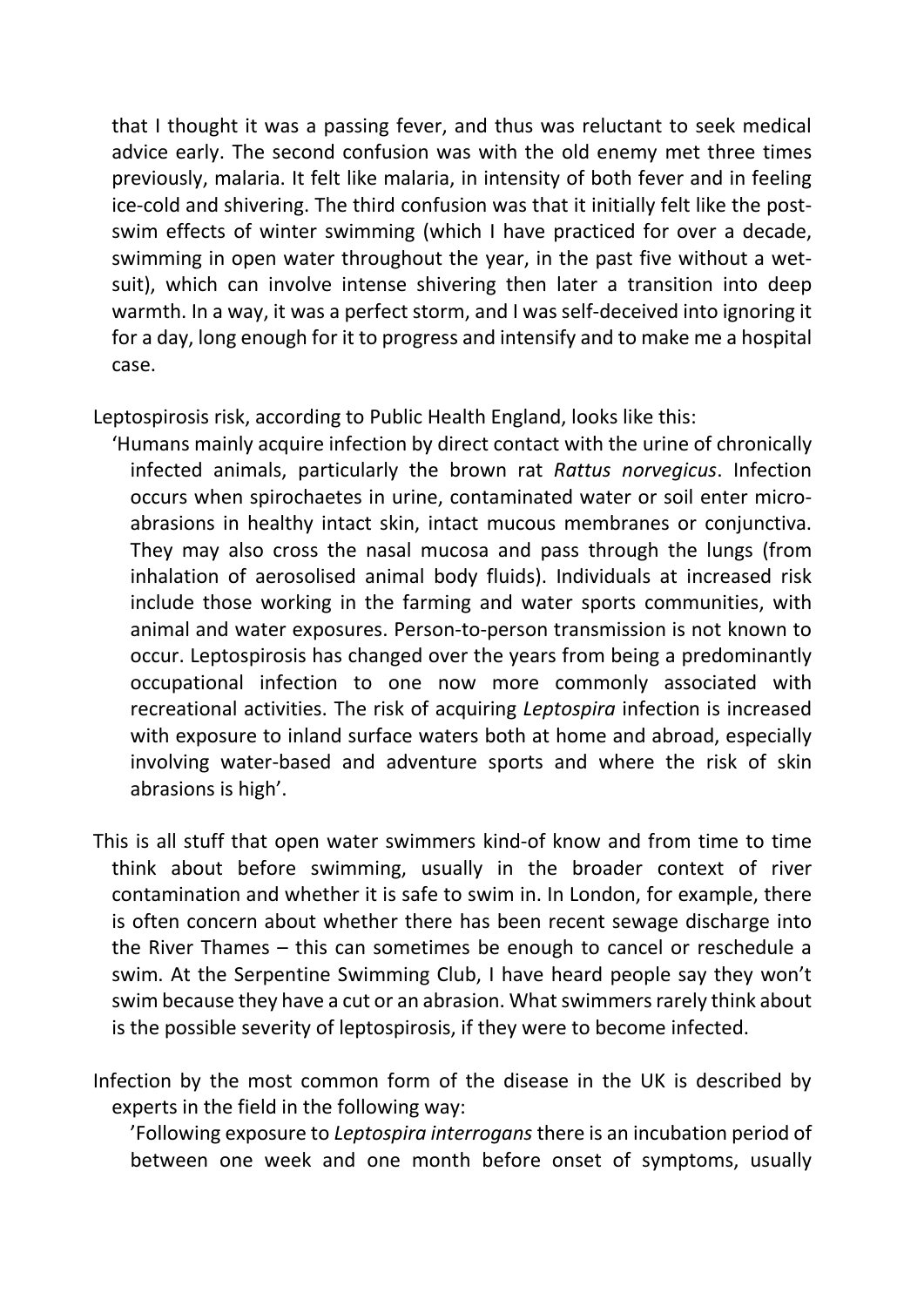that I thought it was a passing fever, and thus was reluctant to seek medical advice early. The second confusion was with the old enemy met three times previously, malaria. It felt like malaria, in intensity of both fever and in feeling ice-cold and shivering. The third confusion was that it initially felt like the post-swim effects of winter swimming (which I have practiced for over a decade, swimming in open water throughout the year, in the past five without a wet-suit), which can involve intense shivering then later a transition into deep warmth. In a way, it was a perfect storm, and I was self-deceived into ignoring it for a day, long enough for it to progress and intensify and to make me a hospital case.

Leptospirosis risk, according to Public Health England, looks like this:

> 'Humans mainly acquire infection by direct contact with the urine of chronically infected animals, particularly the brown rat *Rattus norvegicus*. Infection occurs when spirochaetes in urine, contaminated water or soil enter micro-abrasions in healthy intact skin, intact mucous membranes or conjunctiva. They may also cross the nasal mucosa and pass through the lungs (from inhalation of aerosolised animal body fluids). Individuals at increased risk include those working in the farming and water sports communities, with animal and water exposures. Person-to-person transmission is not known to occur. Leptospirosis has changed over the years from being a predominantly occupational infection to one now more commonly associated with recreational activities. The risk of acquiring *Leptospira* infection is increased with exposure to inland surface waters both at home and abroad, especially involving water-based and adventure sports and where the risk of skin abrasions is high'.

This is all stuff that open water swimmers kind-of know and from time to time think about before swimming, usually in the broader context of river contamination and whether it is safe to swim in. In London, for example, there is often concern about whether there has been recent sewage discharge into the River Thames – this can sometimes be enough to cancel or reschedule a swim. At the Serpentine Swimming Club, I have heard people say they won't swim because they have a cut or an abrasion. What swimmers rarely think about is the possible severity of leptospirosis, if they were to become infected.

Infection by the most common form of the disease in the UK is described by experts in the field in the following way:

> 'Following exposure to *Leptospira interrogans* there is an incubation period of between one week and one month before onset of symptoms, usually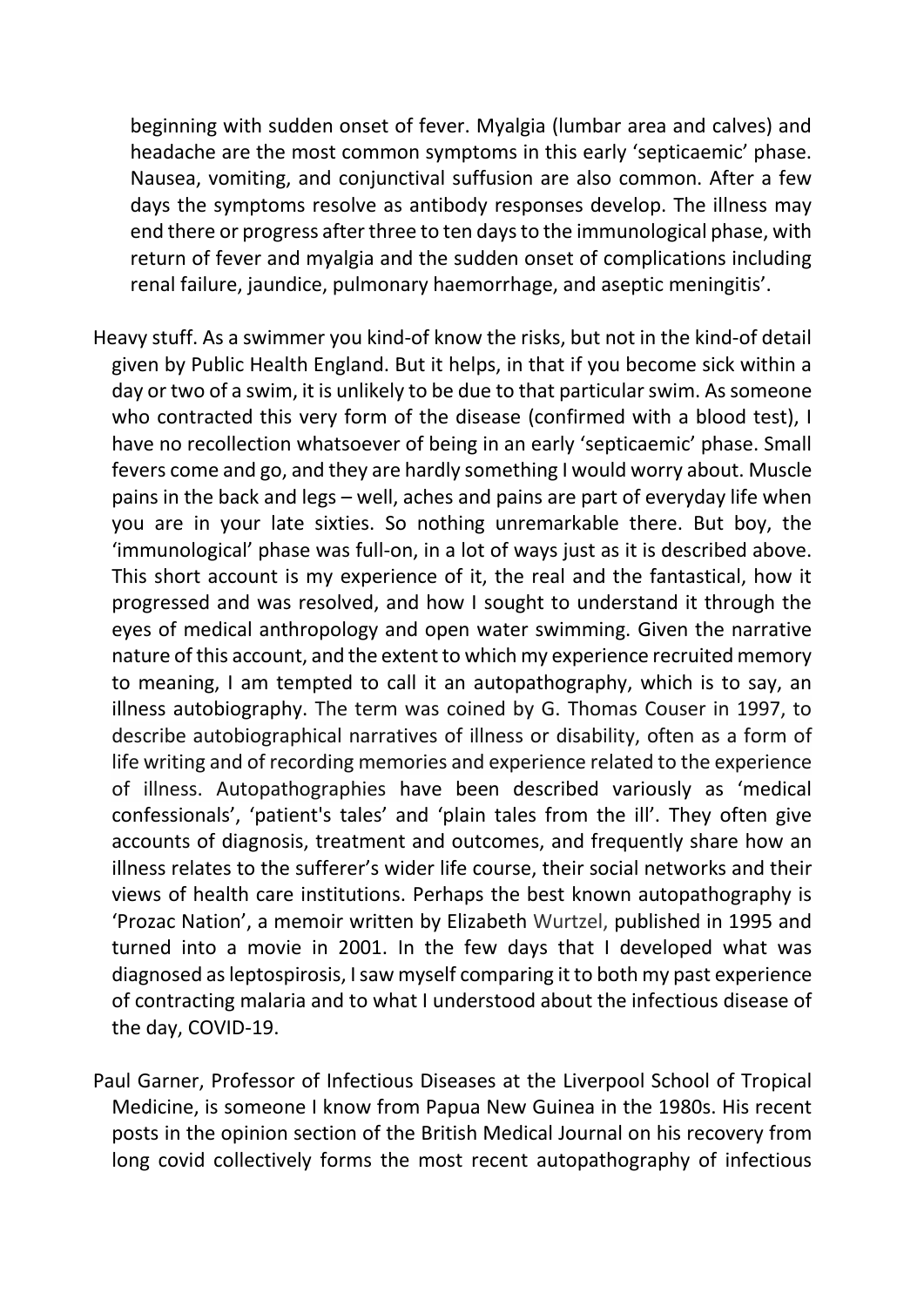beginning with sudden onset of fever. Myalgia (lumbar area and calves) and headache are the most common symptoms in this early 'septicaemic' phase. Nausea, vomiting, and conjunctival suffusion are also common. After a few days the symptoms resolve as antibody responses develop. The illness may end there or progress after three to ten days to the immunological phase, with return of fever and myalgia and the sudden onset of complications including renal failure, jaundice, pulmonary haemorrhage, and aseptic meningitis'.

Heavy stuff. As a swimmer you kind-of know the risks, but not in the kind-of detail given by Public Health England. But it helps, in that if you become sick within a day or two of a swim, it is unlikely to be due to that particular swim. As someone who contracted this very form of the disease (confirmed with a blood test), I have no recollection whatsoever of being in an early 'septicaemic' phase. Small fevers come and go, and they are hardly something I would worry about. Muscle pains in the back and legs – well, aches and pains are part of everyday life when you are in your late sixties. So nothing unremarkable there. But boy, the 'immunological' phase was full-on, in a lot of ways just as it is described above. This short account is my experience of it, the real and the fantastical, how it progressed and was resolved, and how I sought to understand it through the eyes of medical anthropology and open water swimming. Given the narrative nature of this account, and the extent to which my experience recruited memory to meaning, I am tempted to call it an autopathography, which is to say, an illness autobiography. The term was coined by G. Thomas Couser in 1997, to describe autobiographical narratives of illness or disability, often as a form of life writing and of recording memories and experience related to the experience of illness. Autopathographies have been described variously as 'medical confessionals', 'patient's tales' and 'plain tales from the ill'. They often give accounts of diagnosis, treatment and outcomes, and frequently share how an illness relates to the sufferer's wider life course, their social networks and their views of health care institutions. Perhaps the best known autopathography is 'Prozac Nation', a memoir written by Elizabeth Wurtzel, published in 1995 and turned into a movie in 2001. In the few days that I developed what was diagnosed as leptospirosis, I saw myself comparing it to both my past experience of contracting malaria and to what I understood about the infectious disease of the day, COVID-19.

Paul Garner, Professor of Infectious Diseases at the Liverpool School of Tropical Medicine, is someone I know from Papua New Guinea in the 1980s. His recent posts in the opinion section of the British Medical Journal on his recovery from long covid collectively forms the most recent autopathography of infectious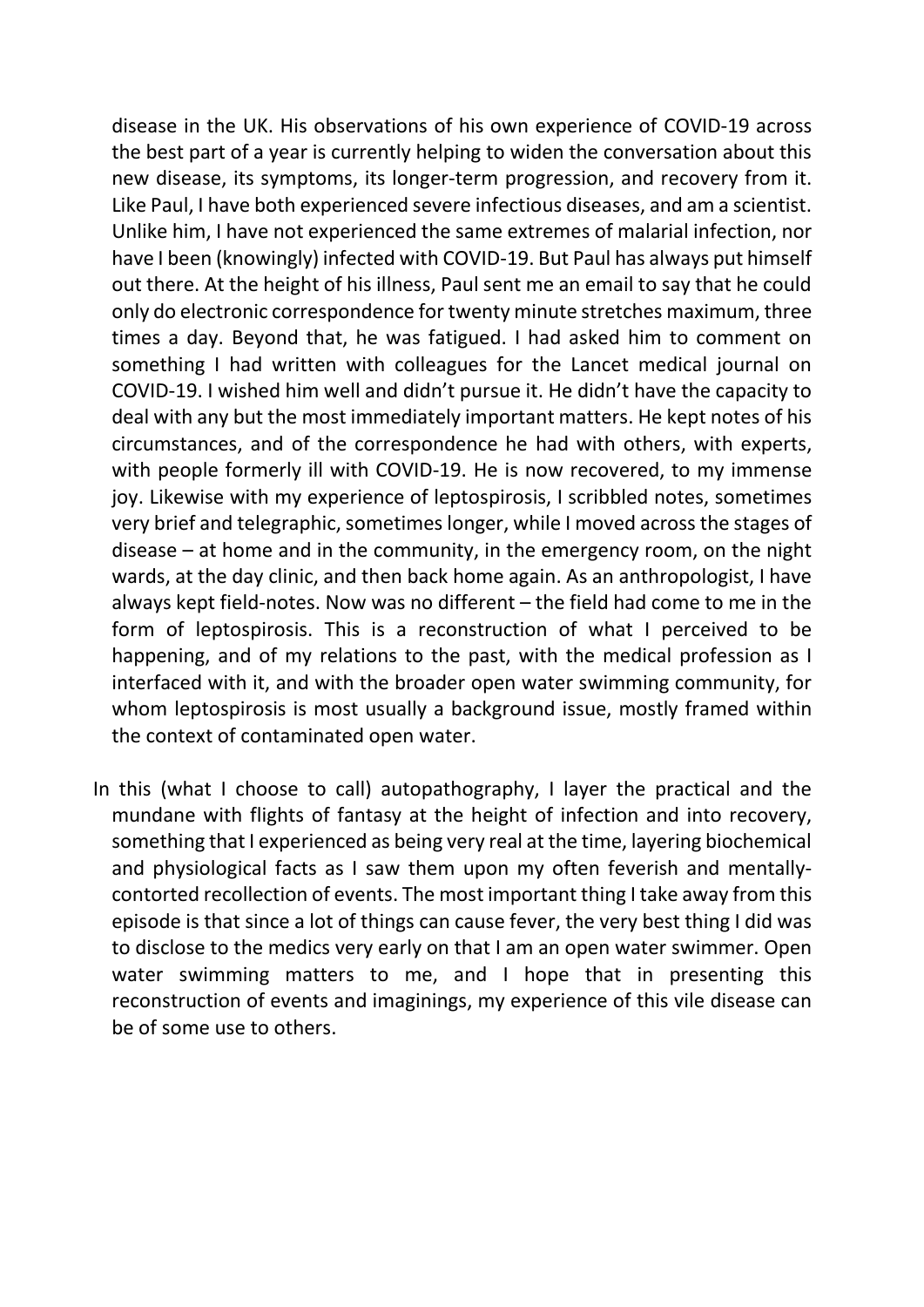disease in the UK. His observations of his own experience of COVID-19 across the best part of a year is currently helping to widen the conversation about this new disease, its symptoms, its longer-term progression, and recovery from it. Like Paul, I have both experienced severe infectious diseases, and am a scientist. Unlike him, I have not experienced the same extremes of malarial infection, nor have I been (knowingly) infected with COVID-19. But Paul has always put himself out there. At the height of his illness, Paul sent me an email to say that he could only do electronic correspondence for twenty minute stretches maximum, three times a day. Beyond that, he was fatigued. I had asked him to comment on something I had written with colleagues for the Lancet medical journal on COVID-19. I wished him well and didn't pursue it. He didn't have the capacity to deal with any but the most immediately important matters. He kept notes of his circumstances, and of the correspondence he had with others, with experts, with people formerly ill with COVID-19. He is now recovered, to my immense joy. Likewise with my experience of leptospirosis, I scribbled notes, sometimes very brief and telegraphic, sometimes longer, while I moved across the stages of disease – at home and in the community, in the emergency room, on the night wards, at the day clinic, and then back home again. As an anthropologist, I have always kept field-notes. Now was no different – the field had come to me in the form of leptospirosis. This is a reconstruction of what I perceived to be happening, and of my relations to the past, with the medical profession as I interfaced with it, and with the broader open water swimming community, for whom leptospirosis is most usually a background issue, mostly framed within the context of contaminated open water.

In this (what I choose to call) autopathography, I layer the practical and the mundane with flights of fantasy at the height of infection and into recovery, something that I experienced as being very real at the time, layering biochemical and physiological facts as I saw them upon my often feverish and mentally-contorted recollection of events. The most important thing I take away from this episode is that since a lot of things can cause fever, the very best thing I did was to disclose to the medics very early on that I am an open water swimmer. Open water swimming matters to me, and I hope that in presenting this reconstruction of events and imaginings, my experience of this vile disease can be of some use to others.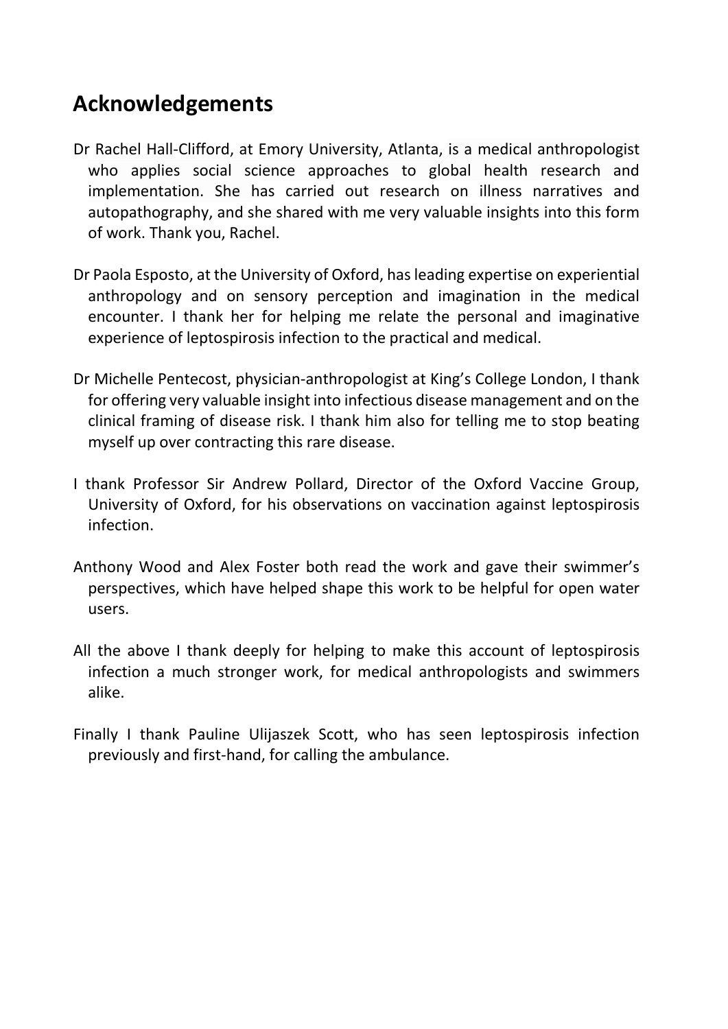## Acknowledgements

Dr Rachel Hall-Clifford, at Emory University, Atlanta, is a medical anthropologist who applies social science approaches to global health research and implementation. She has carried out research on illness narratives and autopathography, and she shared with me very valuable insights into this form of work. Thank you, Rachel.

Dr Paola Esposto, at the University of Oxford, has leading expertise on experiential anthropology and on sensory perception and imagination in the medical encounter. I thank her for helping me relate the personal and imaginative experience of leptospirosis infection to the practical and medical.

Dr Michelle Pentecost, physician-anthropologist at King's College London, I thank for offering very valuable insight into infectious disease management and on the clinical framing of disease risk. I thank him also for telling me to stop beating myself up over contracting this rare disease.

I thank Professor Sir Andrew Pollard, Director of the Oxford Vaccine Group, University of Oxford, for his observations on vaccination against leptospirosis infection.

Anthony Wood and Alex Foster both read the work and gave their swimmer's perspectives, which have helped shape this work to be helpful for open water users.

All the above I thank deeply for helping to make this account of leptospirosis infection a much stronger work, for medical anthropologists and swimmers alike.

Finally I thank Pauline Ulijaszek Scott, who has seen leptospirosis infection previously and first-hand, for calling the ambulance.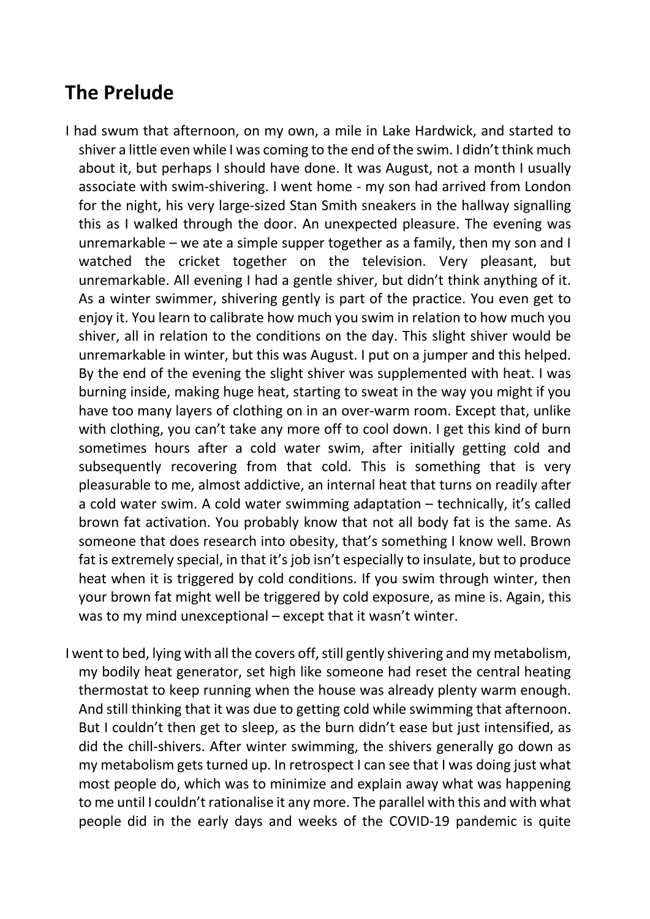## The Prelude

I had swum that afternoon, on my own, a mile in Lake Hardwick, and started to shiver a little even while I was coming to the end of the swim. I didn't think much about it, but perhaps I should have done. It was August, not a month I usually associate with swim-shivering. I went home - my son had arrived from London for the night, his very large-sized Stan Smith sneakers in the hallway signalling this as I walked through the door. An unexpected pleasure. The evening was unremarkable – we ate a simple supper together as a family, then my son and I watched the cricket together on the television. Very pleasant, but unremarkable. All evening I had a gentle shiver, but didn't think anything of it. As a winter swimmer, shivering gently is part of the practice. You even get to enjoy it. You learn to calibrate how much you swim in relation to how much you shiver, all in relation to the conditions on the day. This slight shiver would be unremarkable in winter, but this was August. I put on a jumper and this helped. By the end of the evening the slight shiver was supplemented with heat. I was burning inside, making huge heat, starting to sweat in the way you might if you have too many layers of clothing on in an over-warm room. Except that, unlike with clothing, you can't take any more off to cool down. I get this kind of burn sometimes hours after a cold water swim, after initially getting cold and subsequently recovering from that cold. This is something that is very pleasurable to me, almost addictive, an internal heat that turns on readily after a cold water swim. A cold water swimming adaptation – technically, it's called brown fat activation. You probably know that not all body fat is the same. As someone that does research into obesity, that's something I know well. Brown fat is extremely special, in that it's job isn't especially to insulate, but to produce heat when it is triggered by cold conditions. If you swim through winter, then your brown fat might well be triggered by cold exposure, as mine is. Again, this was to my mind unexceptional – except that it wasn't winter.

I went to bed, lying with all the covers off, still gently shivering and my metabolism, my bodily heat generator, set high like someone had reset the central heating thermostat to keep running when the house was already plenty warm enough. And still thinking that it was due to getting cold while swimming that afternoon. But I couldn't then get to sleep, as the burn didn't ease but just intensified, as did the chill-shivers. After winter swimming, the shivers generally go down as my metabolism gets turned up. In retrospect I can see that I was doing just what most people do, which was to minimize and explain away what was happening to me until I couldn't rationalise it any more. The parallel with this and with what people did in the early days and weeks of the COVID-19 pandemic is quite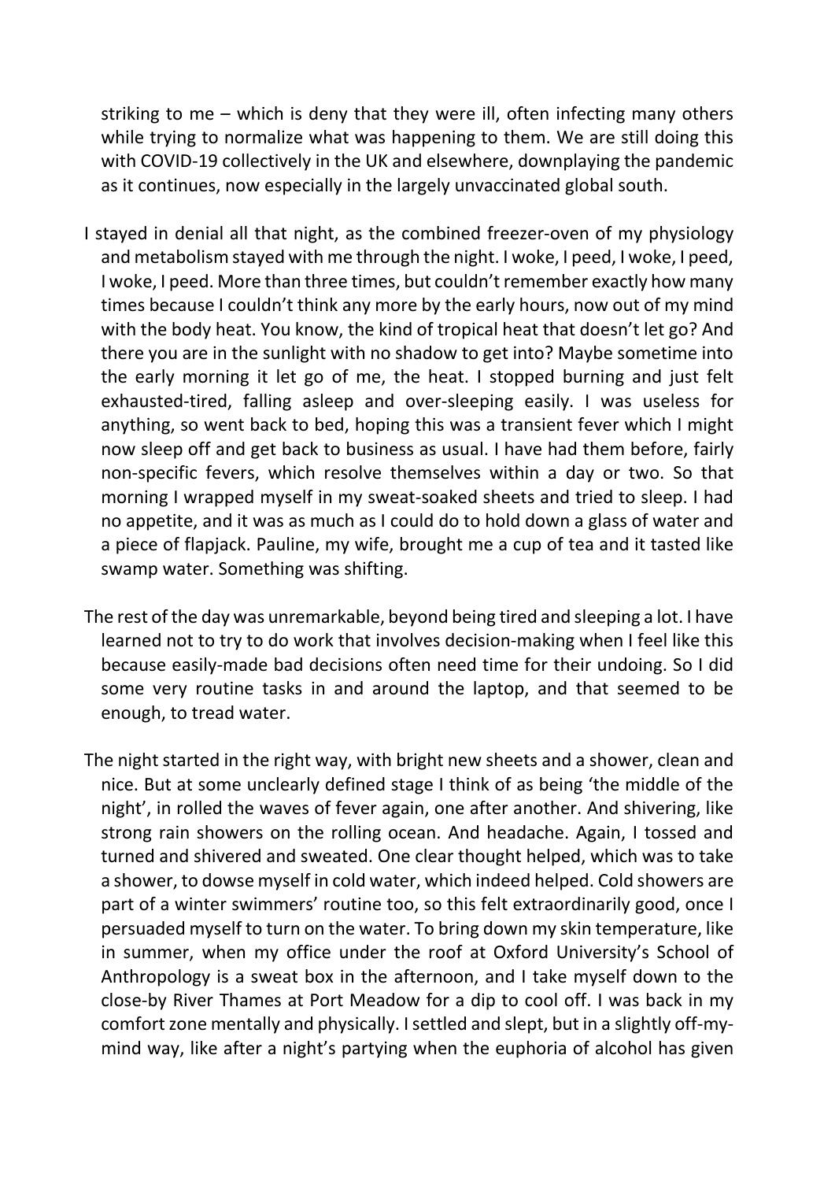striking to me – which is deny that they were ill, often infecting many others while trying to normalize what was happening to them. We are still doing this with COVID-19 collectively in the UK and elsewhere, downplaying the pandemic as it continues, now especially in the largely unvaccinated global south.

I stayed in denial all that night, as the combined freezer-oven of my physiology and metabolism stayed with me through the night. I woke, I peed, I woke, I peed, I woke, I peed. More than three times, but couldn't remember exactly how many times because I couldn't think any more by the early hours, now out of my mind with the body heat. You know, the kind of tropical heat that doesn't let go? And there you are in the sunlight with no shadow to get into? Maybe sometime into the early morning it let go of me, the heat. I stopped burning and just felt exhausted-tired, falling asleep and over-sleeping easily. I was useless for anything, so went back to bed, hoping this was a transient fever which I might now sleep off and get back to business as usual. I have had them before, fairly non-specific fevers, which resolve themselves within a day or two. So that morning I wrapped myself in my sweat-soaked sheets and tried to sleep. I had no appetite, and it was as much as I could do to hold down a glass of water and a piece of flapjack. Pauline, my wife, brought me a cup of tea and it tasted like swamp water. Something was shifting.

The rest of the day was unremarkable, beyond being tired and sleeping a lot. I have learned not to try to do work that involves decision-making when I feel like this because easily-made bad decisions often need time for their undoing. So I did some very routine tasks in and around the laptop, and that seemed to be enough, to tread water.

The night started in the right way, with bright new sheets and a shower, clean and nice. But at some unclearly defined stage I think of as being 'the middle of the night', in rolled the waves of fever again, one after another. And shivering, like strong rain showers on the rolling ocean. And headache. Again, I tossed and turned and shivered and sweated. One clear thought helped, which was to take a shower, to dowse myself in cold water, which indeed helped. Cold showers are part of a winter swimmers' routine too, so this felt extraordinarily good, once I persuaded myself to turn on the water. To bring down my skin temperature, like in summer, when my office under the roof at Oxford University's School of Anthropology is a sweat box in the afternoon, and I take myself down to the close-by River Thames at Port Meadow for a dip to cool off. I was back in my comfort zone mentally and physically. I settled and slept, but in a slightly off-my-mind way, like after a night's partying when the euphoria of alcohol has given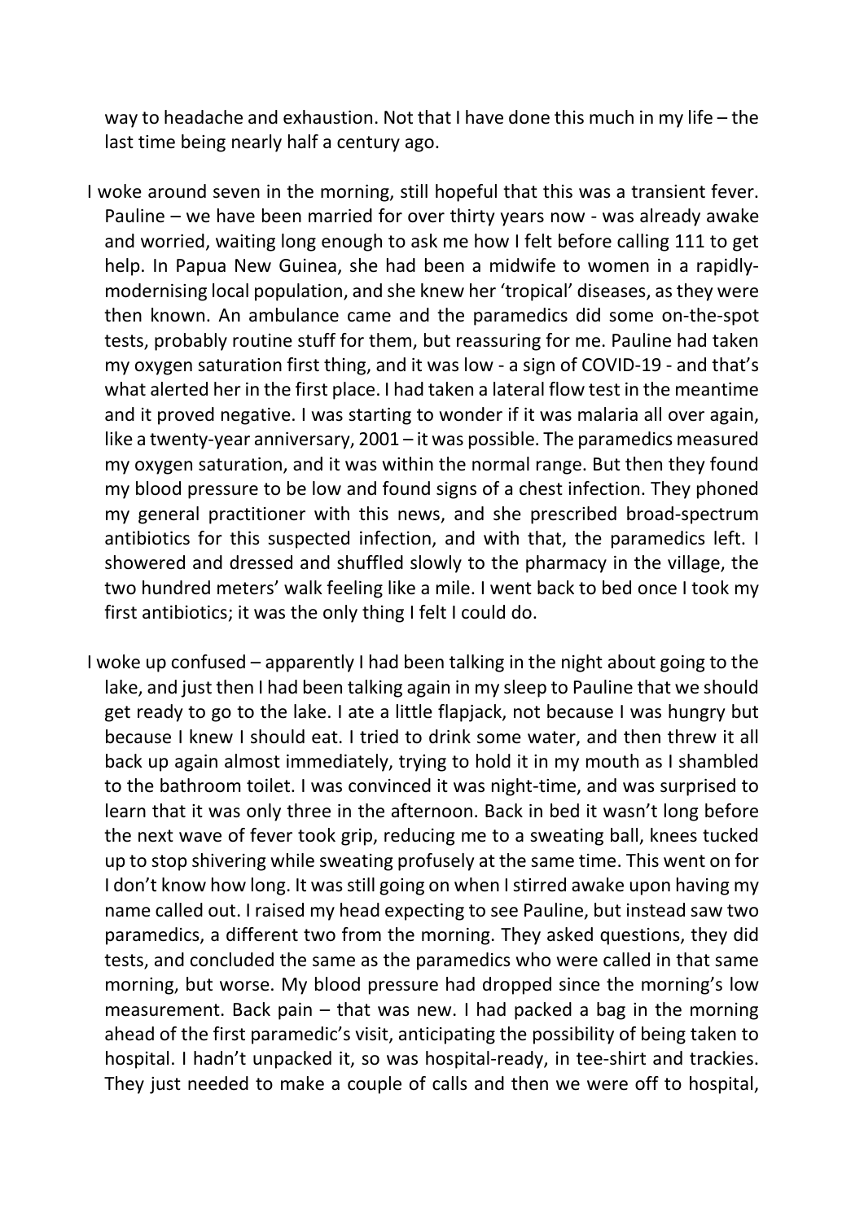way to headache and exhaustion. Not that I have done this much in my life – the last time being nearly half a century ago.

I woke around seven in the morning, still hopeful that this was a transient fever. Pauline – we have been married for over thirty years now - was already awake and worried, waiting long enough to ask me how I felt before calling 111 to get help. In Papua New Guinea, she had been a midwife to women in a rapidly-modernising local population, and she knew her 'tropical' diseases, as they were then known. An ambulance came and the paramedics did some on-the-spot tests, probably routine stuff for them, but reassuring for me. Pauline had taken my oxygen saturation first thing, and it was low - a sign of COVID-19 - and that's what alerted her in the first place. I had taken a lateral flow test in the meantime and it proved negative. I was starting to wonder if it was malaria all over again, like a twenty-year anniversary, 2001 – it was possible. The paramedics measured my oxygen saturation, and it was within the normal range. But then they found my blood pressure to be low and found signs of a chest infection. They phoned my general practitioner with this news, and she prescribed broad-spectrum antibiotics for this suspected infection, and with that, the paramedics left. I showered and dressed and shuffled slowly to the pharmacy in the village, the two hundred meters' walk feeling like a mile. I went back to bed once I took my first antibiotics; it was the only thing I felt I could do.

I woke up confused – apparently I had been talking in the night about going to the lake, and just then I had been talking again in my sleep to Pauline that we should get ready to go to the lake. I ate a little flapjack, not because I was hungry but because I knew I should eat. I tried to drink some water, and then threw it all back up again almost immediately, trying to hold it in my mouth as I shambled to the bathroom toilet. I was convinced it was night-time, and was surprised to learn that it was only three in the afternoon. Back in bed it wasn't long before the next wave of fever took grip, reducing me to a sweating ball, knees tucked up to stop shivering while sweating profusely at the same time. This went on for I don't know how long. It was still going on when I stirred awake upon having my name called out. I raised my head expecting to see Pauline, but instead saw two paramedics, a different two from the morning. They asked questions, they did tests, and concluded the same as the paramedics who were called in that same morning, but worse. My blood pressure had dropped since the morning's low measurement. Back pain – that was new. I had packed a bag in the morning ahead of the first paramedic's visit, anticipating the possibility of being taken to hospital. I hadn't unpacked it, so was hospital-ready, in tee-shirt and trackies. They just needed to make a couple of calls and then we were off to hospital,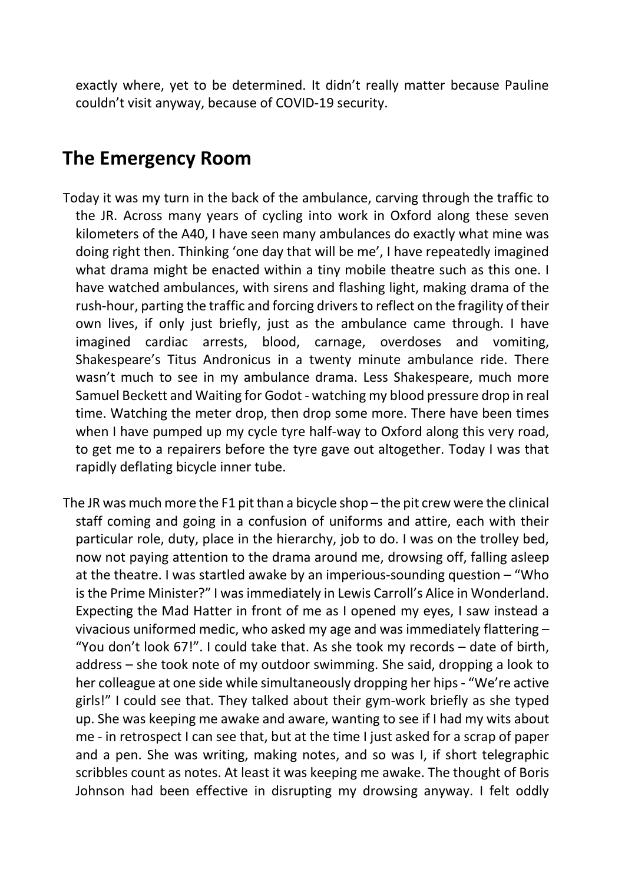exactly where, yet to be determined. It didn't really matter because Pauline couldn't visit anyway, because of COVID-19 security.

## The Emergency Room

Today it was my turn in the back of the ambulance, carving through the traffic to the JR. Across many years of cycling into work in Oxford along these seven kilometers of the A40, I have seen many ambulances do exactly what mine was doing right then. Thinking 'one day that will be me', I have repeatedly imagined what drama might be enacted within a tiny mobile theatre such as this one. I have watched ambulances, with sirens and flashing light, making drama of the rush-hour, parting the traffic and forcing drivers to reflect on the fragility of their own lives, if only just briefly, just as the ambulance came through. I have imagined cardiac arrests, blood, carnage, overdoses and vomiting, Shakespeare's Titus Andronicus in a twenty minute ambulance ride. There wasn't much to see in my ambulance drama. Less Shakespeare, much more Samuel Beckett and Waiting for Godot - watching my blood pressure drop in real time. Watching the meter drop, then drop some more. There have been times when I have pumped up my cycle tyre half-way to Oxford along this very road, to get me to a repairers before the tyre gave out altogether. Today I was that rapidly deflating bicycle inner tube.

The JR was much more the F1 pit than a bicycle shop – the pit crew were the clinical staff coming and going in a confusion of uniforms and attire, each with their particular role, duty, place in the hierarchy, job to do. I was on the trolley bed, now not paying attention to the drama around me, drowsing off, falling asleep at the theatre. I was startled awake by an imperious-sounding question – "Who is the Prime Minister?" I was immediately in Lewis Carroll's Alice in Wonderland. Expecting the Mad Hatter in front of me as I opened my eyes, I saw instead a vivacious uniformed medic, who asked my age and was immediately flattering – "You don't look 67!". I could take that. As she took my records – date of birth, address – she took note of my outdoor swimming. She said, dropping a look to her colleague at one side while simultaneously dropping her hips - "We're active girls!" I could see that. They talked about their gym-work briefly as she typed up. She was keeping me awake and aware, wanting to see if I had my wits about me - in retrospect I can see that, but at the time I just asked for a scrap of paper and a pen. She was writing, making notes, and so was I, if short telegraphic scribbles count as notes. At least it was keeping me awake. The thought of Boris Johnson had been effective in disrupting my drowsing anyway. I felt oddly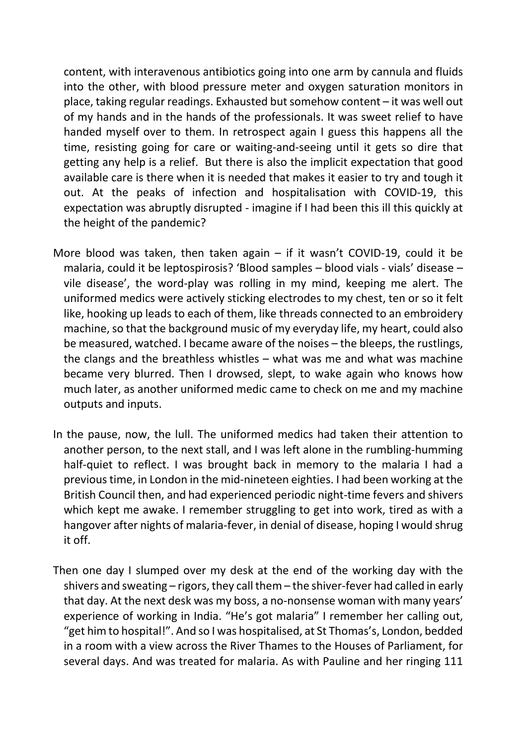content, with interavenous antibiotics going into one arm by cannula and fluids into the other, with blood pressure meter and oxygen saturation monitors in place, taking regular readings. Exhausted but somehow content – it was well out of my hands and in the hands of the professionals. It was sweet relief to have handed myself over to them. In retrospect again I guess this happens all the time, resisting going for care or waiting-and-seeing until it gets so dire that getting any help is a relief. But there is also the implicit expectation that good available care is there when it is needed that makes it easier to try and tough it out. At the peaks of infection and hospitalisation with COVID-19, this expectation was abruptly disrupted - imagine if I had been this ill this quickly at the height of the pandemic?

More blood was taken, then taken again – if it wasn't COVID-19, could it be malaria, could it be leptospirosis? 'Blood samples – blood vials - vials' disease – vile disease', the word-play was rolling in my mind, keeping me alert. The uniformed medics were actively sticking electrodes to my chest, ten or so it felt like, hooking up leads to each of them, like threads connected to an embroidery machine, so that the background music of my everyday life, my heart, could also be measured, watched. I became aware of the noises – the bleeps, the rustlings, the clangs and the breathless whistles – what was me and what was machine became very blurred. Then I drowsed, slept, to wake again who knows how much later, as another uniformed medic came to check on me and my machine outputs and inputs.

In the pause, now, the lull. The uniformed medics had taken their attention to another person, to the next stall, and I was left alone in the rumbling-humming half-quiet to reflect. I was brought back in memory to the malaria I had a previous time, in London in the mid-nineteen eighties. I had been working at the British Council then, and had experienced periodic night-time fevers and shivers which kept me awake. I remember struggling to get into work, tired as with a hangover after nights of malaria-fever, in denial of disease, hoping I would shrug it off.

Then one day I slumped over my desk at the end of the working day with the shivers and sweating – rigors, they call them – the shiver-fever had called in early that day. At the next desk was my boss, a no-nonsense woman with many years' experience of working in India. "He's got malaria" I remember her calling out, "get him to hospital!". And so I was hospitalised, at St Thomas's, London, bedded in a room with a view across the River Thames to the Houses of Parliament, for several days. And was treated for malaria. As with Pauline and her ringing 111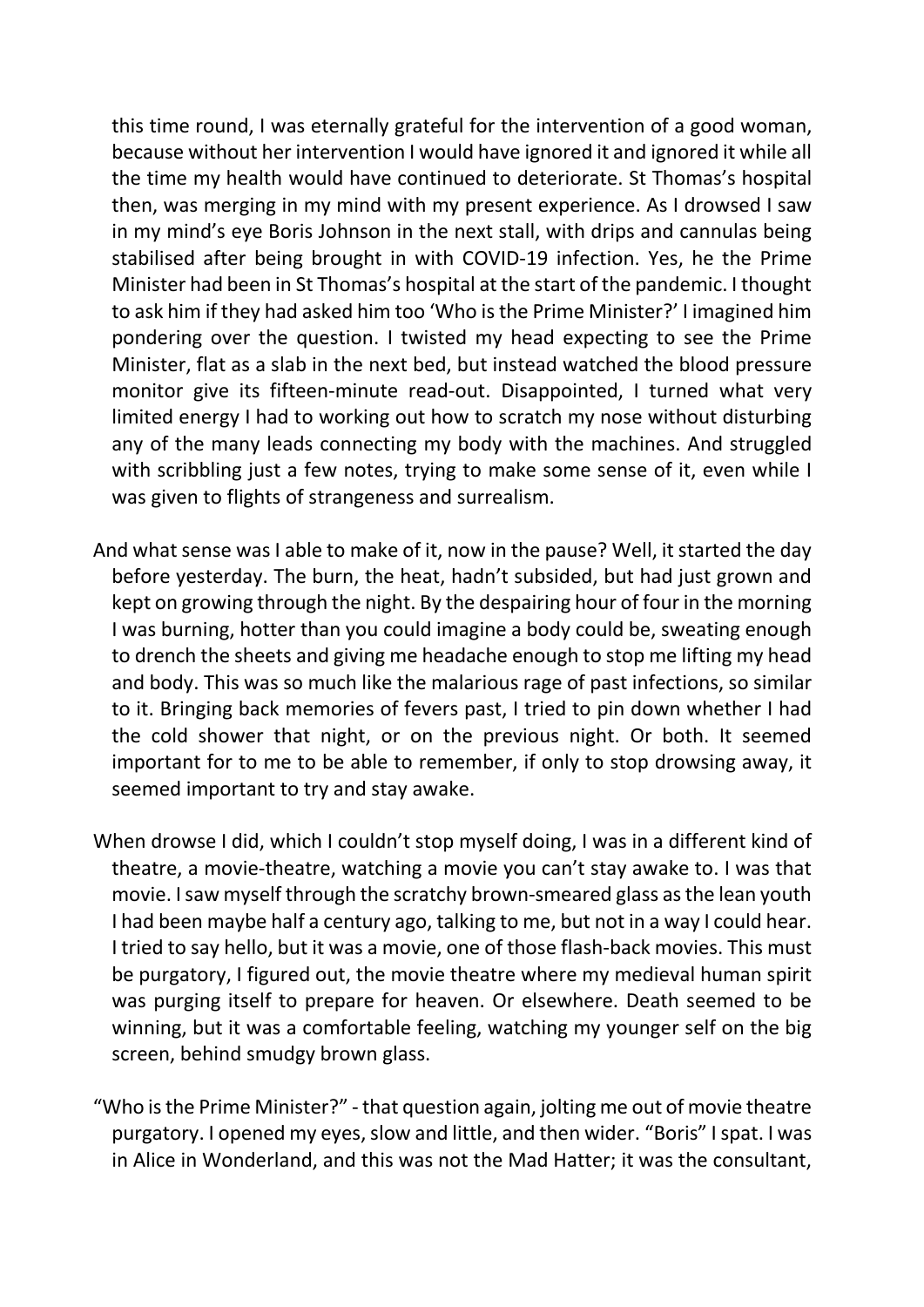this time round, I was eternally grateful for the intervention of a good woman, because without her intervention I would have ignored it and ignored it while all the time my health would have continued to deteriorate. St Thomas's hospital then, was merging in my mind with my present experience. As I drowsed I saw in my mind's eye Boris Johnson in the next stall, with drips and cannulas being stabilised after being brought in with COVID-19 infection. Yes, he the Prime Minister had been in St Thomas's hospital at the start of the pandemic. I thought to ask him if they had asked him too 'Who is the Prime Minister?' I imagined him pondering over the question. I twisted my head expecting to see the Prime Minister, flat as a slab in the next bed, but instead watched the blood pressure monitor give its fifteen-minute read-out. Disappointed, I turned what very limited energy I had to working out how to scratch my nose without disturbing any of the many leads connecting my body with the machines. And struggled with scribbling just a few notes, trying to make some sense of it, even while I was given to flights of strangeness and surrealism.

And what sense was I able to make of it, now in the pause? Well, it started the day before yesterday. The burn, the heat, hadn't subsided, but had just grown and kept on growing through the night. By the despairing hour of four in the morning I was burning, hotter than you could imagine a body could be, sweating enough to drench the sheets and giving me headache enough to stop me lifting my head and body. This was so much like the malarious rage of past infections, so similar to it. Bringing back memories of fevers past, I tried to pin down whether I had the cold shower that night, or on the previous night. Or both. It seemed important for to me to be able to remember, if only to stop drowsing away, it seemed important to try and stay awake.

When drowse I did, which I couldn't stop myself doing, I was in a different kind of theatre, a movie-theatre, watching a movie you can't stay awake to. I was that movie. I saw myself through the scratchy brown-smeared glass as the lean youth I had been maybe half a century ago, talking to me, but not in a way I could hear. I tried to say hello, but it was a movie, one of those flash-back movies. This must be purgatory, I figured out, the movie theatre where my medieval human spirit was purging itself to prepare for heaven. Or elsewhere. Death seemed to be winning, but it was a comfortable feeling, watching my younger self on the big screen, behind smudgy brown glass.

"Who is the Prime Minister?" - that question again, jolting me out of movie theatre purgatory. I opened my eyes, slow and little, and then wider. "Boris" I spat. I was in Alice in Wonderland, and this was not the Mad Hatter; it was the consultant,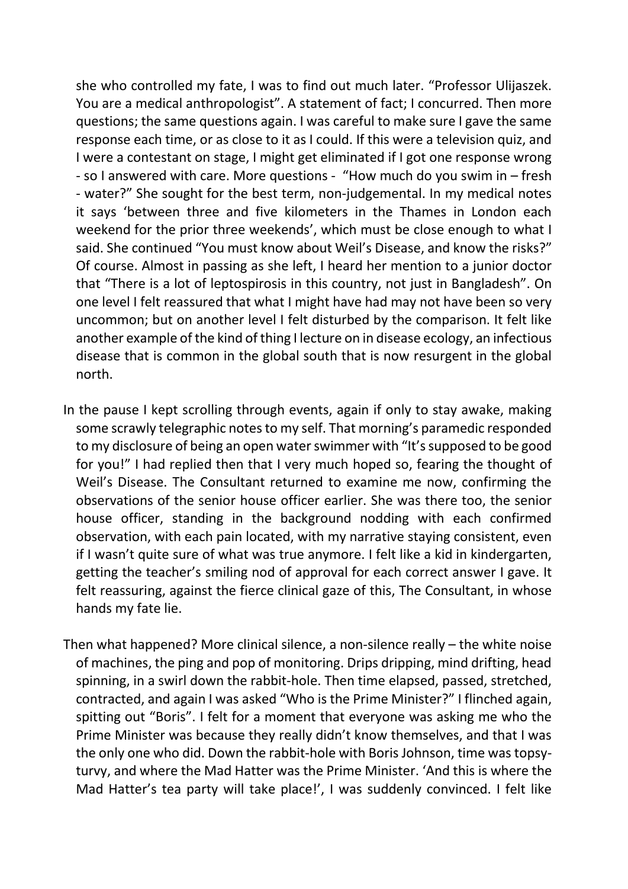she who controlled my fate, I was to find out much later. "Professor Ulijaszek. You are a medical anthropologist". A statement of fact; I concurred. Then more questions; the same questions again. I was careful to make sure I gave the same response each time, or as close to it as I could. If this were a television quiz, and I were a contestant on stage, I might get eliminated if I got one response wrong - so I answered with care. More questions - "How much do you swim in – fresh - water?" She sought for the best term, non-judgemental. In my medical notes it says 'between three and five kilometers in the Thames in London each weekend for the prior three weekends', which must be close enough to what I said. She continued "You must know about Weil's Disease, and know the risks?" Of course. Almost in passing as she left, I heard her mention to a junior doctor that "There is a lot of leptospirosis in this country, not just in Bangladesh". On one level I felt reassured that what I might have had may not have been so very uncommon; but on another level I felt disturbed by the comparison. It felt like another example of the kind of thing I lecture on in disease ecology, an infectious disease that is common in the global south that is now resurgent in the global north.

In the pause I kept scrolling through events, again if only to stay awake, making some scrawly telegraphic notes to my self. That morning's paramedic responded to my disclosure of being an open water swimmer with "It's supposed to be good for you!" I had replied then that I very much hoped so, fearing the thought of Weil's Disease. The Consultant returned to examine me now, confirming the observations of the senior house officer earlier. She was there too, the senior house officer, standing in the background nodding with each confirmed observation, with each pain located, with my narrative staying consistent, even if I wasn't quite sure of what was true anymore. I felt like a kid in kindergarten, getting the teacher's smiling nod of approval for each correct answer I gave. It felt reassuring, against the fierce clinical gaze of this, The Consultant, in whose hands my fate lie.

Then what happened? More clinical silence, a non-silence really – the white noise of machines, the ping and pop of monitoring. Drips dripping, mind drifting, head spinning, in a swirl down the rabbit-hole. Then time elapsed, passed, stretched, contracted, and again I was asked "Who is the Prime Minister?" I flinched again, spitting out "Boris". I felt for a moment that everyone was asking me who the Prime Minister was because they really didn't know themselves, and that I was the only one who did. Down the rabbit-hole with Boris Johnson, time was topsy-turvy, and where the Mad Hatter was the Prime Minister. 'And this is where the Mad Hatter's tea party will take place!', I was suddenly convinced. I felt like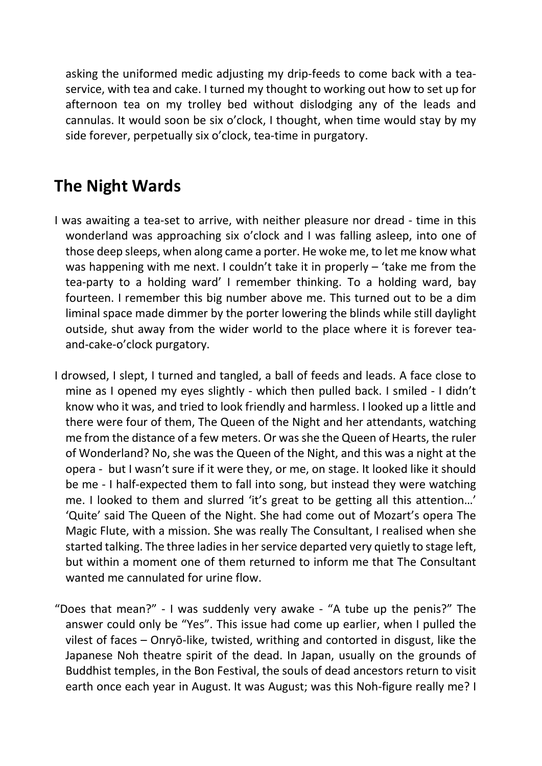asking the uniformed medic adjusting my drip-feeds to come back with a tea-service, with tea and cake. I turned my thought to working out how to set up for afternoon tea on my trolley bed without dislodging any of the leads and cannulas. It would soon be six o'clock, I thought, when time would stay by my side forever, perpetually six o'clock, tea-time in purgatory.

## The Night Wards

I was awaiting a tea-set to arrive, with neither pleasure nor dread - time in this wonderland was approaching six o'clock and I was falling asleep, into one of those deep sleeps, when along came a porter. He woke me, to let me know what was happening with me next. I couldn't take it in properly – 'take me from the tea-party to a holding ward' I remember thinking. To a holding ward, bay fourteen. I remember this big number above me. This turned out to be a dim liminal space made dimmer by the porter lowering the blinds while still daylight outside, shut away from the wider world to the place where it is forever tea-and-cake-o'clock purgatory.

I drowsed, I slept, I turned and tangled, a ball of feeds and leads. A face close to mine as I opened my eyes slightly - which then pulled back. I smiled - I didn't know who it was, and tried to look friendly and harmless. I looked up a little and there were four of them, The Queen of the Night and her attendants, watching me from the distance of a few meters. Or was she the Queen of Hearts, the ruler of Wonderland? No, she was the Queen of the Night, and this was a night at the opera - but I wasn't sure if it were they, or me, on stage. It looked like it should be me - I half-expected them to fall into song, but instead they were watching me. I looked to them and slurred 'it's great to be getting all this attention…' 'Quite' said The Queen of the Night. She had come out of Mozart's opera The Magic Flute, with a mission. She was really The Consultant, I realised when she started talking. The three ladies in her service departed very quietly to stage left, but within a moment one of them returned to inform me that The Consultant wanted me cannulated for urine flow.

"Does that mean?" - I was suddenly very awake - "A tube up the penis?" The answer could only be "Yes". This issue had come up earlier, when I pulled the vilest of faces – Onryō-like, twisted, writhing and contorted in disgust, like the Japanese Noh theatre spirit of the dead. In Japan, usually on the grounds of Buddhist temples, in the Bon Festival, the souls of dead ancestors return to visit earth once each year in August. It was August; was this Noh-figure really me? I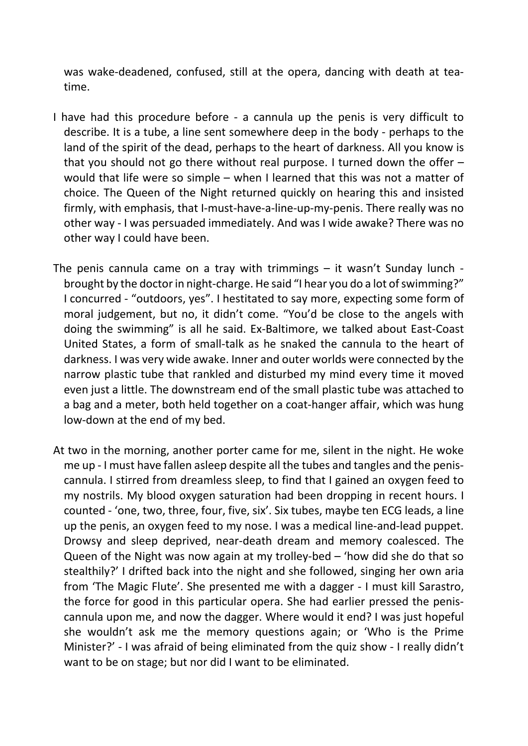was wake-deadened, confused, still at the opera, dancing with death at tea-time.

I have had this procedure before - a cannula up the penis is very difficult to describe. It is a tube, a line sent somewhere deep in the body - perhaps to the land of the spirit of the dead, perhaps to the heart of darkness. All you know is that you should not go there without real purpose. I turned down the offer – would that life were so simple – when I learned that this was not a matter of choice. The Queen of the Night returned quickly on hearing this and insisted firmly, with emphasis, that I-must-have-a-line-up-my-penis. There really was no other way - I was persuaded immediately. And was I wide awake? There was no other way I could have been.

The penis cannula came on a tray with trimmings – it wasn't Sunday lunch - brought by the doctor in night-charge. He said "I hear you do a lot of swimming?" I concurred - "outdoors, yes". I hestitated to say more, expecting some form of moral judgement, but no, it didn't come. "You'd be close to the angels with doing the swimming" is all he said. Ex-Baltimore, we talked about East-Coast United States, a form of small-talk as he snaked the cannula to the heart of darkness. I was very wide awake. Inner and outer worlds were connected by the narrow plastic tube that rankled and disturbed my mind every time it moved even just a little. The downstream end of the small plastic tube was attached to a bag and a meter, both held together on a coat-hanger affair, which was hung low-down at the end of my bed.

At two in the morning, another porter came for me, silent in the night. He woke me up - I must have fallen asleep despite all the tubes and tangles and the penis-cannula. I stirred from dreamless sleep, to find that I gained an oxygen feed to my nostrils. My blood oxygen saturation had been dropping in recent hours. I counted - 'one, two, three, four, five, six'. Six tubes, maybe ten ECG leads, a line up the penis, an oxygen feed to my nose. I was a medical line-and-lead puppet. Drowsy and sleep deprived, near-death dream and memory coalesced. The Queen of the Night was now again at my trolley-bed – 'how did she do that so stealthily?' I drifted back into the night and she followed, singing her own aria from 'The Magic Flute'. She presented me with a dagger - I must kill Sarastro, the force for good in this particular opera. She had earlier pressed the penis-cannula upon me, and now the dagger. Where would it end? I was just hopeful she wouldn't ask me the memory questions again; or 'Who is the Prime Minister?' - I was afraid of being eliminated from the quiz show - I really didn't want to be on stage; but nor did I want to be eliminated.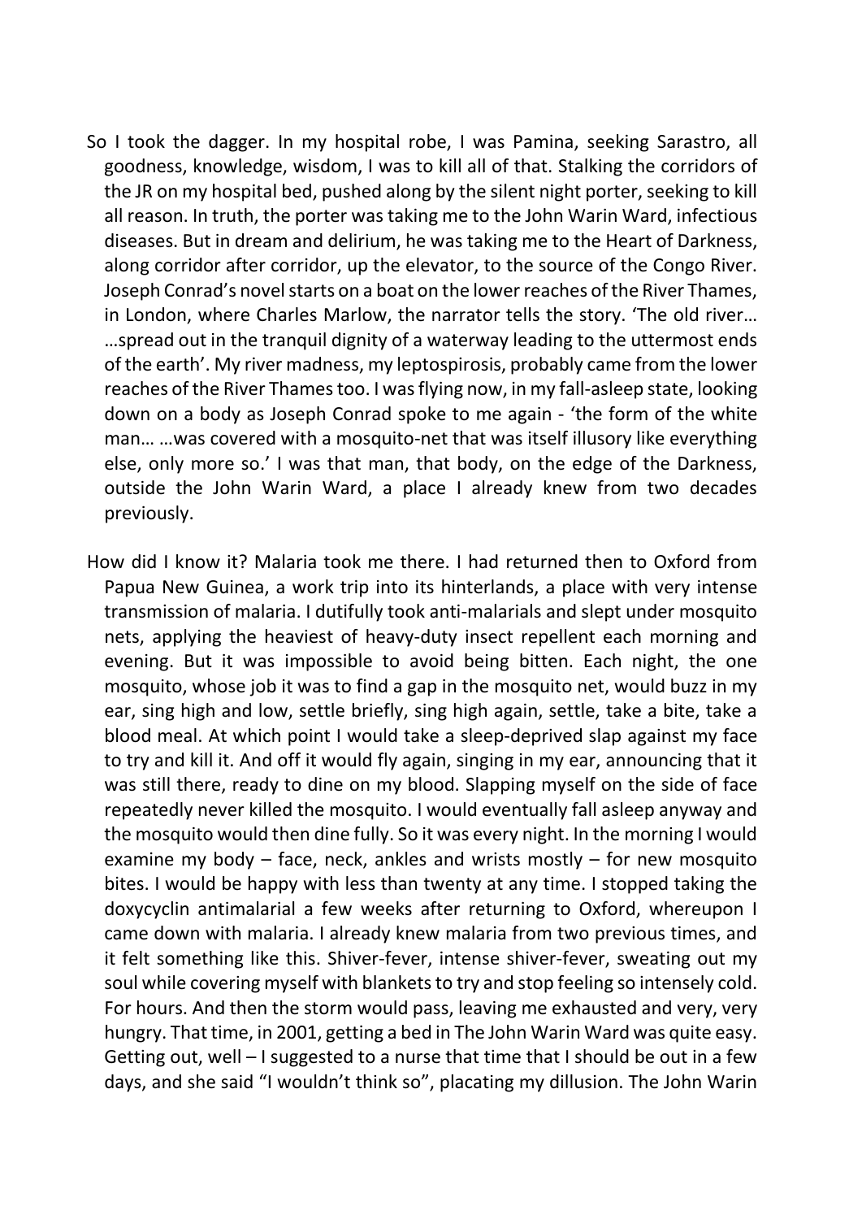So I took the dagger. In my hospital robe, I was Pamina, seeking Sarastro, all goodness, knowledge, wisdom, I was to kill all of that. Stalking the corridors of the JR on my hospital bed, pushed along by the silent night porter, seeking to kill all reason. In truth, the porter was taking me to the John Warin Ward, infectious diseases. But in dream and delirium, he was taking me to the Heart of Darkness, along corridor after corridor, up the elevator, to the source of the Congo River. Joseph Conrad's novel starts on a boat on the lower reaches of the River Thames, in London, where Charles Marlow, the narrator tells the story. 'The old river… …spread out in the tranquil dignity of a waterway leading to the uttermost ends of the earth'. My river madness, my leptospirosis, probably came from the lower reaches of the River Thames too. I was flying now, in my fall-asleep state, looking down on a body as Joseph Conrad spoke to me again - 'the form of the white man… …was covered with a mosquito-net that was itself illusory like everything else, only more so.' I was that man, that body, on the edge of the Darkness, outside the John Warin Ward, a place I already knew from two decades previously.

How did I know it? Malaria took me there. I had returned then to Oxford from Papua New Guinea, a work trip into its hinterlands, a place with very intense transmission of malaria. I dutifully took anti-malarials and slept under mosquito nets, applying the heaviest of heavy-duty insect repellent each morning and evening. But it was impossible to avoid being bitten. Each night, the one mosquito, whose job it was to find a gap in the mosquito net, would buzz in my ear, sing high and low, settle briefly, sing high again, settle, take a bite, take a blood meal. At which point I would take a sleep-deprived slap against my face to try and kill it. And off it would fly again, singing in my ear, announcing that it was still there, ready to dine on my blood. Slapping myself on the side of face repeatedly never killed the mosquito. I would eventually fall asleep anyway and the mosquito would then dine fully. So it was every night. In the morning I would examine my body – face, neck, ankles and wrists mostly – for new mosquito bites. I would be happy with less than twenty at any time. I stopped taking the doxycyclin antimalarial a few weeks after returning to Oxford, whereupon I came down with malaria. I already knew malaria from two previous times, and it felt something like this. Shiver-fever, intense shiver-fever, sweating out my soul while covering myself with blankets to try and stop feeling so intensely cold. For hours. And then the storm would pass, leaving me exhausted and very, very hungry. That time, in 2001, getting a bed in The John Warin Ward was quite easy. Getting out, well – I suggested to a nurse that time that I should be out in a few days, and she said "I wouldn't think so", placating my dillusion. The John Warin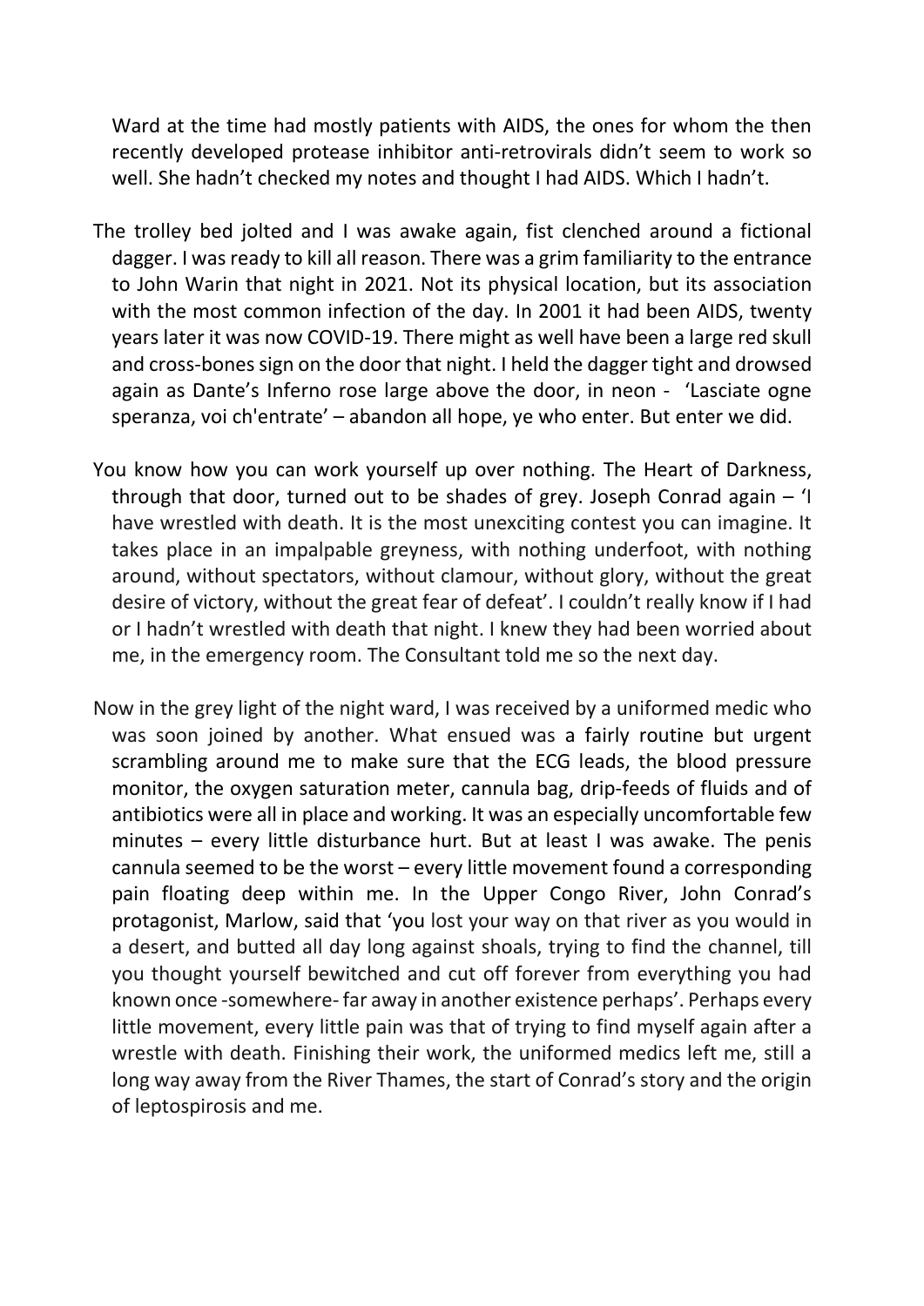Ward at the time had mostly patients with AIDS, the ones for whom the then recently developed protease inhibitor anti-retrovirals didn't seem to work so well. She hadn't checked my notes and thought I had AIDS. Which I hadn't.

The trolley bed jolted and I was awake again, fist clenched around a fictional dagger. I was ready to kill all reason. There was a grim familiarity to the entrance to John Warin that night in 2021. Not its physical location, but its association with the most common infection of the day. In 2001 it had been AIDS, twenty years later it was now COVID-19. There might as well have been a large red skull and cross-bones sign on the door that night. I held the dagger tight and drowsed again as Dante's Inferno rose large above the door, in neon - 'Lasciate ogne speranza, voi ch'entrate' – abandon all hope, ye who enter. But enter we did.

You know how you can work yourself up over nothing. The Heart of Darkness, through that door, turned out to be shades of grey. Joseph Conrad again – 'I have wrestled with death. It is the most unexciting contest you can imagine. It takes place in an impalpable greyness, with nothing underfoot, with nothing around, without spectators, without clamour, without glory, without the great desire of victory, without the great fear of defeat'. I couldn't really know if I had or I hadn't wrestled with death that night. I knew they had been worried about me, in the emergency room. The Consultant told me so the next day.

Now in the grey light of the night ward, I was received by a uniformed medic who was soon joined by another. What ensued was a fairly routine but urgent scrambling around me to make sure that the ECG leads, the blood pressure monitor, the oxygen saturation meter, cannula bag, drip-feeds of fluids and of antibiotics were all in place and working. It was an especially uncomfortable few minutes – every little disturbance hurt. But at least I was awake. The penis cannula seemed to be the worst – every little movement found a corresponding pain floating deep within me. In the Upper Congo River, John Conrad's protagonist, Marlow, said that 'you lost your way on that river as you would in a desert, and butted all day long against shoals, trying to find the channel, till you thought yourself bewitched and cut off forever from everything you had known once -somewhere- far away in another existence perhaps'. Perhaps every little movement, every little pain was that of trying to find myself again after a wrestle with death. Finishing their work, the uniformed medics left me, still a long way away from the River Thames, the start of Conrad's story and the origin of leptospirosis and me.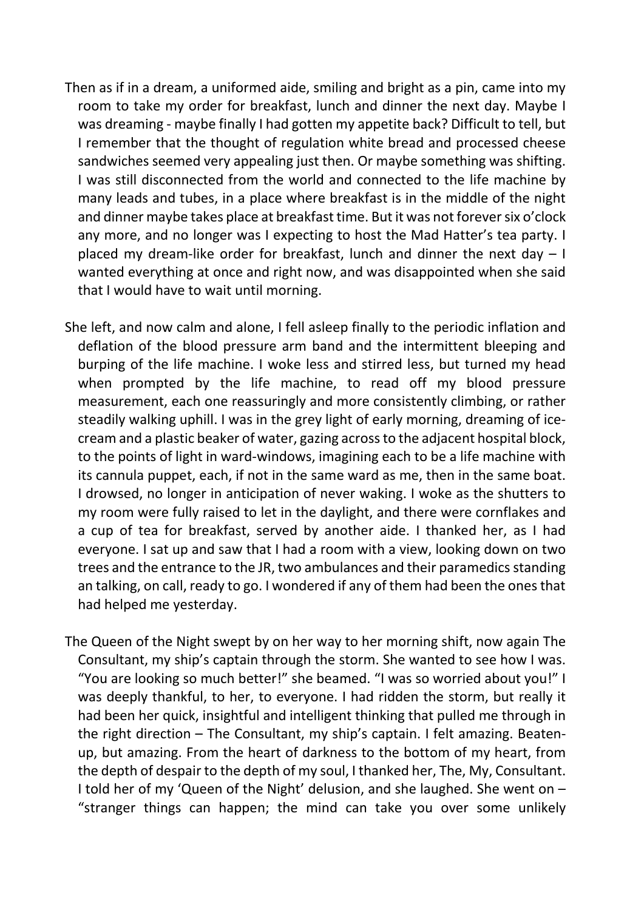Then as if in a dream, a uniformed aide, smiling and bright as a pin, came into my room to take my order for breakfast, lunch and dinner the next day. Maybe I was dreaming - maybe finally I had gotten my appetite back? Difficult to tell, but I remember that the thought of regulation white bread and processed cheese sandwiches seemed very appealing just then. Or maybe something was shifting. I was still disconnected from the world and connected to the life machine by many leads and tubes, in a place where breakfast is in the middle of the night and dinner maybe takes place at breakfast time. But it was not forever six o'clock any more, and no longer was I expecting to host the Mad Hatter's tea party. I placed my dream-like order for breakfast, lunch and dinner the next day – I wanted everything at once and right now, and was disappointed when she said that I would have to wait until morning.

She left, and now calm and alone, I fell asleep finally to the periodic inflation and deflation of the blood pressure arm band and the intermittent bleeping and burping of the life machine. I woke less and stirred less, but turned my head when prompted by the life machine, to read off my blood pressure measurement, each one reassuringly and more consistently climbing, or rather steadily walking uphill. I was in the grey light of early morning, dreaming of ice-cream and a plastic beaker of water, gazing across to the adjacent hospital block, to the points of light in ward-windows, imagining each to be a life machine with its cannula puppet, each, if not in the same ward as me, then in the same boat. I drowsed, no longer in anticipation of never waking. I woke as the shutters to my room were fully raised to let in the daylight, and there were cornflakes and a cup of tea for breakfast, served by another aide. I thanked her, as I had everyone. I sat up and saw that I had a room with a view, looking down on two trees and the entrance to the JR, two ambulances and their paramedics standing an talking, on call, ready to go. I wondered if any of them had been the ones that had helped me yesterday.

The Queen of the Night swept by on her way to her morning shift, now again The Consultant, my ship's captain through the storm. She wanted to see how I was. "You are looking so much better!" she beamed. "I was so worried about you!" I was deeply thankful, to her, to everyone. I had ridden the storm, but really it had been her quick, insightful and intelligent thinking that pulled me through in the right direction – The Consultant, my ship's captain. I felt amazing. Beaten-up, but amazing. From the heart of darkness to the bottom of my heart, from the depth of despair to the depth of my soul, I thanked her, The, My, Consultant. I told her of my 'Queen of the Night' delusion, and she laughed. She went on – "stranger things can happen; the mind can take you over some unlikely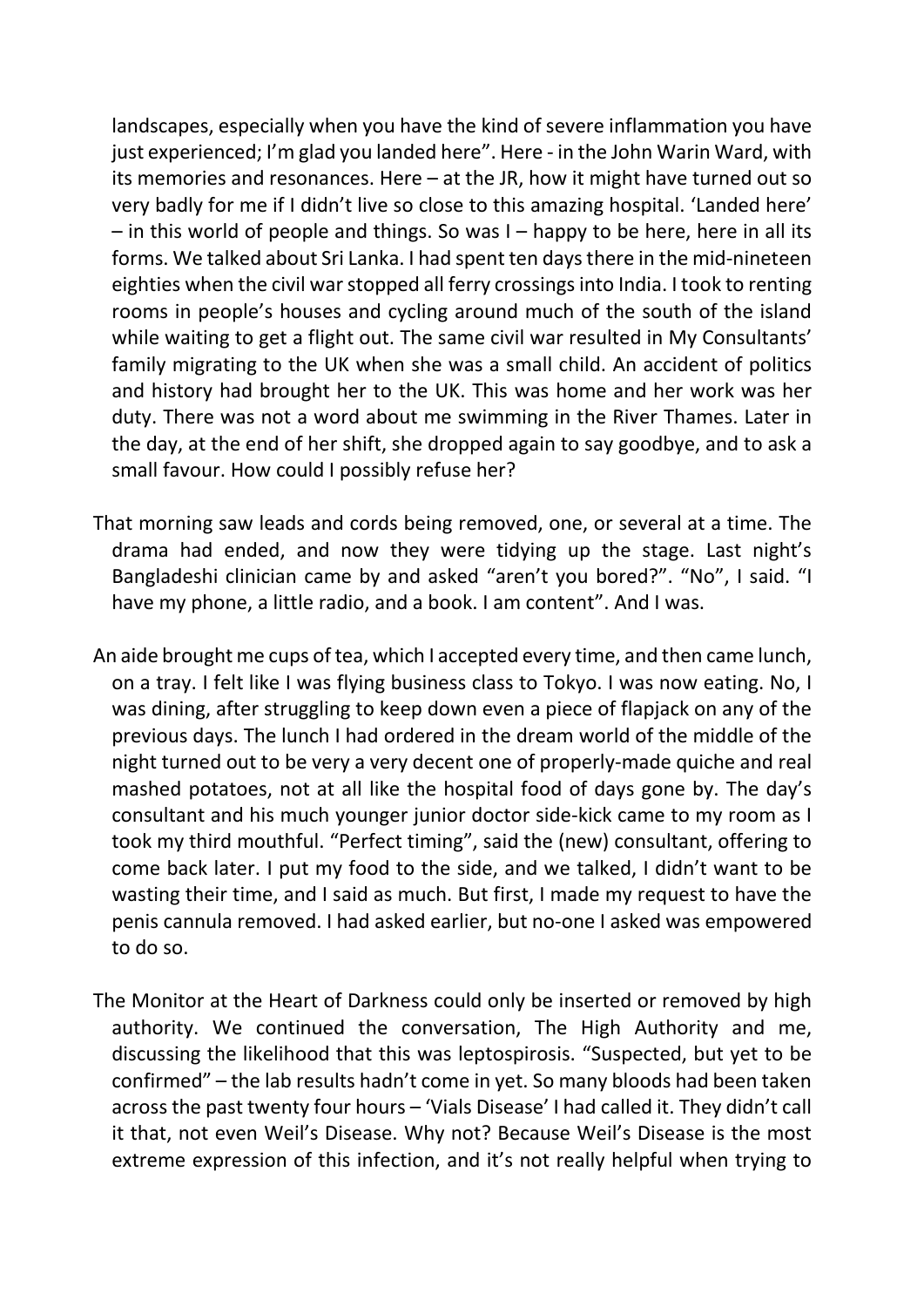landscapes, especially when you have the kind of severe inflammation you have just experienced; I'm glad you landed here". Here - in the John Warin Ward, with its memories and resonances. Here – at the JR, how it might have turned out so very badly for me if I didn't live so close to this amazing hospital. 'Landed here' – in this world of people and things. So was I – happy to be here, here in all its forms. We talked about Sri Lanka. I had spent ten days there in the mid-nineteen eighties when the civil war stopped all ferry crossings into India. I took to renting rooms in people's houses and cycling around much of the south of the island while waiting to get a flight out. The same civil war resulted in My Consultants' family migrating to the UK when she was a small child. An accident of politics and history had brought her to the UK. This was home and her work was her duty. There was not a word about me swimming in the River Thames. Later in the day, at the end of her shift, she dropped again to say goodbye, and to ask a small favour. How could I possibly refuse her?

That morning saw leads and cords being removed, one, or several at a time. The drama had ended, and now they were tidying up the stage. Last night's Bangladeshi clinician came by and asked "aren't you bored?". "No", I said. "I have my phone, a little radio, and a book. I am content". And I was.

An aide brought me cups of tea, which I accepted every time, and then came lunch, on a tray. I felt like I was flying business class to Tokyo. I was now eating. No, I was dining, after struggling to keep down even a piece of flapjack on any of the previous days. The lunch I had ordered in the dream world of the middle of the night turned out to be very a very decent one of properly-made quiche and real mashed potatoes, not at all like the hospital food of days gone by. The day's consultant and his much younger junior doctor side-kick came to my room as I took my third mouthful. "Perfect timing", said the (new) consultant, offering to come back later. I put my food to the side, and we talked, I didn't want to be wasting their time, and I said as much. But first, I made my request to have the penis cannula removed. I had asked earlier, but no-one I asked was empowered to do so.

The Monitor at the Heart of Darkness could only be inserted or removed by high authority. We continued the conversation, The High Authority and me, discussing the likelihood that this was leptospirosis. "Suspected, but yet to be confirmed" – the lab results hadn't come in yet. So many bloods had been taken across the past twenty four hours – 'Vials Disease' I had called it. They didn't call it that, not even Weil's Disease. Why not? Because Weil's Disease is the most extreme expression of this infection, and it's not really helpful when trying to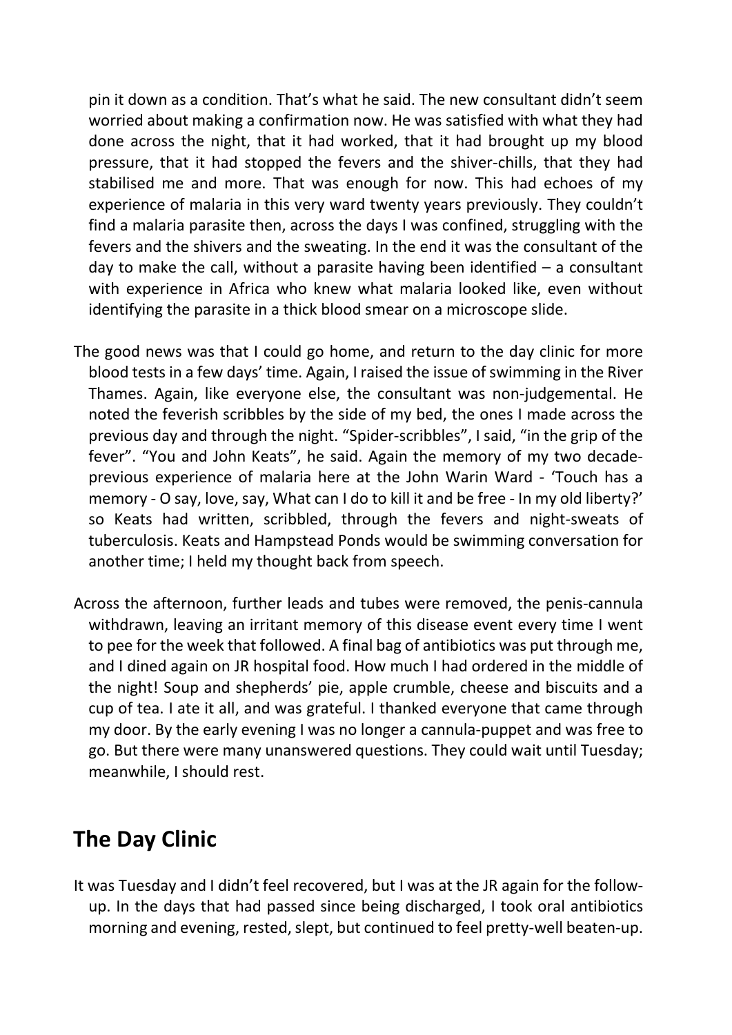pin it down as a condition. That's what he said. The new consultant didn't seem worried about making a confirmation now. He was satisfied with what they had done across the night, that it had worked, that it had brought up my blood pressure, that it had stopped the fevers and the shiver-chills, that they had stabilised me and more. That was enough for now. This had echoes of my experience of malaria in this very ward twenty years previously. They couldn't find a malaria parasite then, across the days I was confined, struggling with the fevers and the shivers and the sweating. In the end it was the consultant of the day to make the call, without a parasite having been identified – a consultant with experience in Africa who knew what malaria looked like, even without identifying the parasite in a thick blood smear on a microscope slide.

The good news was that I could go home, and return to the day clinic for more blood tests in a few days' time. Again, I raised the issue of swimming in the River Thames. Again, like everyone else, the consultant was non-judgemental. He noted the feverish scribbles by the side of my bed, the ones I made across the previous day and through the night. "Spider-scribbles", I said, "in the grip of the fever". "You and John Keats", he said. Again the memory of my two decade-previous experience of malaria here at the John Warin Ward - 'Touch has a memory - O say, love, say, What can I do to kill it and be free - In my old liberty?' so Keats had written, scribbled, through the fevers and night-sweats of tuberculosis. Keats and Hampstead Ponds would be swimming conversation for another time; I held my thought back from speech.

Across the afternoon, further leads and tubes were removed, the penis-cannula withdrawn, leaving an irritant memory of this disease event every time I went to pee for the week that followed. A final bag of antibiotics was put through me, and I dined again on JR hospital food. How much I had ordered in the middle of the night! Soup and shepherds' pie, apple crumble, cheese and biscuits and a cup of tea. I ate it all, and was grateful. I thanked everyone that came through my door. By the early evening I was no longer a cannula-puppet and was free to go. But there were many unanswered questions. They could wait until Tuesday; meanwhile, I should rest.

## The Day Clinic

It was Tuesday and I didn't feel recovered, but I was at the JR again for the follow-up. In the days that had passed since being discharged, I took oral antibiotics morning and evening, rested, slept, but continued to feel pretty-well beaten-up.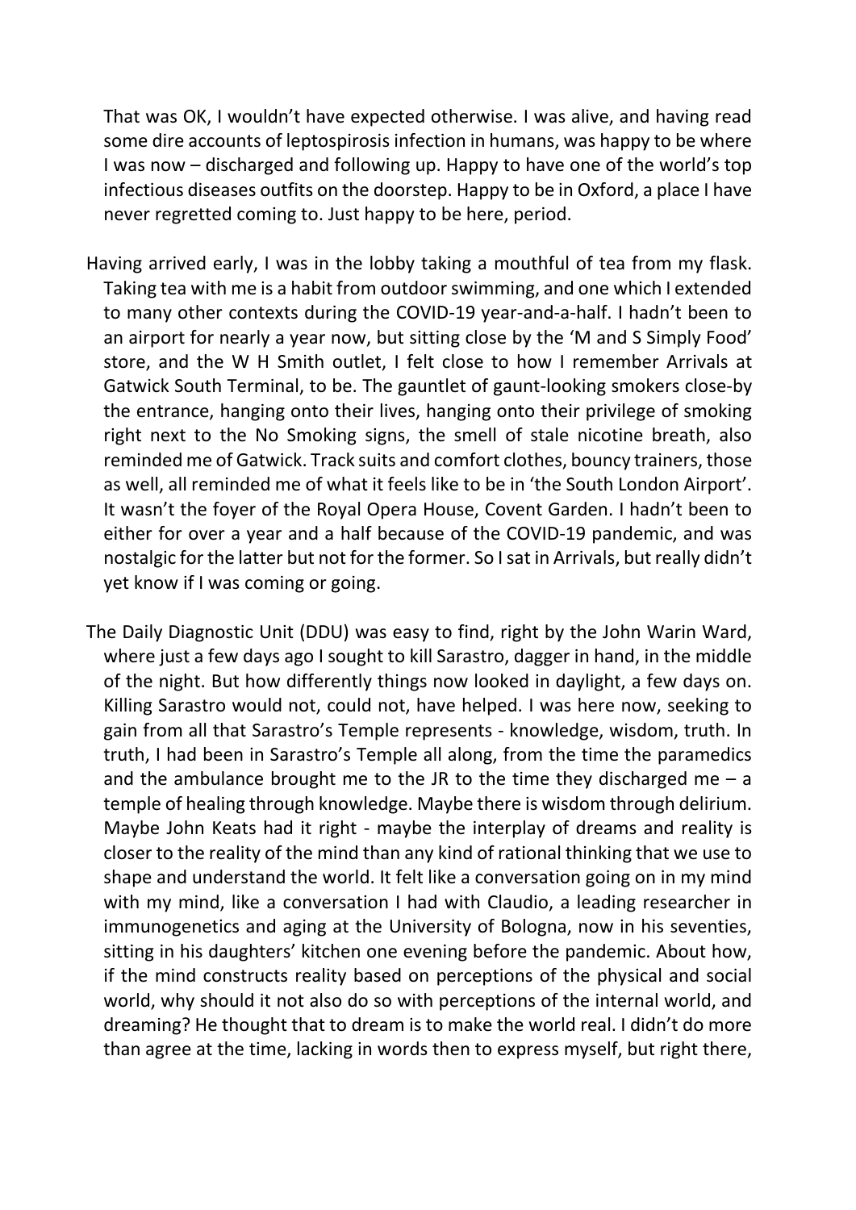That was OK, I wouldn't have expected otherwise. I was alive, and having read some dire accounts of leptospirosis infection in humans, was happy to be where I was now – discharged and following up. Happy to have one of the world's top infectious diseases outfits on the doorstep. Happy to be in Oxford, a place I have never regretted coming to. Just happy to be here, period.

Having arrived early, I was in the lobby taking a mouthful of tea from my flask. Taking tea with me is a habit from outdoor swimming, and one which I extended to many other contexts during the COVID-19 year-and-a-half. I hadn't been to an airport for nearly a year now, but sitting close by the 'M and S Simply Food' store, and the W H Smith outlet, I felt close to how I remember Arrivals at Gatwick South Terminal, to be. The gauntlet of gaunt-looking smokers close-by the entrance, hanging onto their lives, hanging onto their privilege of smoking right next to the No Smoking signs, the smell of stale nicotine breath, also reminded me of Gatwick. Track suits and comfort clothes, bouncy trainers, those as well, all reminded me of what it feels like to be in 'the South London Airport'. It wasn't the foyer of the Royal Opera House, Covent Garden. I hadn't been to either for over a year and a half because of the COVID-19 pandemic, and was nostalgic for the latter but not for the former. So I sat in Arrivals, but really didn't yet know if I was coming or going.

The Daily Diagnostic Unit (DDU) was easy to find, right by the John Warin Ward, where just a few days ago I sought to kill Sarastro, dagger in hand, in the middle of the night. But how differently things now looked in daylight, a few days on. Killing Sarastro would not, could not, have helped. I was here now, seeking to gain from all that Sarastro's Temple represents - knowledge, wisdom, truth. In truth, I had been in Sarastro's Temple all along, from the time the paramedics and the ambulance brought me to the JR to the time they discharged me – a temple of healing through knowledge. Maybe there is wisdom through delirium. Maybe John Keats had it right - maybe the interplay of dreams and reality is closer to the reality of the mind than any kind of rational thinking that we use to shape and understand the world. It felt like a conversation going on in my mind with my mind, like a conversation I had with Claudio, a leading researcher in immunogenetics and aging at the University of Bologna, now in his seventies, sitting in his daughters' kitchen one evening before the pandemic. About how, if the mind constructs reality based on perceptions of the physical and social world, why should it not also do so with perceptions of the internal world, and dreaming? He thought that to dream is to make the world real. I didn't do more than agree at the time, lacking in words then to express myself, but right there,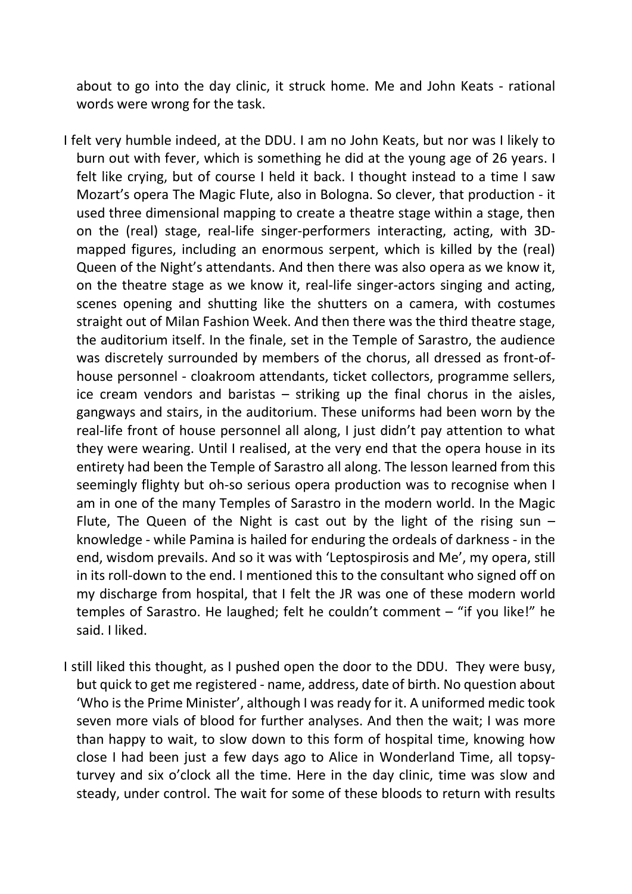about to go into the day clinic, it struck home. Me and John Keats - rational words were wrong for the task.

I felt very humble indeed, at the DDU. I am no John Keats, but nor was I likely to burn out with fever, which is something he did at the young age of 26 years. I felt like crying, but of course I held it back. I thought instead to a time I saw Mozart's opera The Magic Flute, also in Bologna. So clever, that production - it used three dimensional mapping to create a theatre stage within a stage, then on the (real) stage, real-life singer-performers interacting, acting, with 3D-mapped figures, including an enormous serpent, which is killed by the (real) Queen of the Night's attendants. And then there was also opera as we know it, on the theatre stage as we know it, real-life singer-actors singing and acting, scenes opening and shutting like the shutters on a camera, with costumes straight out of Milan Fashion Week. And then there was the third theatre stage, the auditorium itself. In the finale, set in the Temple of Sarastro, the audience was discretely surrounded by members of the chorus, all dressed as front-of-house personnel - cloakroom attendants, ticket collectors, programme sellers, ice cream vendors and baristas – striking up the final chorus in the aisles, gangways and stairs, in the auditorium. These uniforms had been worn by the real-life front of house personnel all along, I just didn't pay attention to what they were wearing. Until I realised, at the very end that the opera house in its entirety had been the Temple of Sarastro all along. The lesson learned from this seemingly flighty but oh-so serious opera production was to recognise when I am in one of the many Temples of Sarastro in the modern world. In the Magic Flute, The Queen of the Night is cast out by the light of the rising sun – knowledge - while Pamina is hailed for enduring the ordeals of darkness - in the end, wisdom prevails. And so it was with 'Leptospirosis and Me', my opera, still in its roll-down to the end. I mentioned this to the consultant who signed off on my discharge from hospital, that I felt the JR was one of these modern world temples of Sarastro. He laughed; felt he couldn't comment – "if you like!" he said. I liked.

I still liked this thought, as I pushed open the door to the DDU. They were busy, but quick to get me registered - name, address, date of birth. No question about 'Who is the Prime Minister', although I was ready for it. A uniformed medic took seven more vials of blood for further analyses. And then the wait; I was more than happy to wait, to slow down to this form of hospital time, knowing how close I had been just a few days ago to Alice in Wonderland Time, all topsy-turvey and six o'clock all the time. Here in the day clinic, time was slow and steady, under control. The wait for some of these bloods to return with results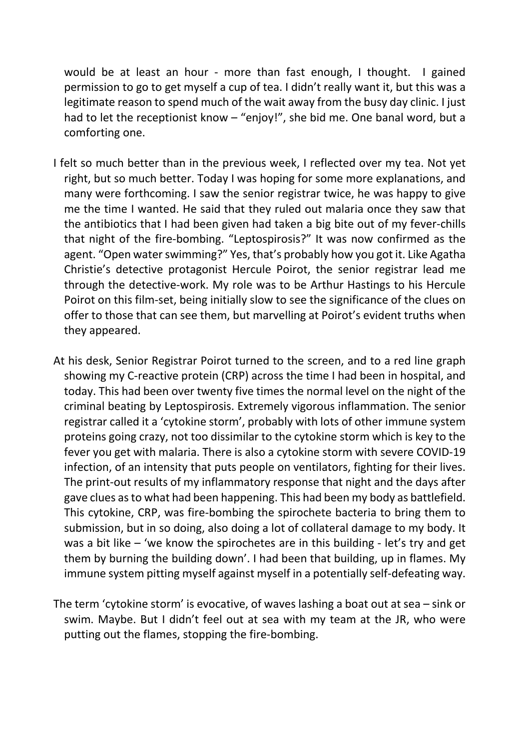would be at least an hour - more than fast enough, I thought. I gained permission to go to get myself a cup of tea. I didn't really want it, but this was a legitimate reason to spend much of the wait away from the busy day clinic. I just had to let the receptionist know – "enjoy!", she bid me. One banal word, but a comforting one.

I felt so much better than in the previous week, I reflected over my tea. Not yet right, but so much better. Today I was hoping for some more explanations, and many were forthcoming. I saw the senior registrar twice, he was happy to give me the time I wanted. He said that they ruled out malaria once they saw that the antibiotics that I had been given had taken a big bite out of my fever-chills that night of the fire-bombing. "Leptospirosis?" It was now confirmed as the agent. "Open water swimming?" Yes, that's probably how you got it. Like Agatha Christie's detective protagonist Hercule Poirot, the senior registrar lead me through the detective-work. My role was to be Arthur Hastings to his Hercule Poirot on this film-set, being initially slow to see the significance of the clues on offer to those that can see them, but marvelling at Poirot's evident truths when they appeared.

At his desk, Senior Registrar Poirot turned to the screen, and to a red line graph showing my C-reactive protein (CRP) across the time I had been in hospital, and today. This had been over twenty five times the normal level on the night of the criminal beating by Leptospirosis. Extremely vigorous inflammation. The senior registrar called it a 'cytokine storm', probably with lots of other immune system proteins going crazy, not too dissimilar to the cytokine storm which is key to the fever you get with malaria. There is also a cytokine storm with severe COVID-19 infection, of an intensity that puts people on ventilators, fighting for their lives. The print-out results of my inflammatory response that night and the days after gave clues as to what had been happening. This had been my body as battlefield. This cytokine, CRP, was fire-bombing the spirochete bacteria to bring them to submission, but in so doing, also doing a lot of collateral damage to my body. It was a bit like – 'we know the spirochetes are in this building - let's try and get them by burning the building down'. I had been that building, up in flames. My immune system pitting myself against myself in a potentially self-defeating way.

The term 'cytokine storm' is evocative, of waves lashing a boat out at sea – sink or swim. Maybe. But I didn't feel out at sea with my team at the JR, who were putting out the flames, stopping the fire-bombing.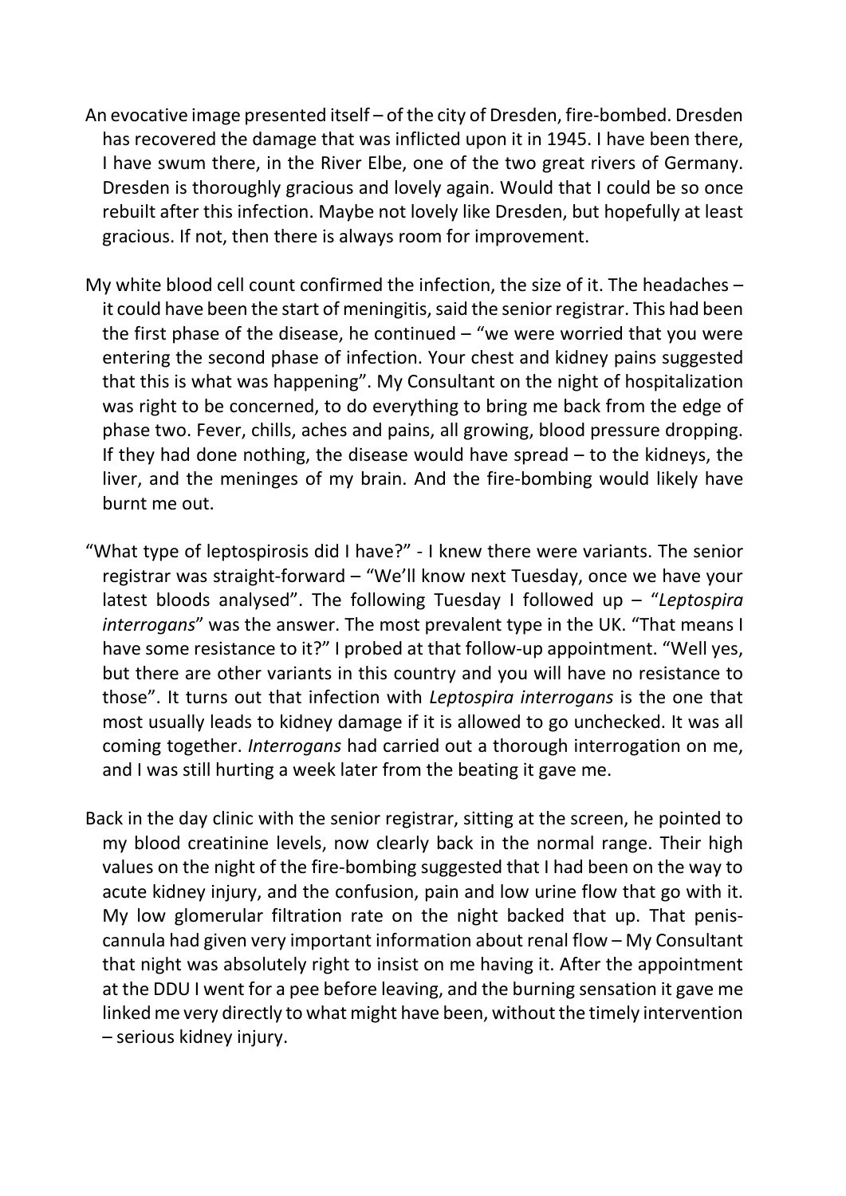An evocative image presented itself – of the city of Dresden, fire-bombed. Dresden has recovered the damage that was inflicted upon it in 1945. I have been there, I have swum there, in the River Elbe, one of the two great rivers of Germany. Dresden is thoroughly gracious and lovely again. Would that I could be so once rebuilt after this infection. Maybe not lovely like Dresden, but hopefully at least gracious. If not, then there is always room for improvement.

My white blood cell count confirmed the infection, the size of it. The headaches – it could have been the start of meningitis, said the senior registrar. This had been the first phase of the disease, he continued – "we were worried that you were entering the second phase of infection. Your chest and kidney pains suggested that this is what was happening". My Consultant on the night of hospitalization was right to be concerned, to do everything to bring me back from the edge of phase two. Fever, chills, aches and pains, all growing, blood pressure dropping. If they had done nothing, the disease would have spread – to the kidneys, the liver, and the meninges of my brain. And the fire-bombing would likely have burnt me out.

"What type of leptospirosis did I have?" - I knew there were variants. The senior registrar was straight-forward – "We'll know next Tuesday, once we have your latest bloods analysed". The following Tuesday I followed up – "*Leptospira interrogans*" was the answer. The most prevalent type in the UK. "That means I have some resistance to it?" I probed at that follow-up appointment. "Well yes, but there are other variants in this country and you will have no resistance to those". It turns out that infection with *Leptospira interrogans* is the one that most usually leads to kidney damage if it is allowed to go unchecked. It was all coming together. *Interrogans* had carried out a thorough interrogation on me, and I was still hurting a week later from the beating it gave me.

Back in the day clinic with the senior registrar, sitting at the screen, he pointed to my blood creatinine levels, now clearly back in the normal range. Their high values on the night of the fire-bombing suggested that I had been on the way to acute kidney injury, and the confusion, pain and low urine flow that go with it. My low glomerular filtration rate on the night backed that up. That penis-cannula had given very important information about renal flow – My Consultant that night was absolutely right to insist on me having it. After the appointment at the DDU I went for a pee before leaving, and the burning sensation it gave me linked me very directly to what might have been, without the timely intervention – serious kidney injury.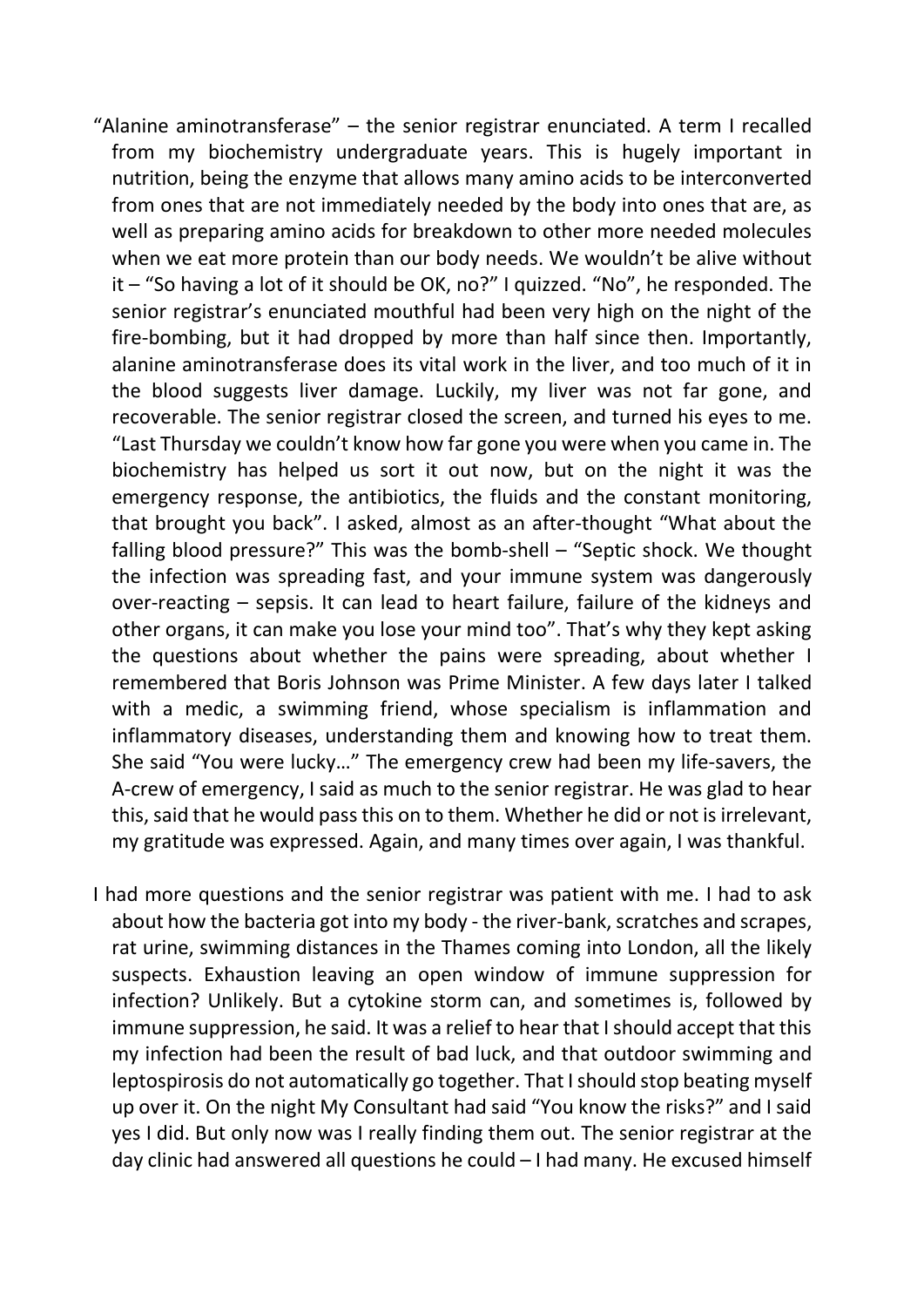"Alanine aminotransferase" – the senior registrar enunciated. A term I recalled from my biochemistry undergraduate years. This is hugely important in nutrition, being the enzyme that allows many amino acids to be interconverted from ones that are not immediately needed by the body into ones that are, as well as preparing amino acids for breakdown to other more needed molecules when we eat more protein than our body needs. We wouldn't be alive without it – "So having a lot of it should be OK, no?" I quizzed. "No", he responded. The senior registrar's enunciated mouthful had been very high on the night of the fire-bombing, but it had dropped by more than half since then. Importantly, alanine aminotransferase does its vital work in the liver, and too much of it in the blood suggests liver damage. Luckily, my liver was not far gone, and recoverable. The senior registrar closed the screen, and turned his eyes to me. "Last Thursday we couldn't know how far gone you were when you came in. The biochemistry has helped us sort it out now, but on the night it was the emergency response, the antibiotics, the fluids and the constant monitoring, that brought you back". I asked, almost as an after-thought "What about the falling blood pressure?" This was the bomb-shell – "Septic shock. We thought the infection was spreading fast, and your immune system was dangerously over-reacting – sepsis. It can lead to heart failure, failure of the kidneys and other organs, it can make you lose your mind too". That's why they kept asking the questions about whether the pains were spreading, about whether I remembered that Boris Johnson was Prime Minister. A few days later I talked with a medic, a swimming friend, whose specialism is inflammation and inflammatory diseases, understanding them and knowing how to treat them. She said "You were lucky…" The emergency crew had been my life-savers, the A-crew of emergency, I said as much to the senior registrar. He was glad to hear this, said that he would pass this on to them. Whether he did or not is irrelevant, my gratitude was expressed. Again, and many times over again, I was thankful.

I had more questions and the senior registrar was patient with me. I had to ask about how the bacteria got into my body - the river-bank, scratches and scrapes, rat urine, swimming distances in the Thames coming into London, all the likely suspects. Exhaustion leaving an open window of immune suppression for infection? Unlikely. But a cytokine storm can, and sometimes is, followed by immune suppression, he said. It was a relief to hear that I should accept that this my infection had been the result of bad luck, and that outdoor swimming and leptospirosis do not automatically go together. That I should stop beating myself up over it. On the night My Consultant had said "You know the risks?" and I said yes I did. But only now was I really finding them out. The senior registrar at the day clinic had answered all questions he could – I had many. He excused himself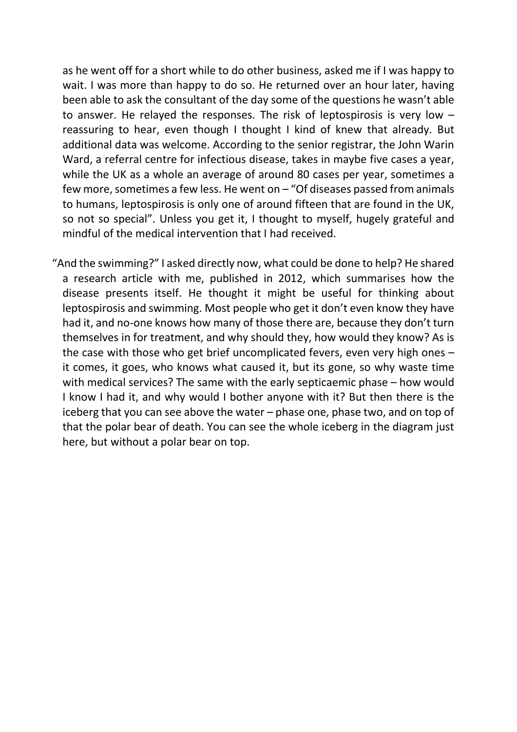as he went off for a short while to do other business, asked me if I was happy to wait. I was more than happy to do so. He returned over an hour later, having been able to ask the consultant of the day some of the questions he wasn't able to answer. He relayed the responses. The risk of leptospirosis is very low – reassuring to hear, even though I thought I kind of knew that already. But additional data was welcome. According to the senior registrar, the John Warin Ward, a referral centre for infectious disease, takes in maybe five cases a year, while the UK as a whole an average of around 80 cases per year, sometimes a few more, sometimes a few less. He went on – "Of diseases passed from animals to humans, leptospirosis is only one of around fifteen that are found in the UK, so not so special". Unless you get it, I thought to myself, hugely grateful and mindful of the medical intervention that I had received.

"And the swimming?" I asked directly now, what could be done to help? He shared a research article with me, published in 2012, which summarises how the disease presents itself. He thought it might be useful for thinking about leptospirosis and swimming. Most people who get it don't even know they have had it, and no-one knows how many of those there are, because they don't turn themselves in for treatment, and why should they, how would they know? As is the case with those who get brief uncomplicated fevers, even very high ones – it comes, it goes, who knows what caused it, but its gone, so why waste time with medical services? The same with the early septicaemic phase – how would I know I had it, and why would I bother anyone with it? But then there is the iceberg that you can see above the water – phase one, phase two, and on top of that the polar bear of death. You can see the whole iceberg in the diagram just here, but without a polar bear on top.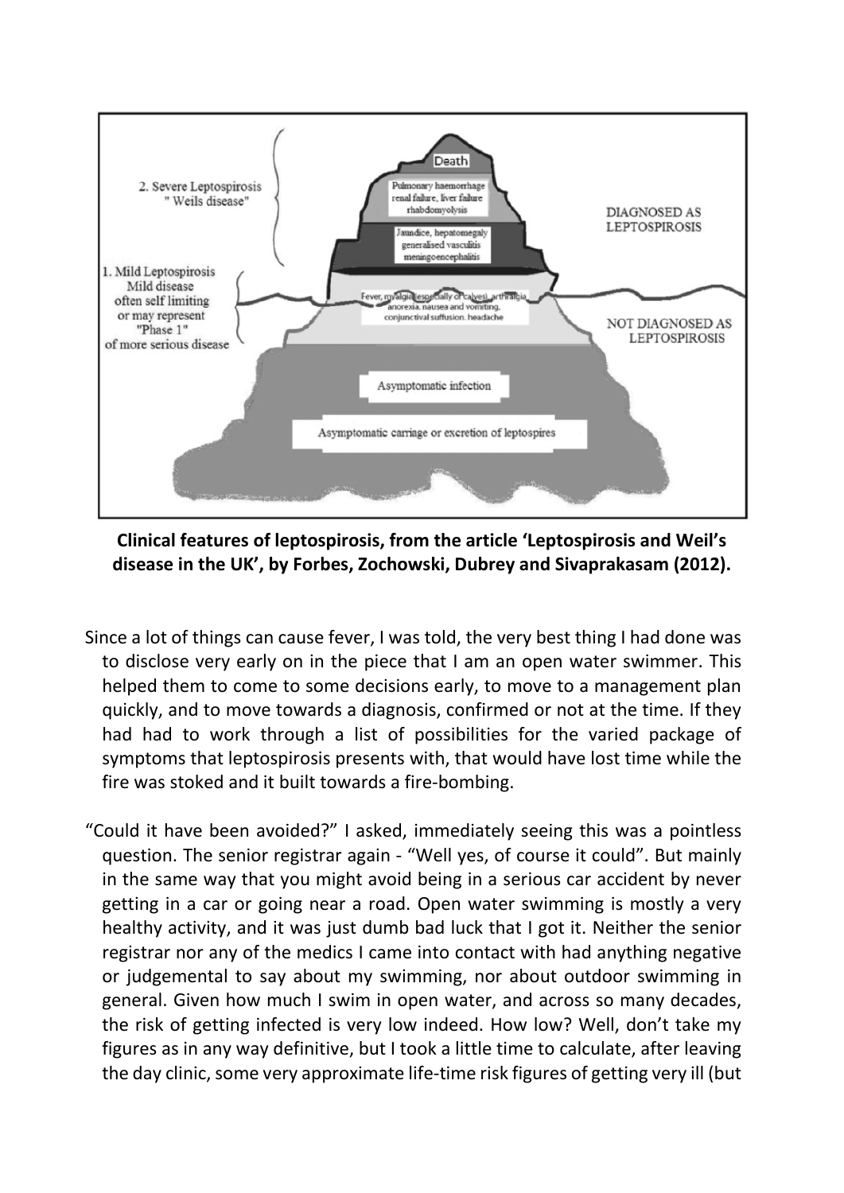**Clinical features of leptospirosis, from the article 'Leptospirosis and Weil's disease in the UK', by Forbes, Zochowski, Dubrey and Sivaprakasam (2012).**

Since a lot of things can cause fever, I was told, the very best thing I had done was to disclose very early on in the piece that I am an open water swimmer. This helped them to come to some decisions early, to move to a management plan quickly, and to move towards a diagnosis, confirmed or not at the time. If they had had to work through a list of possibilities for the varied package of symptoms that leptospirosis presents with, that would have lost time while the fire was stoked and it built towards a fire-bombing.

"Could it have been avoided?" I asked, immediately seeing this was a pointless question. The senior registrar again - "Well yes, of course it could". But mainly in the same way that you might avoid being in a serious car accident by never getting in a car or going near a road. Open water swimming is mostly a very healthy activity, and it was just dumb bad luck that I got it. Neither the senior registrar nor any of the medics I came into contact with had anything negative or judgemental to say about my swimming, nor about outdoor swimming in general. Given how much I swim in open water, and across so many decades, the risk of getting infected is very low indeed. How low? Well, don't take my figures as in any way definitive, but I took a little time to calculate, after leaving the day clinic, some very approximate life-time risk figures of getting very ill (but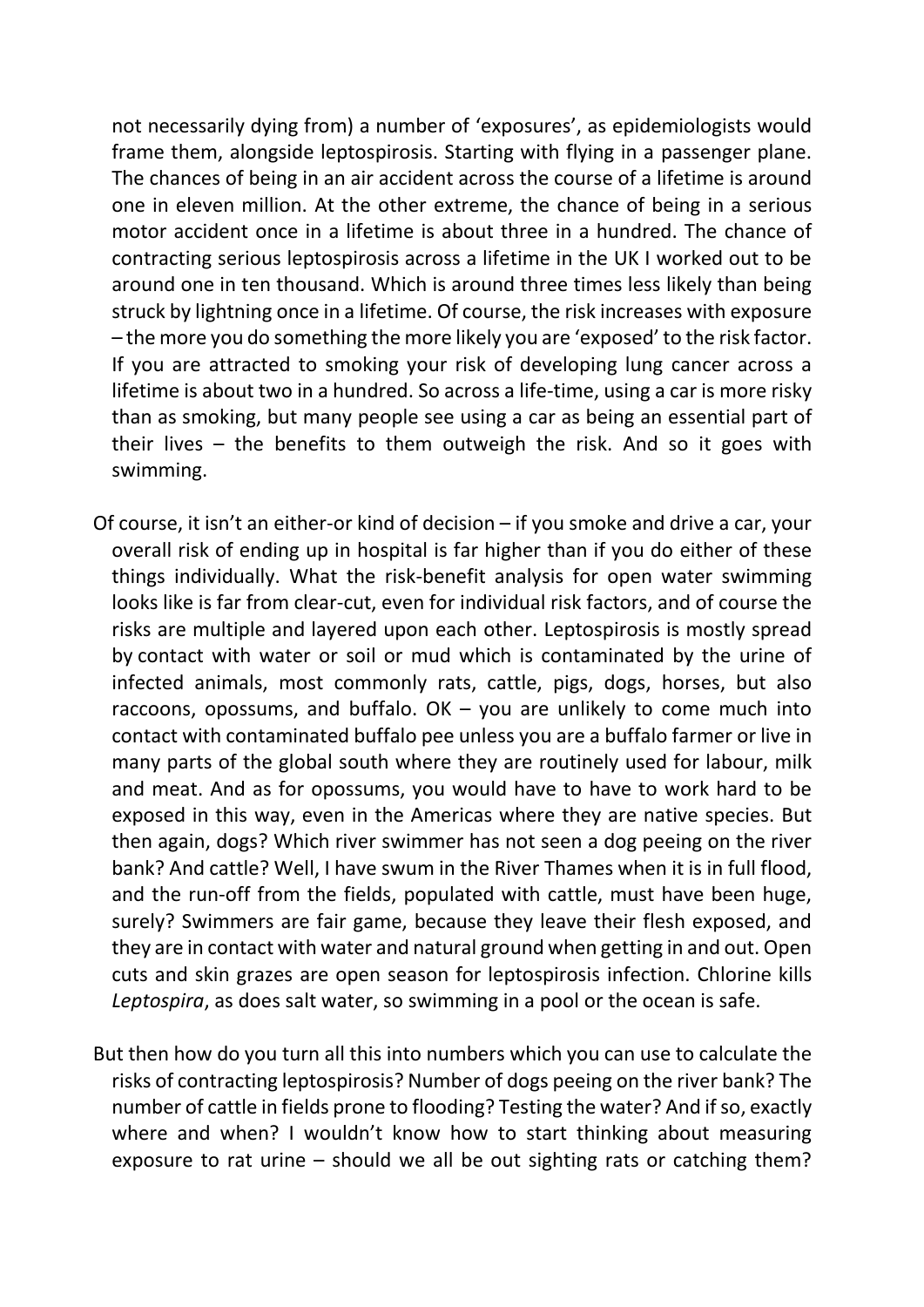not necessarily dying from) a number of 'exposures', as epidemiologists would frame them, alongside leptospirosis. Starting with flying in a passenger plane. The chances of being in an air accident across the course of a lifetime is around one in eleven million. At the other extreme, the chance of being in a serious motor accident once in a lifetime is about three in a hundred. The chance of contracting serious leptospirosis across a lifetime in the UK I worked out to be around one in ten thousand. Which is around three times less likely than being struck by lightning once in a lifetime. Of course, the risk increases with exposure – the more you do something the more likely you are 'exposed' to the risk factor. If you are attracted to smoking your risk of developing lung cancer across a lifetime is about two in a hundred. So across a life-time, using a car is more risky than as smoking, but many people see using a car as being an essential part of their lives – the benefits to them outweigh the risk. And so it goes with swimming.

Of course, it isn't an either-or kind of decision – if you smoke and drive a car, your overall risk of ending up in hospital is far higher than if you do either of these things individually. What the risk-benefit analysis for open water swimming looks like is far from clear-cut, even for individual risk factors, and of course the risks are multiple and layered upon each other. Leptospirosis is mostly spread by contact with water or soil or mud which is contaminated by the urine of infected animals, most commonly rats, cattle, pigs, dogs, horses, but also raccoons, opossums, and buffalo. OK – you are unlikely to come much into contact with contaminated buffalo pee unless you are a buffalo farmer or live in many parts of the global south where they are routinely used for labour, milk and meat. And as for opossums, you would have to have to work hard to be exposed in this way, even in the Americas where they are native species. But then again, dogs? Which river swimmer has not seen a dog peeing on the river bank? And cattle? Well, I have swum in the River Thames when it is in full flood, and the run-off from the fields, populated with cattle, must have been huge, surely? Swimmers are fair game, because they leave their flesh exposed, and they are in contact with water and natural ground when getting in and out. Open cuts and skin grazes are open season for leptospirosis infection. Chlorine kills *Leptospira*, as does salt water, so swimming in a pool or the ocean is safe.

But then how do you turn all this into numbers which you can use to calculate the risks of contracting leptospirosis? Number of dogs peeing on the river bank? The number of cattle in fields prone to flooding? Testing the water? And if so, exactly where and when? I wouldn't know how to start thinking about measuring exposure to rat urine – should we all be out sighting rats or catching them?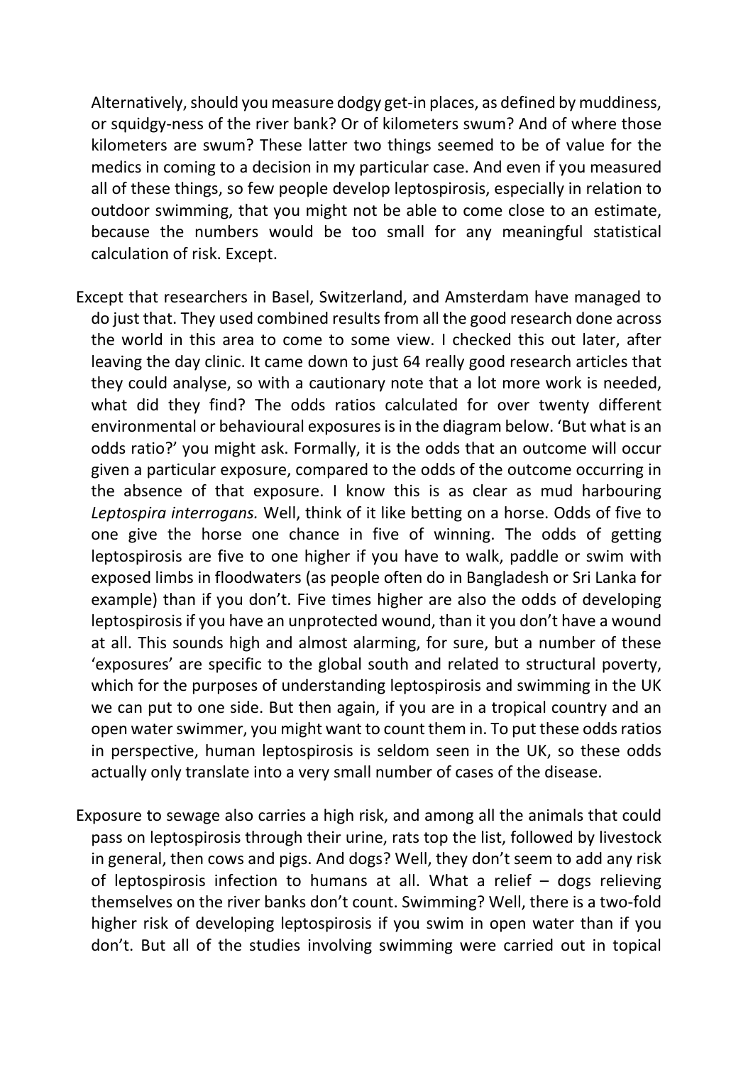Alternatively, should you measure dodgy get-in places, as defined by muddiness, or squidgy-ness of the river bank? Or of kilometers swum? And of where those kilometers are swum? These latter two things seemed to be of value for the medics in coming to a decision in my particular case. And even if you measured all of these things, so few people develop leptospirosis, especially in relation to outdoor swimming, that you might not be able to come close to an estimate, because the numbers would be too small for any meaningful statistical calculation of risk. Except.

Except that researchers in Basel, Switzerland, and Amsterdam have managed to do just that. They used combined results from all the good research done across the world in this area to come to some view. I checked this out later, after leaving the day clinic. It came down to just 64 really good research articles that they could analyse, so with a cautionary note that a lot more work is needed, what did they find? The odds ratios calculated for over twenty different environmental or behavioural exposures is in the diagram below. 'But what is an odds ratio?' you might ask. Formally, it is the odds that an outcome will occur given a particular exposure, compared to the odds of the outcome occurring in the absence of that exposure. I know this is as clear as mud harbouring *Leptospira interrogans.* Well, think of it like betting on a horse. Odds of five to one give the horse one chance in five of winning. The odds of getting leptospirosis are five to one higher if you have to walk, paddle or swim with exposed limbs in floodwaters (as people often do in Bangladesh or Sri Lanka for example) than if you don't. Five times higher are also the odds of developing leptospirosis if you have an unprotected wound, than it you don't have a wound at all. This sounds high and almost alarming, for sure, but a number of these 'exposures' are specific to the global south and related to structural poverty, which for the purposes of understanding leptospirosis and swimming in the UK we can put to one side. But then again, if you are in a tropical country and an open water swimmer, you might want to count them in. To put these odds ratios in perspective, human leptospirosis is seldom seen in the UK, so these odds actually only translate into a very small number of cases of the disease.

Exposure to sewage also carries a high risk, and among all the animals that could pass on leptospirosis through their urine, rats top the list, followed by livestock in general, then cows and pigs. And dogs? Well, they don't seem to add any risk of leptospirosis infection to humans at all. What a relief – dogs relieving themselves on the river banks don't count. Swimming? Well, there is a two-fold higher risk of developing leptospirosis if you swim in open water than if you don't. But all of the studies involving swimming were carried out in topical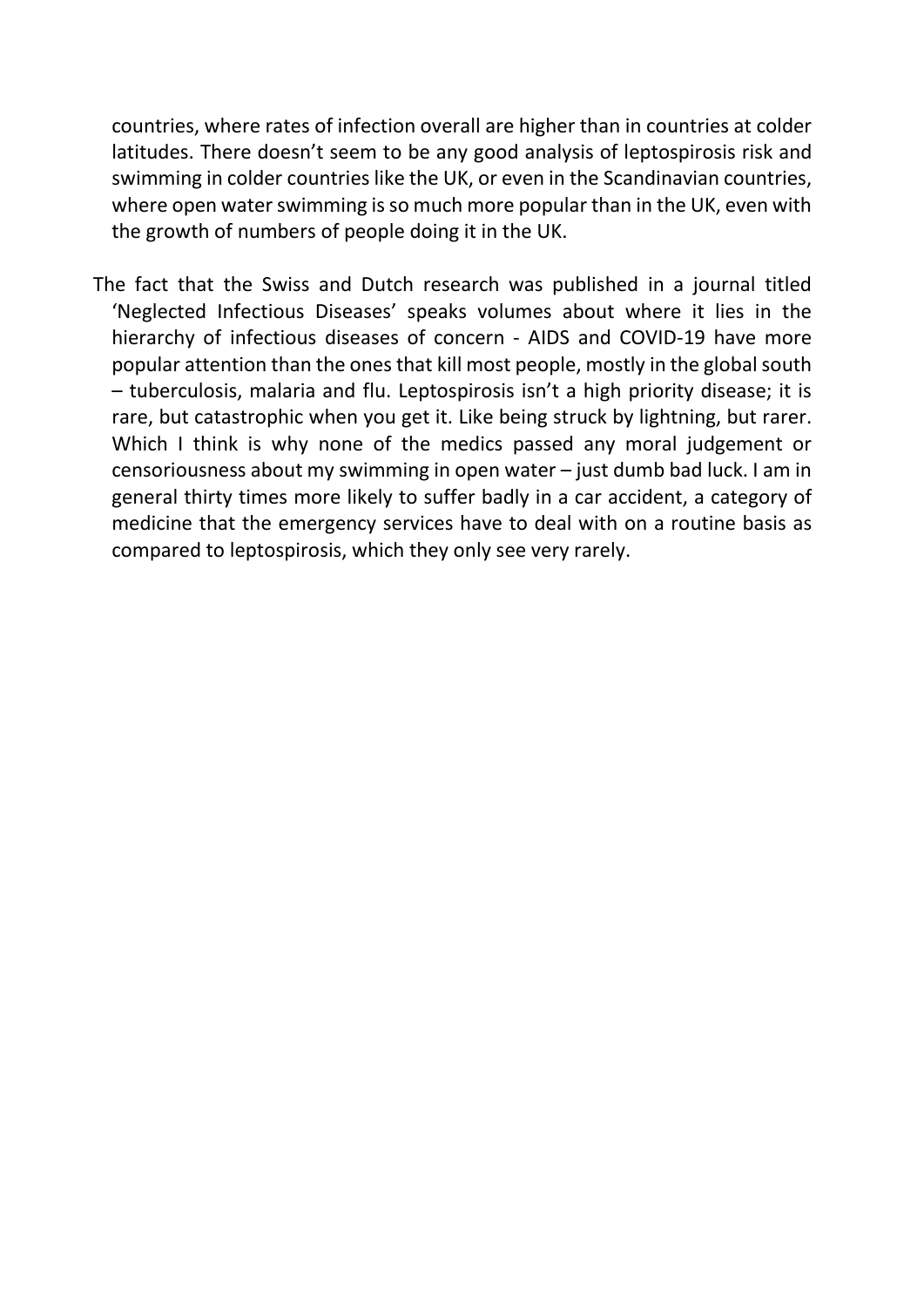countries, where rates of infection overall are higher than in countries at colder latitudes. There doesn't seem to be any good analysis of leptospirosis risk and swimming in colder countries like the UK, or even in the Scandinavian countries, where open water swimming is so much more popular than in the UK, even with the growth of numbers of people doing it in the UK.

The fact that the Swiss and Dutch research was published in a journal titled 'Neglected Infectious Diseases' speaks volumes about where it lies in the hierarchy of infectious diseases of concern - AIDS and COVID-19 have more popular attention than the ones that kill most people, mostly in the global south – tuberculosis, malaria and flu. Leptospirosis isn't a high priority disease; it is rare, but catastrophic when you get it. Like being struck by lightning, but rarer. Which I think is why none of the medics passed any moral judgement or censoriousness about my swimming in open water – just dumb bad luck. I am in general thirty times more likely to suffer badly in a car accident, a category of medicine that the emergency services have to deal with on a routine basis as compared to leptospirosis, which they only see very rarely.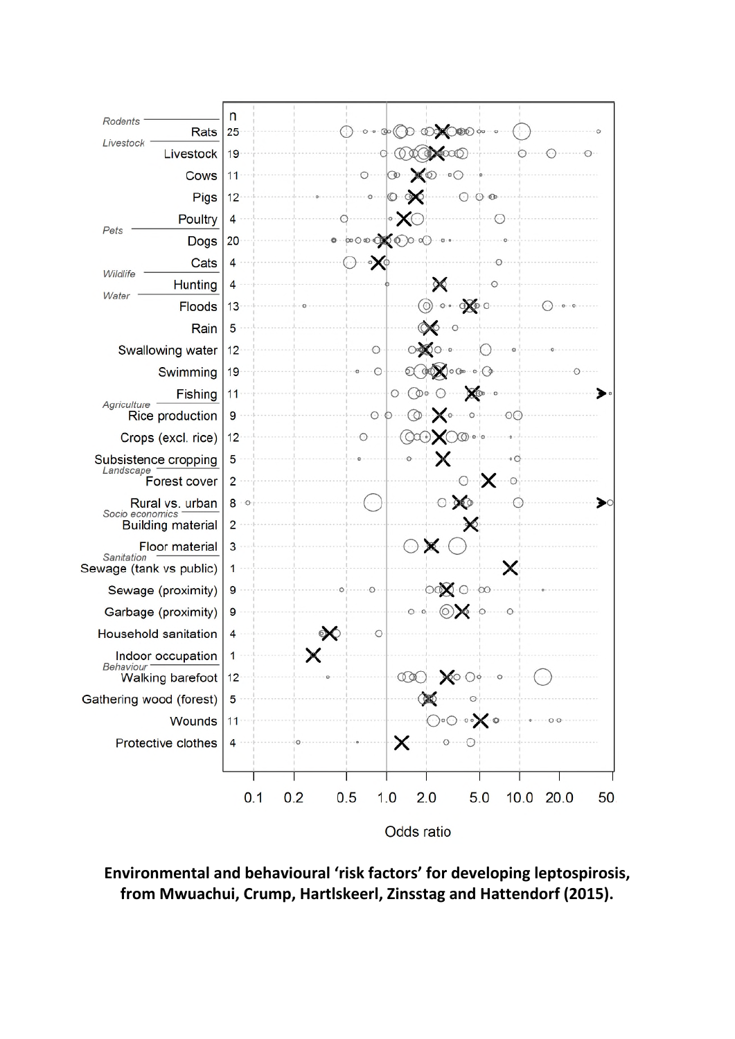**Environmental and behavioural 'risk factors' for developing leptospirosis, from Mwuachui, Crump, Hartlskeerl, Zinsstag and Hattendorf (2015).**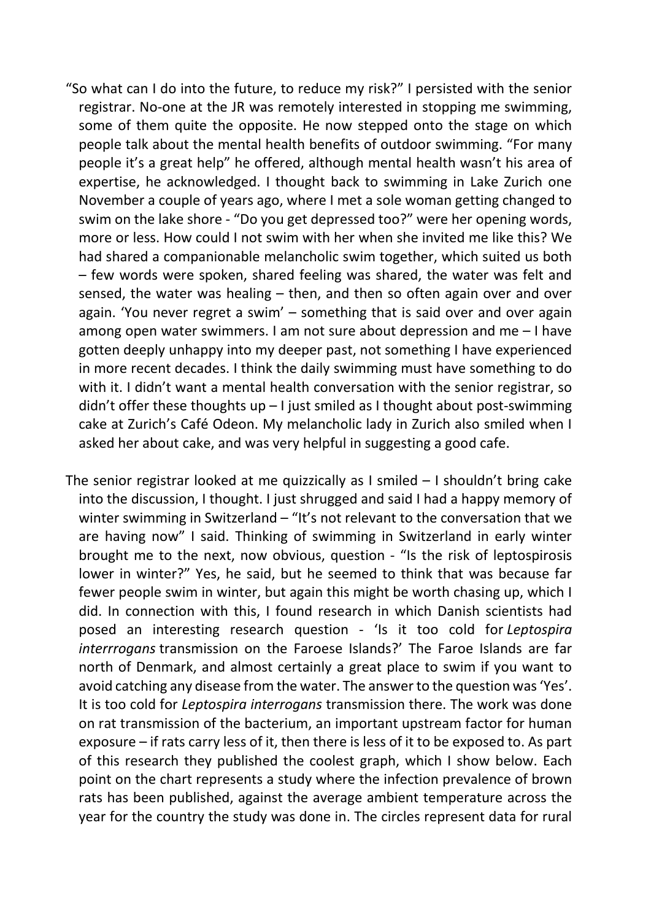“So what can I do into the future, to reduce my risk?” I persisted with the senior registrar. No-one at the JR was remotely interested in stopping me swimming, some of them quite the opposite. He now stepped onto the stage on which people talk about the mental health benefits of outdoor swimming. “For many people it’s a great help” he offered, although mental health wasn’t his area of expertise, he acknowledged. I thought back to swimming in Lake Zurich one November a couple of years ago, where I met a sole woman getting changed to swim on the lake shore - “Do you get depressed too?” were her opening words, more or less. How could I not swim with her when she invited me like this? We had shared a companionable melancholic swim together, which suited us both – few words were spoken, shared feeling was shared, the water was felt and sensed, the water was healing – then, and then so often again over and over again. ‘You never regret a swim’ – something that is said over and over again among open water swimmers. I am not sure about depression and me – I have gotten deeply unhappy into my deeper past, not something I have experienced in more recent decades. I think the daily swimming must have something to do with it. I didn’t want a mental health conversation with the senior registrar, so didn’t offer these thoughts up – I just smiled as I thought about post-swimming cake at Zurich’s Café Odeon. My melancholic lady in Zurich also smiled when I asked her about cake, and was very helpful in suggesting a good cafe.

The senior registrar looked at me quizzically as I smiled – I shouldn’t bring cake into the discussion, I thought. I just shrugged and said I had a happy memory of winter swimming in Switzerland – “It’s not relevant to the conversation that we are having now” I said. Thinking of swimming in Switzerland in early winter brought me to the next, now obvious, question - “Is the risk of leptospirosis lower in winter?” Yes, he said, but he seemed to think that was because far fewer people swim in winter, but again this might be worth chasing up, which I did. In connection with this, I found research in which Danish scientists had posed an interesting research question - ‘Is it too cold for *Leptospira interrrogans* transmission on the Faroese Islands?’ The Faroe Islands are far north of Denmark, and almost certainly a great place to swim if you want to avoid catching any disease from the water. The answer to the question was ‘Yes’. It is too cold for *Leptospira interrogans* transmission there. The work was done on rat transmission of the bacterium, an important upstream factor for human exposure – if rats carry less of it, then there is less of it to be exposed to. As part of this research they published the coolest graph, which I show below. Each point on the chart represents a study where the infection prevalence of brown rats has been published, against the average ambient temperature across the year for the country the study was done in. The circles represent data for rural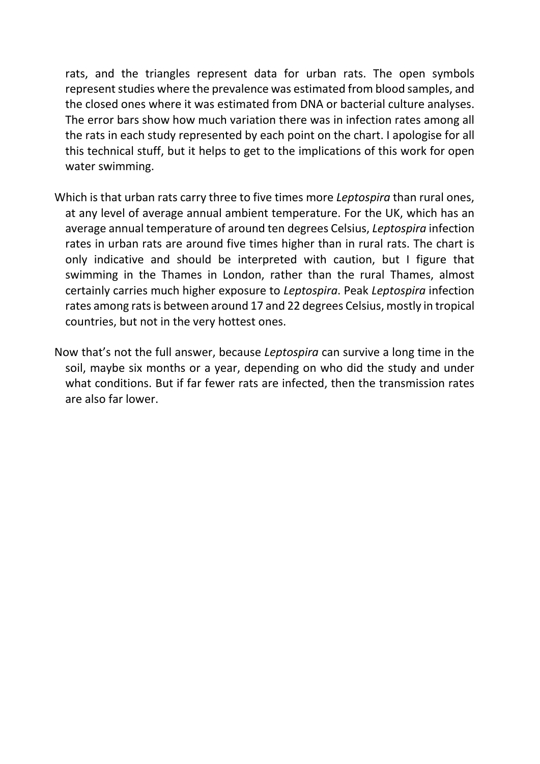rats, and the triangles represent data for urban rats. The open symbols represent studies where the prevalence was estimated from blood samples, and the closed ones where it was estimated from DNA or bacterial culture analyses. The error bars show how much variation there was in infection rates among all the rats in each study represented by each point on the chart. I apologise for all this technical stuff, but it helps to get to the implications of this work for open water swimming.

Which is that urban rats carry three to five times more *Leptospira* than rural ones, at any level of average annual ambient temperature. For the UK, which has an average annual temperature of around ten degrees Celsius, *Leptospira* infection rates in urban rats are around five times higher than in rural rats. The chart is only indicative and should be interpreted with caution, but I figure that swimming in the Thames in London, rather than the rural Thames, almost certainly carries much higher exposure to *Leptospira*. Peak *Leptospira* infection rates among rats is between around 17 and 22 degrees Celsius, mostly in tropical countries, but not in the very hottest ones.

Now that's not the full answer, because *Leptospira* can survive a long time in the soil, maybe six months or a year, depending on who did the study and under what conditions. But if far fewer rats are infected, then the transmission rates are also far lower.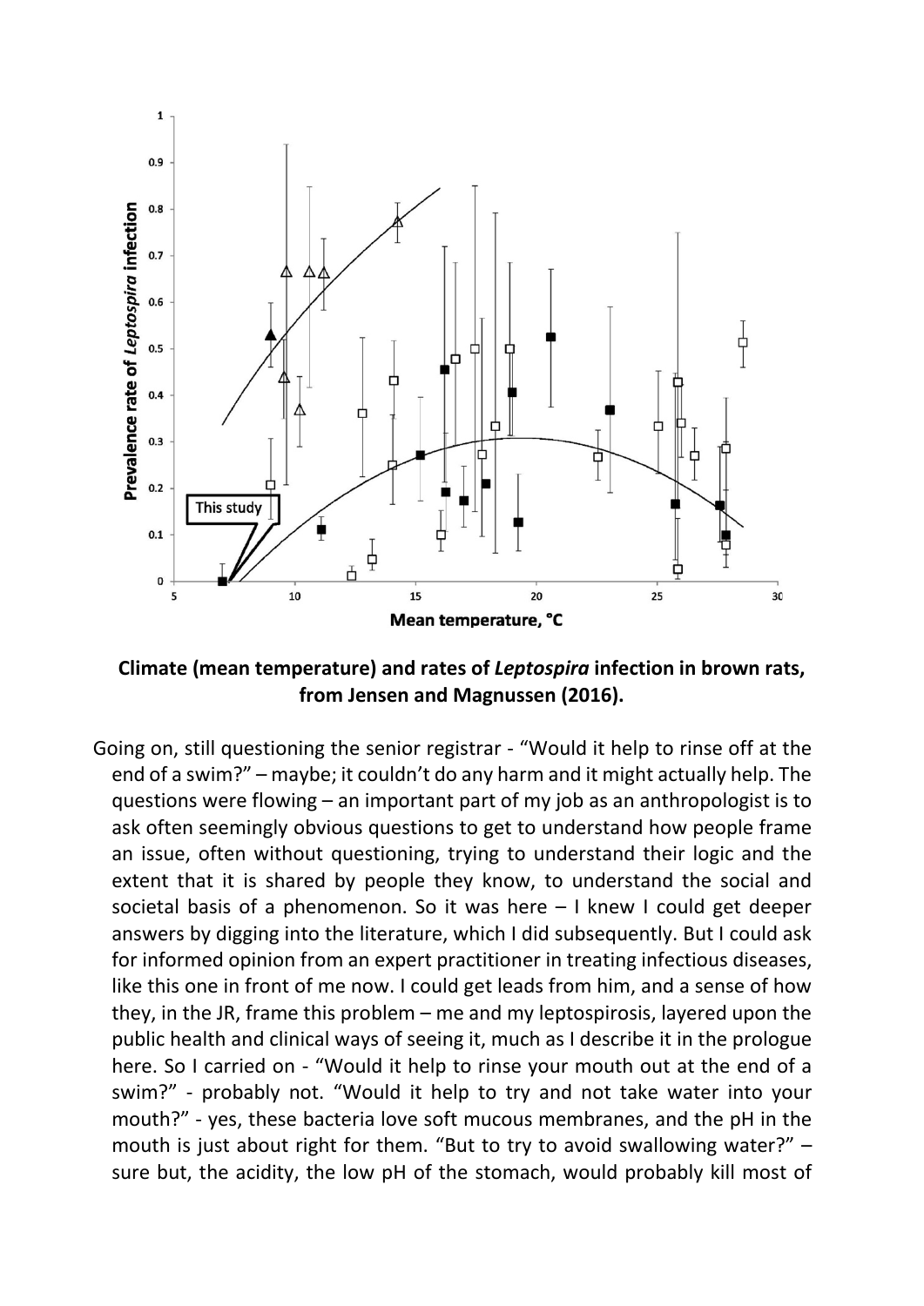**Climate (mean temperature) and rates of *Leptospira* infection in brown rats, from Jensen and Magnussen (2016).**

Going on, still questioning the senior registrar - "Would it help to rinse off at the end of a swim?" – maybe; it couldn't do any harm and it might actually help. The questions were flowing – an important part of my job as an anthropologist is to ask often seemingly obvious questions to get to understand how people frame an issue, often without questioning, trying to understand their logic and the extent that it is shared by people they know, to understand the social and societal basis of a phenomenon. So it was here – I knew I could get deeper answers by digging into the literature, which I did subsequently. But I could ask for informed opinion from an expert practitioner in treating infectious diseases, like this one in front of me now. I could get leads from him, and a sense of how they, in the JR, frame this problem – me and my leptospirosis, layered upon the public health and clinical ways of seeing it, much as I describe it in the prologue here. So I carried on - "Would it help to rinse your mouth out at the end of a swim?" - probably not. "Would it help to try and not take water into your mouth?" - yes, these bacteria love soft mucous membranes, and the pH in the mouth is just about right for them. "But to try to avoid swallowing water?" – sure but, the acidity, the low pH of the stomach, would probably kill most of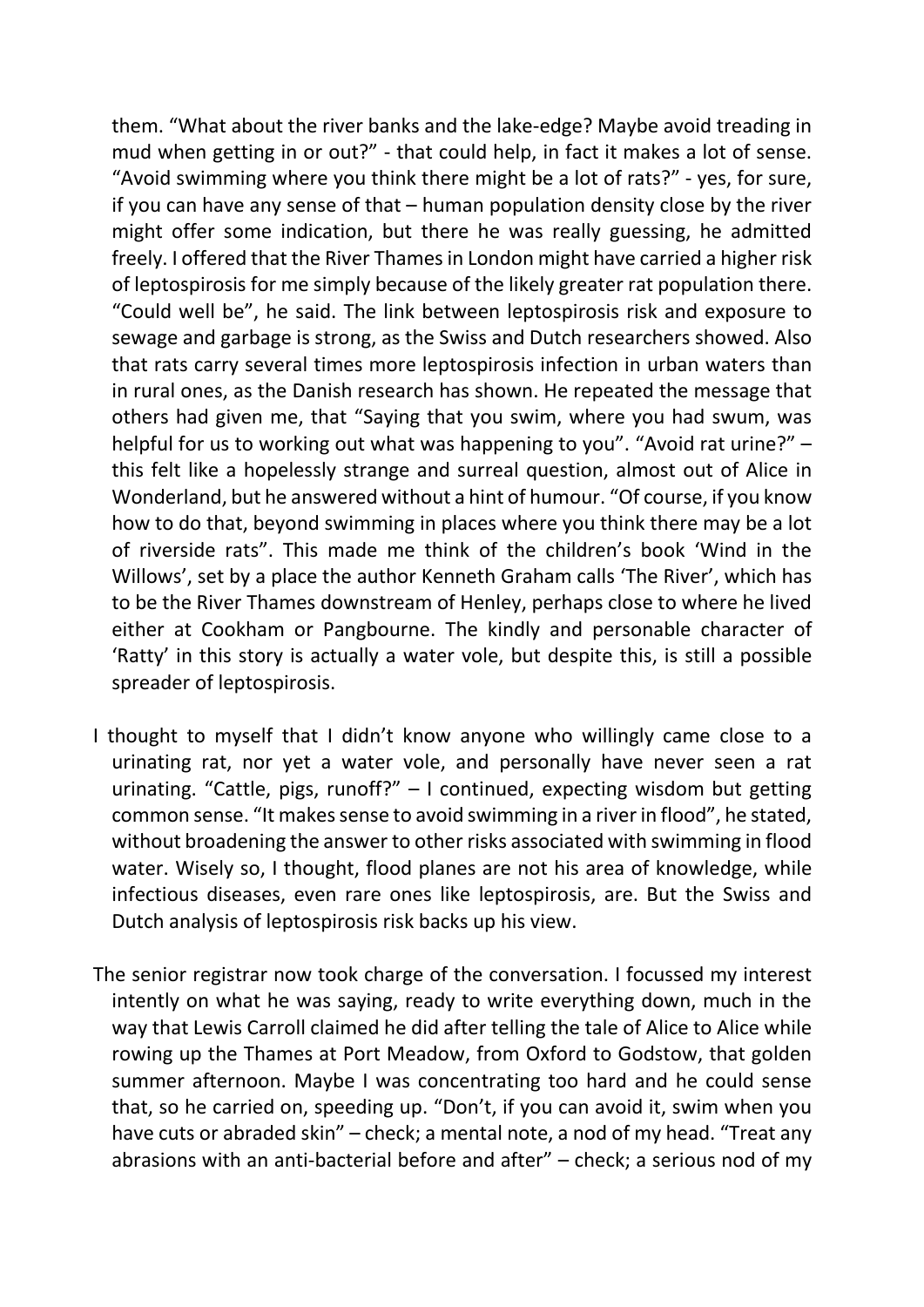them. "What about the river banks and the lake-edge? Maybe avoid treading in mud when getting in or out?" - that could help, in fact it makes a lot of sense. "Avoid swimming where you think there might be a lot of rats?" - yes, for sure, if you can have any sense of that – human population density close by the river might offer some indication, but there he was really guessing, he admitted freely. I offered that the River Thames in London might have carried a higher risk of leptospirosis for me simply because of the likely greater rat population there. "Could well be", he said. The link between leptospirosis risk and exposure to sewage and garbage is strong, as the Swiss and Dutch researchers showed. Also that rats carry several times more leptospirosis infection in urban waters than in rural ones, as the Danish research has shown. He repeated the message that others had given me, that "Saying that you swim, where you had swum, was helpful for us to working out what was happening to you". "Avoid rat urine?" – this felt like a hopelessly strange and surreal question, almost out of Alice in Wonderland, but he answered without a hint of humour. "Of course, if you know how to do that, beyond swimming in places where you think there may be a lot of riverside rats". This made me think of the children's book 'Wind in the Willows', set by a place the author Kenneth Graham calls 'The River', which has to be the River Thames downstream of Henley, perhaps close to where he lived either at Cookham or Pangbourne. The kindly and personable character of 'Ratty' in this story is actually a water vole, but despite this, is still a possible spreader of leptospirosis.

I thought to myself that I didn't know anyone who willingly came close to a urinating rat, nor yet a water vole, and personally have never seen a rat urinating. "Cattle, pigs, runoff?" – I continued, expecting wisdom but getting common sense. "It makes sense to avoid swimming in a river in flood", he stated, without broadening the answer to other risks associated with swimming in flood water. Wisely so, I thought, flood planes are not his area of knowledge, while infectious diseases, even rare ones like leptospirosis, are. But the Swiss and Dutch analysis of leptospirosis risk backs up his view.

The senior registrar now took charge of the conversation. I focussed my interest intently on what he was saying, ready to write everything down, much in the way that Lewis Carroll claimed he did after telling the tale of Alice to Alice while rowing up the Thames at Port Meadow, from Oxford to Godstow, that golden summer afternoon. Maybe I was concentrating too hard and he could sense that, so he carried on, speeding up. "Don't, if you can avoid it, swim when you have cuts or abraded skin" – check; a mental note, a nod of my head. "Treat any abrasions with an anti-bacterial before and after" – check; a serious nod of my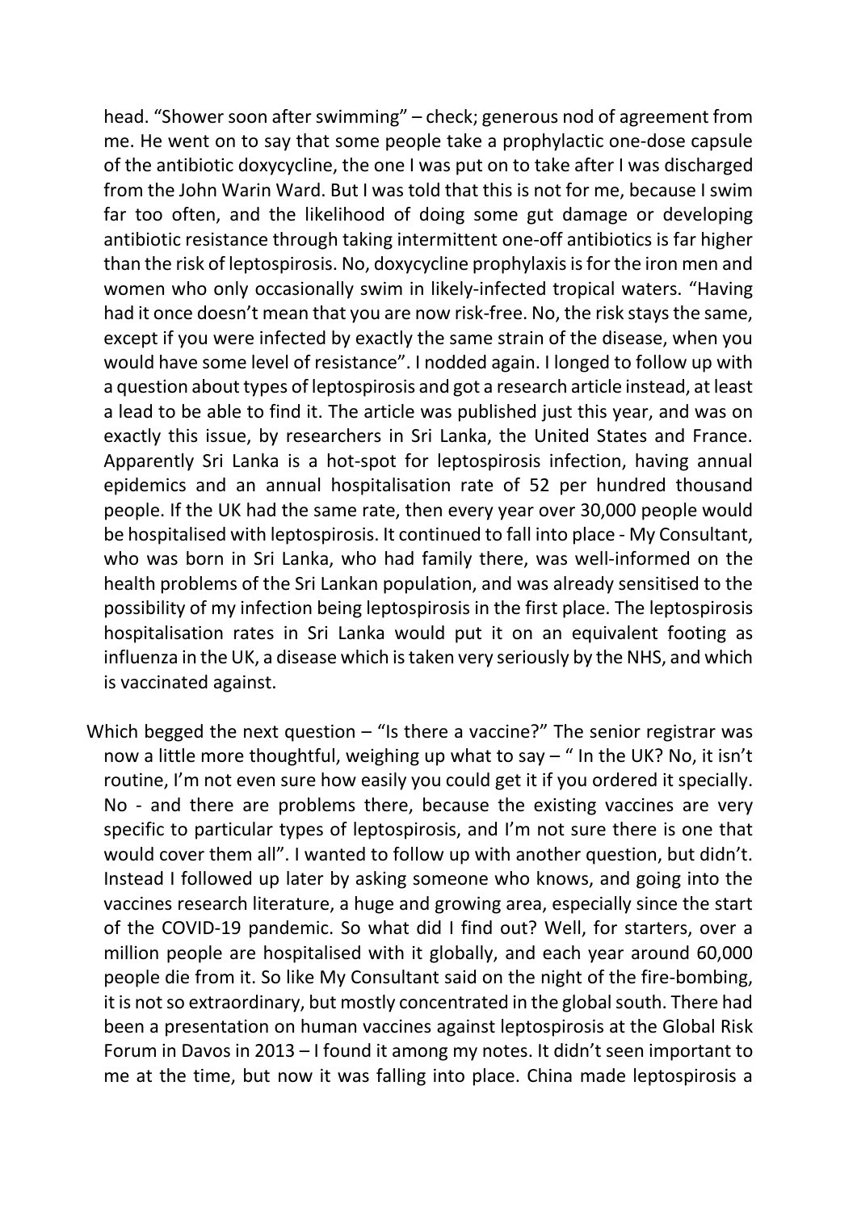head. "Shower soon after swimming" – check; generous nod of agreement from me. He went on to say that some people take a prophylactic one-dose capsule of the antibiotic doxycycline, the one I was put on to take after I was discharged from the John Warin Ward. But I was told that this is not for me, because I swim far too often, and the likelihood of doing some gut damage or developing antibiotic resistance through taking intermittent one-off antibiotics is far higher than the risk of leptospirosis. No, doxycycline prophylaxis is for the iron men and women who only occasionally swim in likely-infected tropical waters. "Having had it once doesn't mean that you are now risk-free. No, the risk stays the same, except if you were infected by exactly the same strain of the disease, when you would have some level of resistance". I nodded again. I longed to follow up with a question about types of leptospirosis and got a research article instead, at least a lead to be able to find it. The article was published just this year, and was on exactly this issue, by researchers in Sri Lanka, the United States and France. Apparently Sri Lanka is a hot-spot for leptospirosis infection, having annual epidemics and an annual hospitalisation rate of 52 per hundred thousand people. If the UK had the same rate, then every year over 30,000 people would be hospitalised with leptospirosis. It continued to fall into place - My Consultant, who was born in Sri Lanka, who had family there, was well-informed on the health problems of the Sri Lankan population, and was already sensitised to the possibility of my infection being leptospirosis in the first place. The leptospirosis hospitalisation rates in Sri Lanka would put it on an equivalent footing as influenza in the UK, a disease which is taken very seriously by the NHS, and which is vaccinated against.

Which begged the next question – "Is there a vaccine?" The senior registrar was now a little more thoughtful, weighing up what to say – " In the UK? No, it isn't routine, I'm not even sure how easily you could get it if you ordered it specially. No - and there are problems there, because the existing vaccines are very specific to particular types of leptospirosis, and I'm not sure there is one that would cover them all". I wanted to follow up with another question, but didn't. Instead I followed up later by asking someone who knows, and going into the vaccines research literature, a huge and growing area, especially since the start of the COVID-19 pandemic. So what did I find out? Well, for starters, over a million people are hospitalised with it globally, and each year around 60,000 people die from it. So like My Consultant said on the night of the fire-bombing, it is not so extraordinary, but mostly concentrated in the global south. There had been a presentation on human vaccines against leptospirosis at the Global Risk Forum in Davos in 2013 – I found it among my notes. It didn't seen important to me at the time, but now it was falling into place. China made leptospirosis a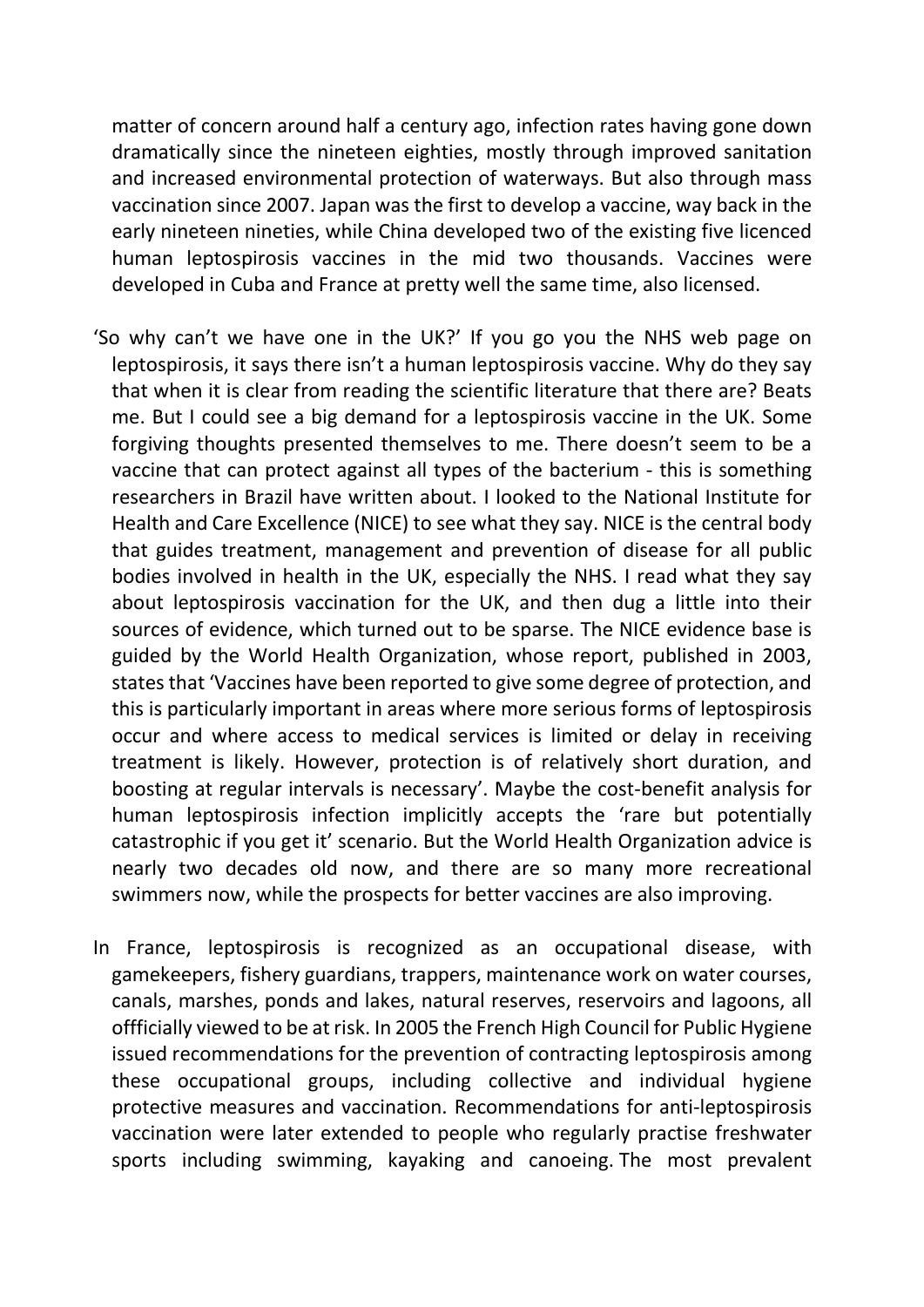matter of concern around half a century ago, infection rates having gone down dramatically since the nineteen eighties, mostly through improved sanitation and increased environmental protection of waterways. But also through mass vaccination since 2007. Japan was the first to develop a vaccine, way back in the early nineteen nineties, while China developed two of the existing five licenced human leptospirosis vaccines in the mid two thousands. Vaccines were developed in Cuba and France at pretty well the same time, also licensed.

'So why can't we have one in the UK?' If you go you the NHS web page on leptospirosis, it says there isn't a human leptospirosis vaccine. Why do they say that when it is clear from reading the scientific literature that there are? Beats me. But I could see a big demand for a leptospirosis vaccine in the UK. Some forgiving thoughts presented themselves to me. There doesn't seem to be a vaccine that can protect against all types of the bacterium - this is something researchers in Brazil have written about. I looked to the National Institute for Health and Care Excellence (NICE) to see what they say. NICE is the central body that guides treatment, management and prevention of disease for all public bodies involved in health in the UK, especially the NHS. I read what they say about leptospirosis vaccination for the UK, and then dug a little into their sources of evidence, which turned out to be sparse. The NICE evidence base is guided by the World Health Organization, whose report, published in 2003, states that 'Vaccines have been reported to give some degree of protection, and this is particularly important in areas where more serious forms of leptospirosis occur and where access to medical services is limited or delay in receiving treatment is likely. However, protection is of relatively short duration, and boosting at regular intervals is necessary'. Maybe the cost-benefit analysis for human leptospirosis infection implicitly accepts the 'rare but potentially catastrophic if you get it' scenario. But the World Health Organization advice is nearly two decades old now, and there are so many more recreational swimmers now, while the prospects for better vaccines are also improving.

In France, leptospirosis is recognized as an occupational disease, with gamekeepers, fishery guardians, trappers, maintenance work on water courses, canals, marshes, ponds and lakes, natural reserves, reservoirs and lagoons, all offficially viewed to be at risk. In 2005 the French High Council for Public Hygiene issued recommendations for the prevention of contracting leptospirosis among these occupational groups, including collective and individual hygiene protective measures and vaccination. Recommendations for anti-leptospirosis vaccination were later extended to people who regularly practise freshwater sports including swimming, kayaking and canoeing. The most prevalent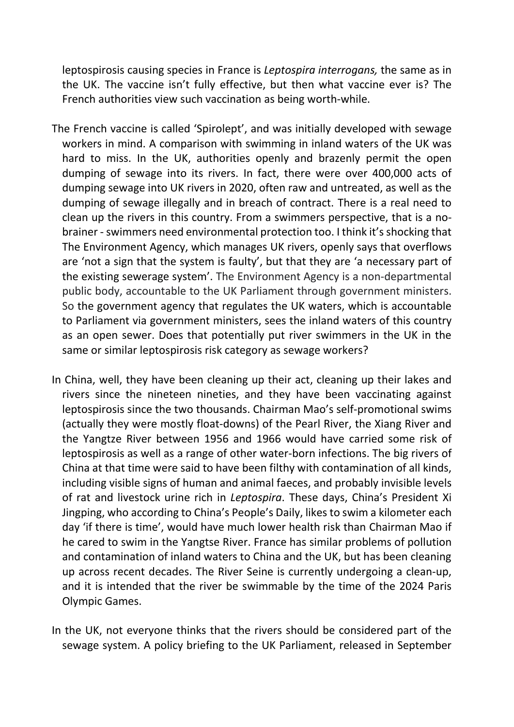leptospirosis causing species in France is *Leptospira interrogans,* the same as in the UK. The vaccine isn't fully effective, but then what vaccine ever is? The French authorities view such vaccination as being worth-while.

The French vaccine is called 'Spirolept', and was initially developed with sewage workers in mind. A comparison with swimming in inland waters of the UK was hard to miss. In the UK, authorities openly and brazenly permit the open dumping of sewage into its rivers. In fact, there were over 400,000 acts of dumping sewage into UK rivers in 2020, often raw and untreated, as well as the dumping of sewage illegally and in breach of contract. There is a real need to clean up the rivers in this country. From a swimmers perspective, that is a no-brainer - swimmers need environmental protection too. I think it's shocking that The Environment Agency, which manages UK rivers, openly says that overflows are 'not a sign that the system is faulty', but that they are 'a necessary part of the existing sewerage system'. The Environment Agency is a non-departmental public body, accountable to the UK Parliament through government ministers. So the government agency that regulates the UK waters, which is accountable to Parliament via government ministers, sees the inland waters of this country as an open sewer. Does that potentially put river swimmers in the UK in the same or similar leptospirosis risk category as sewage workers?

In China, well, they have been cleaning up their act, cleaning up their lakes and rivers since the nineteen nineties, and they have been vaccinating against leptospirosis since the two thousands. Chairman Mao's self-promotional swims (actually they were mostly float-downs) of the Pearl River, the Xiang River and the Yangtze River between 1956 and 1966 would have carried some risk of leptospirosis as well as a range of other water-born infections. The big rivers of China at that time were said to have been filthy with contamination of all kinds, including visible signs of human and animal faeces, and probably invisible levels of rat and livestock urine rich in *Leptospira*. These days, China's President Xi Jingping, who according to China's People's Daily, likes to swim a kilometer each day 'if there is time', would have much lower health risk than Chairman Mao if he cared to swim in the Yangtse River. France has similar problems of pollution and contamination of inland waters to China and the UK, but has been cleaning up across recent decades. The River Seine is currently undergoing a clean-up, and it is intended that the river be swimmable by the time of the 2024 Paris Olympic Games.

In the UK, not everyone thinks that the rivers should be considered part of the sewage system. A policy briefing to the UK Parliament, released in September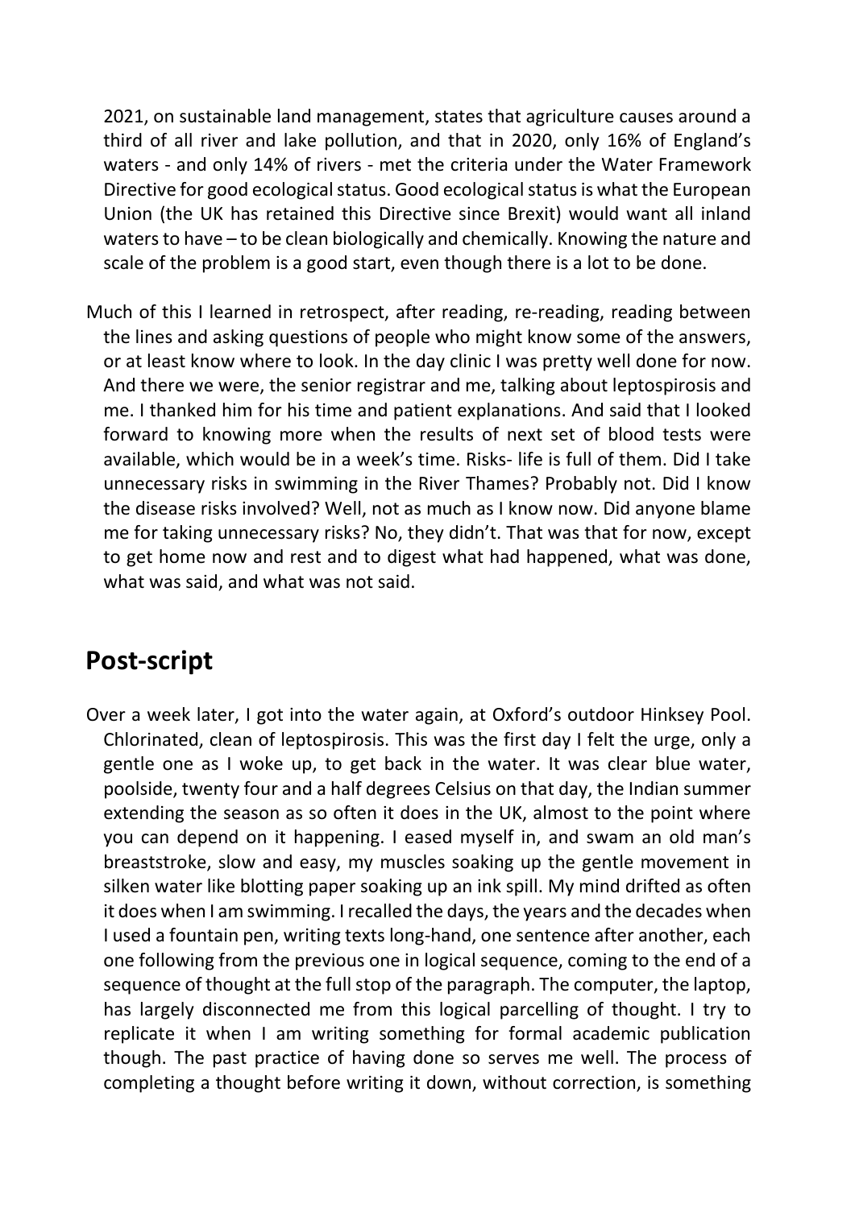2021, on sustainable land management, states that agriculture causes around a third of all river and lake pollution, and that in 2020, only 16% of England's waters - and only 14% of rivers - met the criteria under the Water Framework Directive for good ecological status. Good ecological status is what the European Union (the UK has retained this Directive since Brexit) would want all inland waters to have – to be clean biologically and chemically. Knowing the nature and scale of the problem is a good start, even though there is a lot to be done.

Much of this I learned in retrospect, after reading, re-reading, reading between the lines and asking questions of people who might know some of the answers, or at least know where to look. In the day clinic I was pretty well done for now. And there we were, the senior registrar and me, talking about leptospirosis and me. I thanked him for his time and patient explanations. And said that I looked forward to knowing more when the results of next set of blood tests were available, which would be in a week's time. Risks- life is full of them. Did I take unnecessary risks in swimming in the River Thames? Probably not. Did I know the disease risks involved? Well, not as much as I know now. Did anyone blame me for taking unnecessary risks? No, they didn't. That was that for now, except to get home now and rest and to digest what had happened, what was done, what was said, and what was not said.

## Post-script

Over a week later, I got into the water again, at Oxford's outdoor Hinksey Pool. Chlorinated, clean of leptospirosis. This was the first day I felt the urge, only a gentle one as I woke up, to get back in the water. It was clear blue water, poolside, twenty four and a half degrees Celsius on that day, the Indian summer extending the season as so often it does in the UK, almost to the point where you can depend on it happening. I eased myself in, and swam an old man's breaststroke, slow and easy, my muscles soaking up the gentle movement in silken water like blotting paper soaking up an ink spill. My mind drifted as often it does when I am swimming. I recalled the days, the years and the decades when I used a fountain pen, writing texts long-hand, one sentence after another, each one following from the previous one in logical sequence, coming to the end of a sequence of thought at the full stop of the paragraph. The computer, the laptop, has largely disconnected me from this logical parcelling of thought. I try to replicate it when I am writing something for formal academic publication though. The past practice of having done so serves me well. The process of completing a thought before writing it down, without correction, is something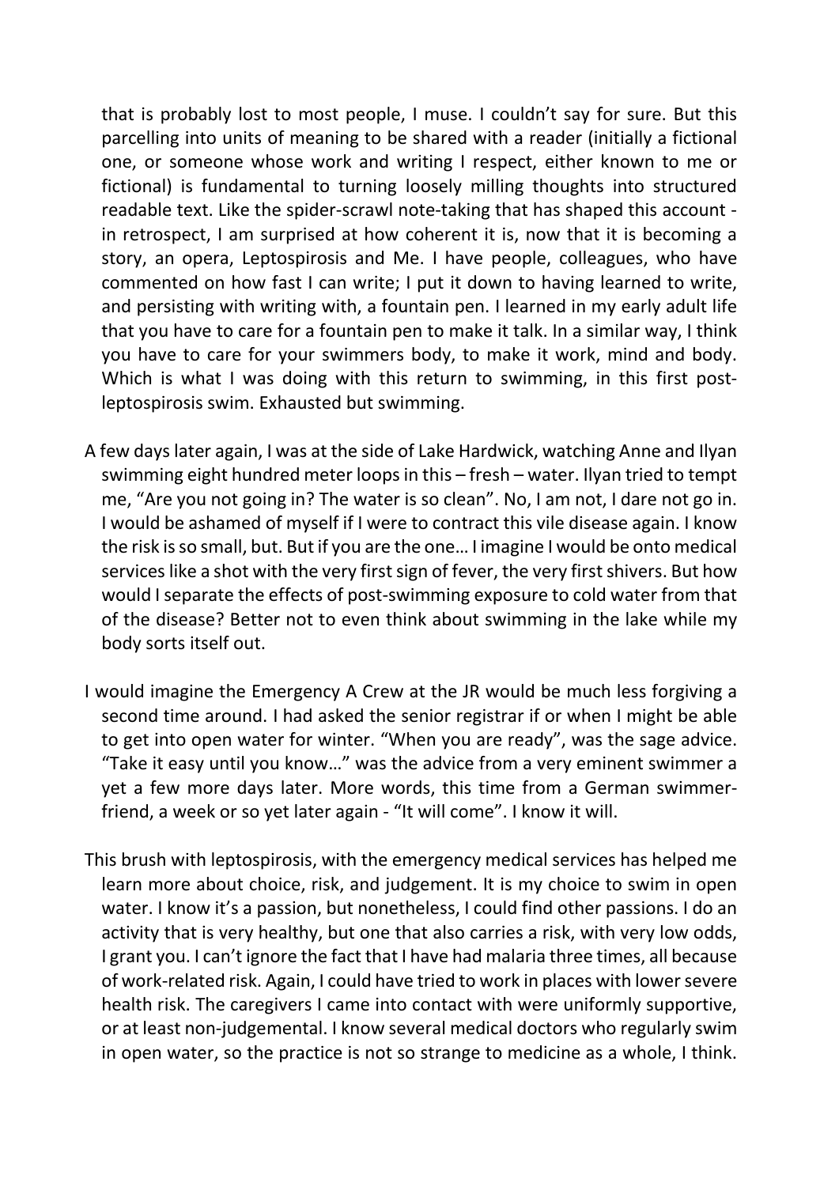that is probably lost to most people, I muse. I couldn't say for sure. But this parcelling into units of meaning to be shared with a reader (initially a fictional one, or someone whose work and writing I respect, either known to me or fictional) is fundamental to turning loosely milling thoughts into structured readable text. Like the spider-scrawl note-taking that has shaped this account - in retrospect, I am surprised at how coherent it is, now that it is becoming a story, an opera, Leptospirosis and Me. I have people, colleagues, who have commented on how fast I can write; I put it down to having learned to write, and persisting with writing with, a fountain pen. I learned in my early adult life that you have to care for a fountain pen to make it talk. In a similar way, I think you have to care for your swimmers body, to make it work, mind and body. Which is what I was doing with this return to swimming, in this first post-leptospirosis swim. Exhausted but swimming.

A few days later again, I was at the side of Lake Hardwick, watching Anne and Ilyan swimming eight hundred meter loops in this – fresh – water. Ilyan tried to tempt me, "Are you not going in? The water is so clean". No, I am not, I dare not go in. I would be ashamed of myself if I were to contract this vile disease again. I know the risk is so small, but. But if you are the one… I imagine I would be onto medical services like a shot with the very first sign of fever, the very first shivers. But how would I separate the effects of post-swimming exposure to cold water from that of the disease? Better not to even think about swimming in the lake while my body sorts itself out.

I would imagine the Emergency A Crew at the JR would be much less forgiving a second time around. I had asked the senior registrar if or when I might be able to get into open water for winter. "When you are ready", was the sage advice. "Take it easy until you know…" was the advice from a very eminent swimmer a yet a few more days later. More words, this time from a German swimmer-friend, a week or so yet later again - "It will come". I know it will.

This brush with leptospirosis, with the emergency medical services has helped me learn more about choice, risk, and judgement. It is my choice to swim in open water. I know it's a passion, but nonetheless, I could find other passions. I do an activity that is very healthy, but one that also carries a risk, with very low odds, I grant you. I can't ignore the fact that I have had malaria three times, all because of work-related risk. Again, I could have tried to work in places with lower severe health risk. The caregivers I came into contact with were uniformly supportive, or at least non-judgemental. I know several medical doctors who regularly swim in open water, so the practice is not so strange to medicine as a whole, I think.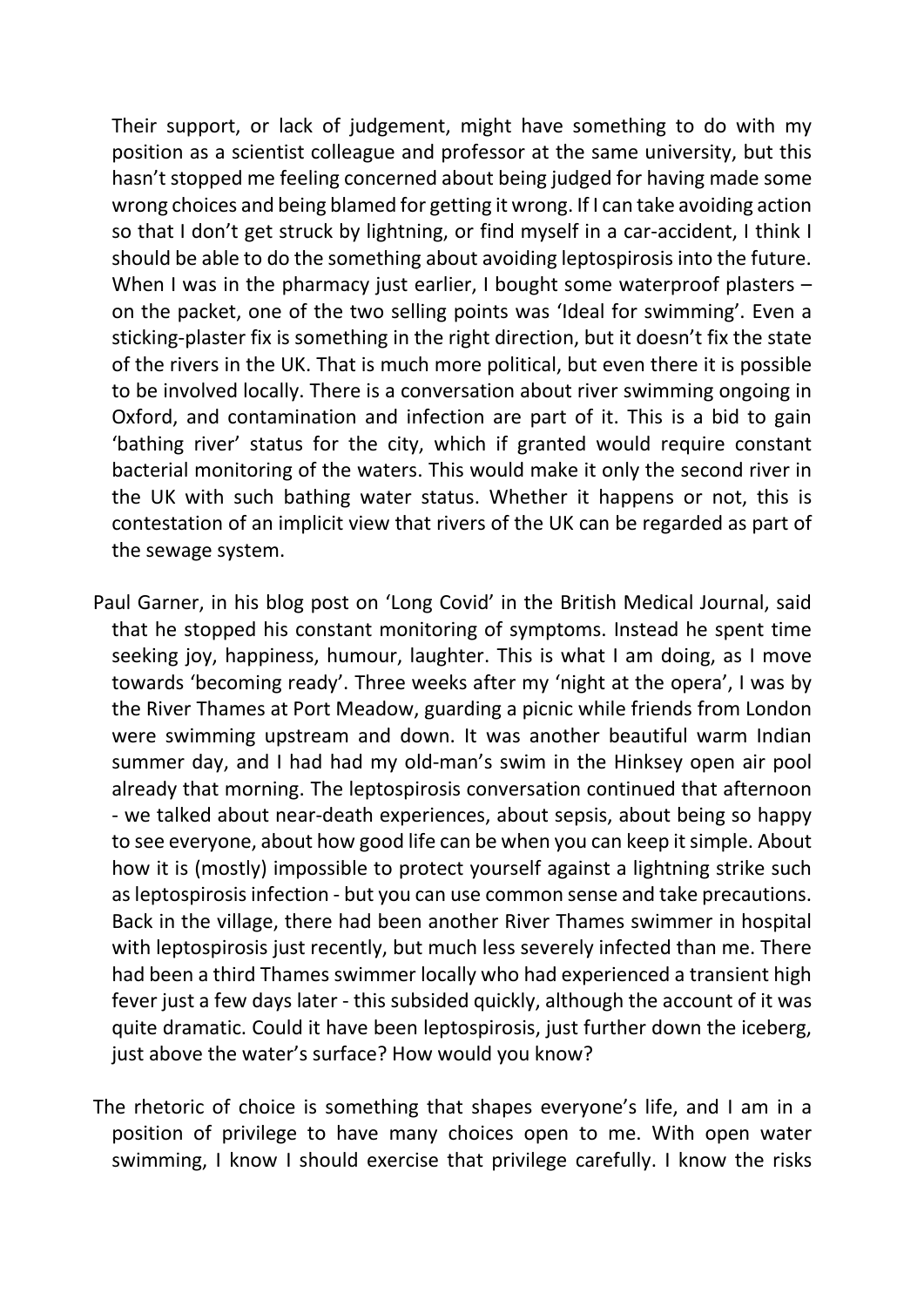Their support, or lack of judgement, might have something to do with my position as a scientist colleague and professor at the same university, but this hasn't stopped me feeling concerned about being judged for having made some wrong choices and being blamed for getting it wrong. If I can take avoiding action so that I don't get struck by lightning, or find myself in a car-accident, I think I should be able to do the something about avoiding leptospirosis into the future. When I was in the pharmacy just earlier, I bought some waterproof plasters – on the packet, one of the two selling points was 'Ideal for swimming'. Even a sticking-plaster fix is something in the right direction, but it doesn't fix the state of the rivers in the UK. That is much more political, but even there it is possible to be involved locally. There is a conversation about river swimming ongoing in Oxford, and contamination and infection are part of it. This is a bid to gain 'bathing river' status for the city, which if granted would require constant bacterial monitoring of the waters. This would make it only the second river in the UK with such bathing water status. Whether it happens or not, this is contestation of an implicit view that rivers of the UK can be regarded as part of the sewage system.

Paul Garner, in his blog post on 'Long Covid' in the British Medical Journal, said that he stopped his constant monitoring of symptoms. Instead he spent time seeking joy, happiness, humour, laughter. This is what I am doing, as I move towards 'becoming ready'. Three weeks after my 'night at the opera', I was by the River Thames at Port Meadow, guarding a picnic while friends from London were swimming upstream and down. It was another beautiful warm Indian summer day, and I had had my old-man's swim in the Hinksey open air pool already that morning. The leptospirosis conversation continued that afternoon - we talked about near-death experiences, about sepsis, about being so happy to see everyone, about how good life can be when you can keep it simple. About how it is (mostly) impossible to protect yourself against a lightning strike such as leptospirosis infection - but you can use common sense and take precautions. Back in the village, there had been another River Thames swimmer in hospital with leptospirosis just recently, but much less severely infected than me. There had been a third Thames swimmer locally who had experienced a transient high fever just a few days later - this subsided quickly, although the account of it was quite dramatic. Could it have been leptospirosis, just further down the iceberg, just above the water's surface? How would you know?

The rhetoric of choice is something that shapes everyone's life, and I am in a position of privilege to have many choices open to me. With open water swimming, I know I should exercise that privilege carefully. I know the risks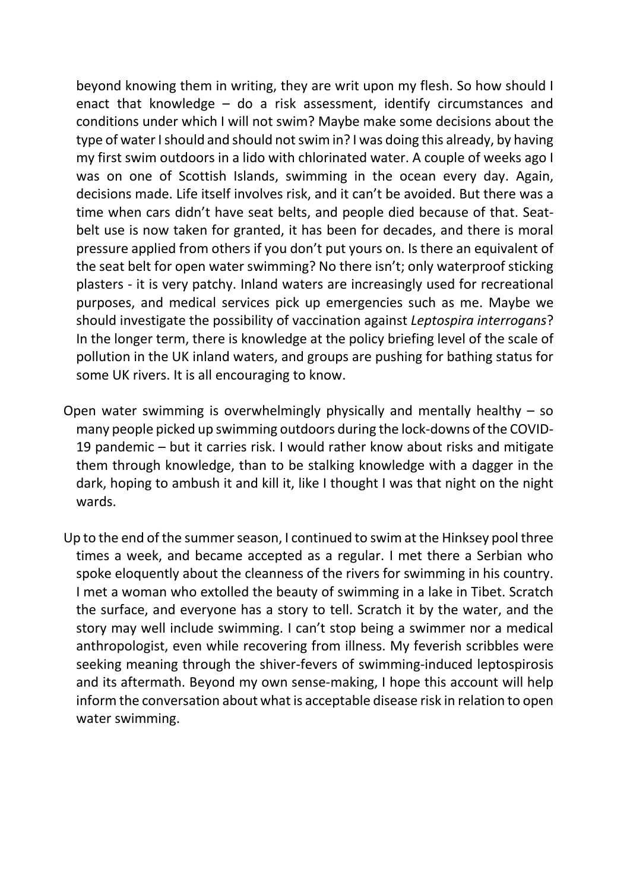beyond knowing them in writing, they are writ upon my flesh. So how should I enact that knowledge – do a risk assessment, identify circumstances and conditions under which I will not swim? Maybe make some decisions about the type of water I should and should not swim in? I was doing this already, by having my first swim outdoors in a lido with chlorinated water. A couple of weeks ago I was on one of Scottish Islands, swimming in the ocean every day. Again, decisions made. Life itself involves risk, and it can't be avoided. But there was a time when cars didn't have seat belts, and people died because of that. Seat-belt use is now taken for granted, it has been for decades, and there is moral pressure applied from others if you don't put yours on. Is there an equivalent of the seat belt for open water swimming? No there isn't; only waterproof sticking plasters - it is very patchy. Inland waters are increasingly used for recreational purposes, and medical services pick up emergencies such as me. Maybe we should investigate the possibility of vaccination against *Leptospira interrogans*? In the longer term, there is knowledge at the policy briefing level of the scale of pollution in the UK inland waters, and groups are pushing for bathing status for some UK rivers. It is all encouraging to know.

Open water swimming is overwhelmingly physically and mentally healthy – so many people picked up swimming outdoors during the lock-downs of the COVID-19 pandemic – but it carries risk. I would rather know about risks and mitigate them through knowledge, than to be stalking knowledge with a dagger in the dark, hoping to ambush it and kill it, like I thought I was that night on the night wards.

Up to the end of the summer season, I continued to swim at the Hinksey pool three times a week, and became accepted as a regular. I met there a Serbian who spoke eloquently about the cleanness of the rivers for swimming in his country. I met a woman who extolled the beauty of swimming in a lake in Tibet. Scratch the surface, and everyone has a story to tell. Scratch it by the water, and the story may well include swimming. I can't stop being a swimmer nor a medical anthropologist, even while recovering from illness. My feverish scribbles were seeking meaning through the shiver-fevers of swimming-induced leptospirosis and its aftermath. Beyond my own sense-making, I hope this account will help inform the conversation about what is acceptable disease risk in relation to open water swimming.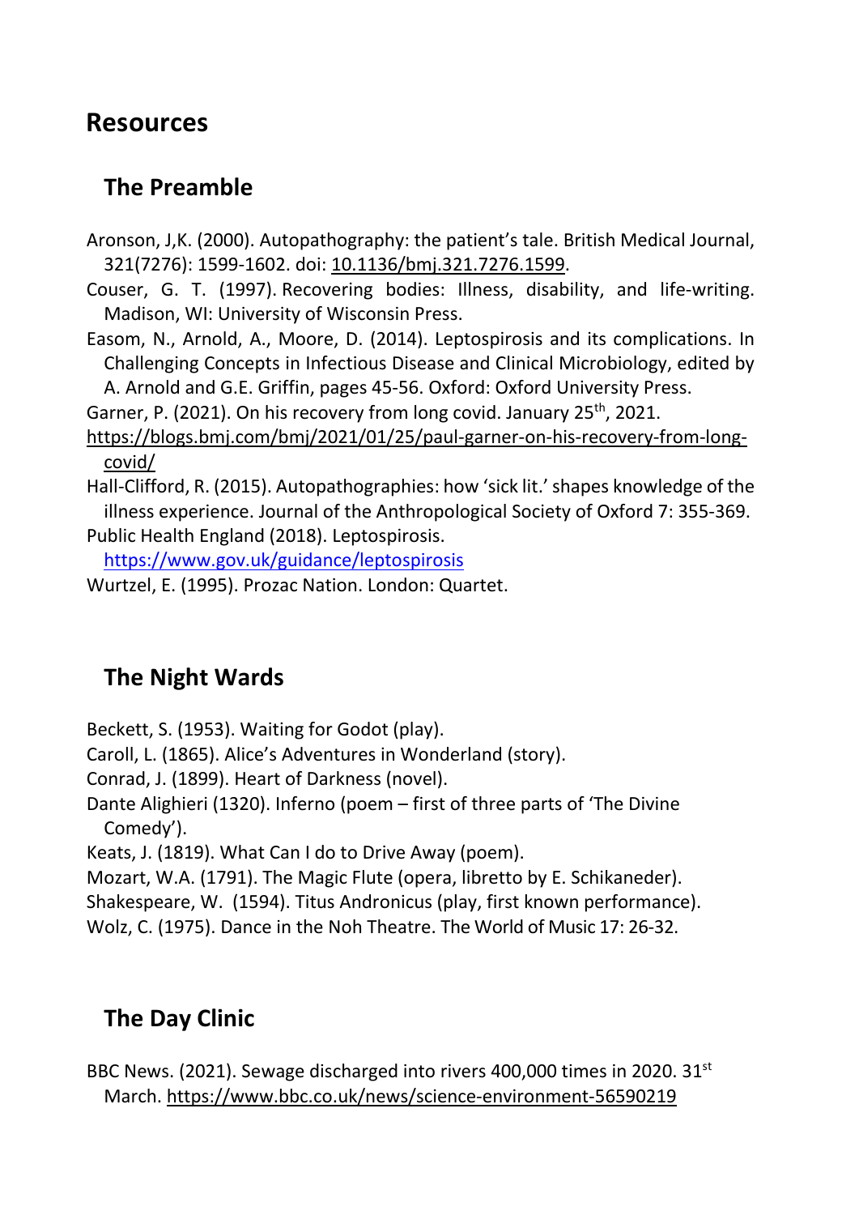# Resources

## The Preamble

Aronson, J,K. (2000). Autopathography: the patient's tale. British Medical Journal, 321(7276): 1599-1602. doi: 10.1136/bmj.321.7276.1599.

Couser, G. T. (1997). Recovering bodies: Illness, disability, and life-writing. Madison, WI: University of Wisconsin Press.

Easom, N., Arnold, A., Moore, D. (2014). Leptospirosis and its complications. In Challenging Concepts in Infectious Disease and Clinical Microbiology, edited by A. Arnold and G.E. Griffin, pages 45-56. Oxford: Oxford University Press.

Garner, P. (2021). On his recovery from long covid. January 25th, 2021. https://blogs.bmj.com/bmj/2021/01/25/paul-garner-on-his-recovery-from-long-covid/

Hall-Clifford, R. (2015). Autopathographies: how 'sick lit.' shapes knowledge of the illness experience. Journal of the Anthropological Society of Oxford 7: 355-369.

Public Health England (2018). Leptospirosis. https://www.gov.uk/guidance/leptospirosis

Wurtzel, E. (1995). Prozac Nation. London: Quartet.

## The Night Wards

Beckett, S. (1953). Waiting for Godot (play).

Caroll, L. (1865). Alice's Adventures in Wonderland (story).

Conrad, J. (1899). Heart of Darkness (novel).

Dante Alighieri (1320). Inferno (poem – first of three parts of 'The Divine Comedy').

Keats, J. (1819). What Can I do to Drive Away (poem).

Mozart, W.A. (1791). The Magic Flute (opera, libretto by E. Schikaneder).

Shakespeare, W. (1594). Titus Andronicus (play, first known performance).

Wolz, C. (1975). Dance in the Noh Theatre. The World of Music 17: 26-32.

## The Day Clinic

BBC News. (2021). Sewage discharged into rivers 400,000 times in 2020. 31st March. https://www.bbc.co.uk/news/science-environment-56590219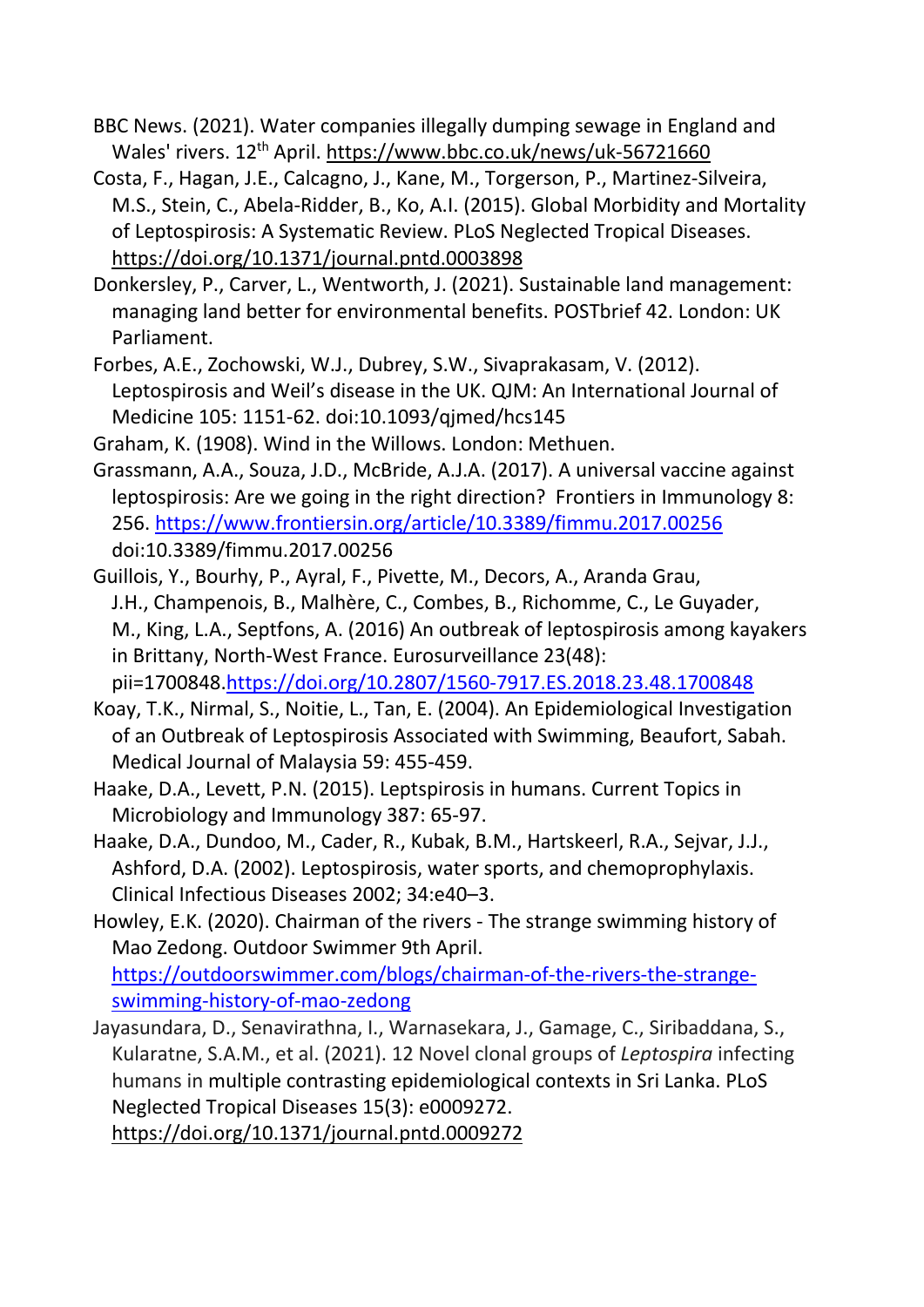BBC News. (2021). Water companies illegally dumping sewage in England and Wales' rivers. 12th April. https://www.bbc.co.uk/news/uk-56721660

Costa, F., Hagan, J.E., Calcagno, J., Kane, M., Torgerson, P., Martinez-Silveira, M.S., Stein, C., Abela-Ridder, B., Ko, A.I. (2015). Global Morbidity and Mortality of Leptospirosis: A Systematic Review. PLoS Neglected Tropical Diseases. https://doi.org/10.1371/journal.pntd.0003898

Donkersley, P., Carver, L., Wentworth, J. (2021). Sustainable land management: managing land better for environmental benefits. POSTbrief 42. London: UK Parliament.

Forbes, A.E., Zochowski, W.J., Dubrey, S.W., Sivaprakasam, V. (2012). Leptospirosis and Weil's disease in the UK. QJM: An International Journal of Medicine 105: 1151-62. doi:10.1093/qjmed/hcs145

Graham, K. (1908). Wind in the Willows. London: Methuen.

Grassmann, A.A., Souza, J.D., McBride, A.J.A. (2017). A universal vaccine against leptospirosis: Are we going in the right direction? Frontiers in Immunology 8: 256. https://www.frontiersin.org/article/10.3389/fimmu.2017.00256 doi:10.3389/fimmu.2017.00256

Guillois, Y., Bourhy, P., Ayral, F., Pivette, M., Decors, A., Aranda Grau, J.H., Champenois, B., Malhère, C., Combes, B., Richomme, C., Le Guyader, M., King, L.A., Septfons, A. (2016) An outbreak of leptospirosis among kayakers in Brittany, North-West France. Eurosurveillance 23(48): pii=1700848.https://doi.org/10.2807/1560-7917.ES.2018.23.48.1700848

Koay, T.K., Nirmal, S., Noitie, L., Tan, E. (2004). An Epidemiological Investigation of an Outbreak of Leptospirosis Associated with Swimming, Beaufort, Sabah. Medical Journal of Malaysia 59: 455-459.

Haake, D.A., Levett, P.N. (2015). Leptspirosis in humans. Current Topics in Microbiology and Immunology 387: 65-97.

Haake, D.A., Dundoo, M., Cader, R., Kubak, B.M., Hartskeerl, R.A., Sejvar, J.J., Ashford, D.A. (2002). Leptospirosis, water sports, and chemoprophylaxis. Clinical Infectious Diseases 2002; 34:e40–3.

Howley, E.K. (2020). Chairman of the rivers - The strange swimming history of Mao Zedong. Outdoor Swimmer 9th April. https://outdoorswimmer.com/blogs/chairman-of-the-rivers-the-strange-swimming-history-of-mao-zedong

Jayasundara, D., Senavirathna, I., Warnasekara, J., Gamage, C., Siribaddana, S., Kularatne, S.A.M., et al. (2021). 12 Novel clonal groups of *Leptospira* infecting humans in multiple contrasting epidemiological contexts in Sri Lanka. PLoS Neglected Tropical Diseases 15(3): e0009272. https://doi.org/10.1371/journal.pntd.0009272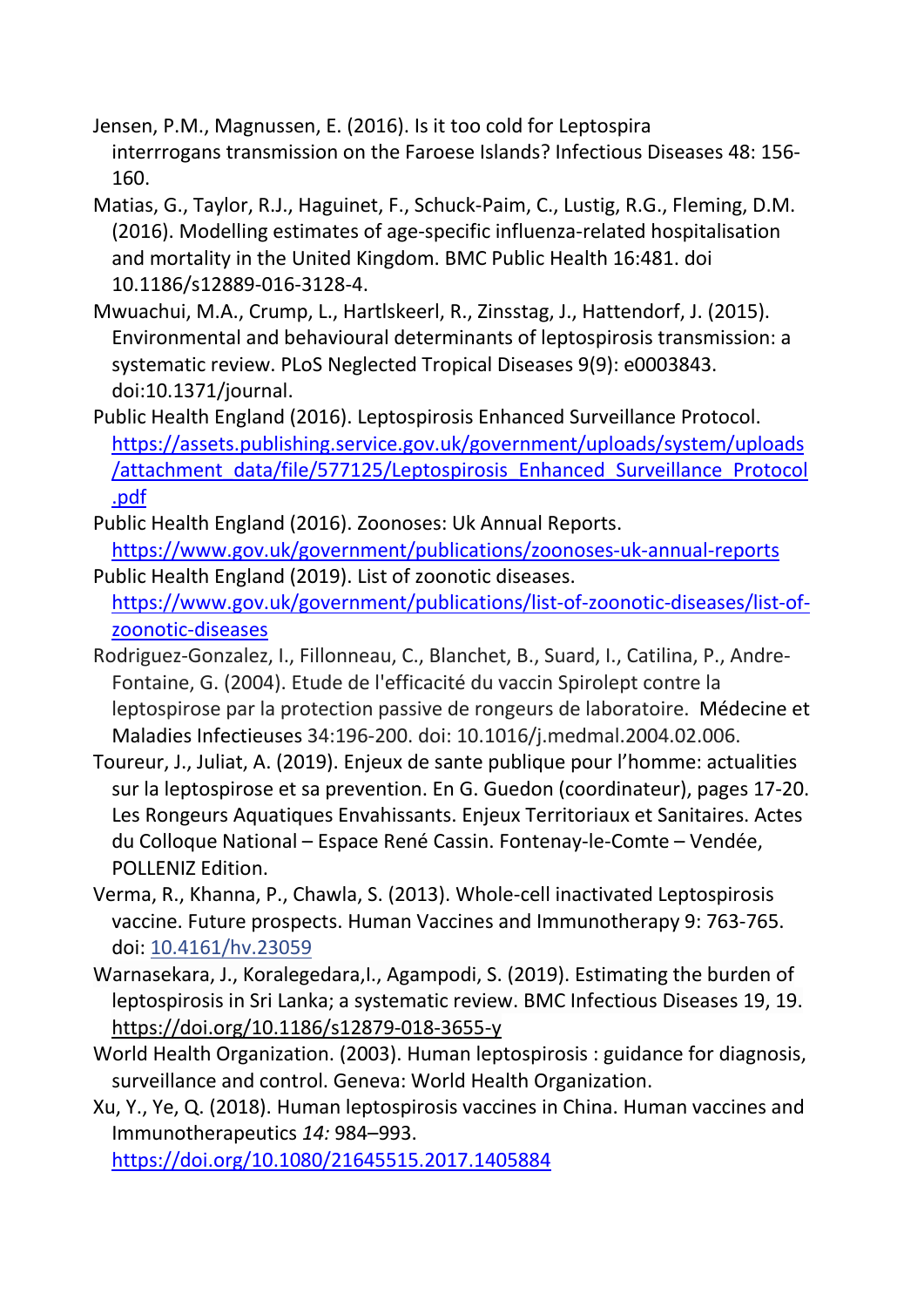Jensen, P.M., Magnussen, E. (2016). Is it too cold for Leptospira interrrogans transmission on the Faroese Islands? Infectious Diseases 48: 156-160.

Matias, G., Taylor, R.J., Haguinet, F., Schuck-Paim, C., Lustig, R.G., Fleming, D.M. (2016). Modelling estimates of age-specific influenza-related hospitalisation and mortality in the United Kingdom. BMC Public Health 16:481. doi 10.1186/s12889-016-3128-4.

Mwuachui, M.A., Crump, L., Hartlskeerl, R., Zinsstag, J., Hattendorf, J. (2015). Environmental and behavioural determinants of leptospirosis transmission: a systematic review. PLoS Neglected Tropical Diseases 9(9): e0003843. doi:10.1371/journal.

Public Health England (2016). Leptospirosis Enhanced Surveillance Protocol. https://assets.publishing.service.gov.uk/government/uploads/system/uploads/attachment_data/file/577125/Leptospirosis_Enhanced_Surveillance_Protocol.pdf

Public Health England (2016). Zoonoses: Uk Annual Reports. https://www.gov.uk/government/publications/zoonoses-uk-annual-reports

Public Health England (2019). List of zoonotic diseases. https://www.gov.uk/government/publications/list-of-zoonotic-diseases/list-of-zoonotic-diseases

Rodriguez-Gonzalez, I., Fillonneau, C., Blanchet, B., Suard, I., Catilina, P., Andre-Fontaine, G. (2004). Etude de l'efficacité du vaccin Spirolept contre la leptospirose par la protection passive de rongeurs de laboratoire. Médecine et Maladies Infectieuses 34:196-200. doi: 10.1016/j.medmal.2004.02.006.

Toureur, J., Juliat, A. (2019). Enjeux de sante publique pour l'homme: actualities sur la leptospirose et sa prevention. En G. Guedon (coordinateur), pages 17-20. Les Rongeurs Aquatiques Envahissants. Enjeux Territoriaux et Sanitaires. Actes du Colloque National – Espace René Cassin. Fontenay-le-Comte – Vendée, POLLENIZ Edition.

Verma, R., Khanna, P., Chawla, S. (2013). Whole-cell inactivated Leptospirosis vaccine. Future prospects. Human Vaccines and Immunotherapy 9: 763-765. doi: 10.4161/hv.23059

Warnasekara, J., Koralegedara,I., Agampodi, S. (2019). Estimating the burden of leptospirosis in Sri Lanka; a systematic review. BMC Infectious Diseases 19, 19. https://doi.org/10.1186/s12879-018-3655-y

World Health Organization. (2003). Human leptospirosis : guidance for diagnosis, surveillance and control. Geneva: World Health Organization.

Xu, Y., Ye, Q. (2018). Human leptospirosis vaccines in China. Human vaccines and Immunotherapeutics *14:* 984–993. https://doi.org/10.1080/21645515.2017.1405884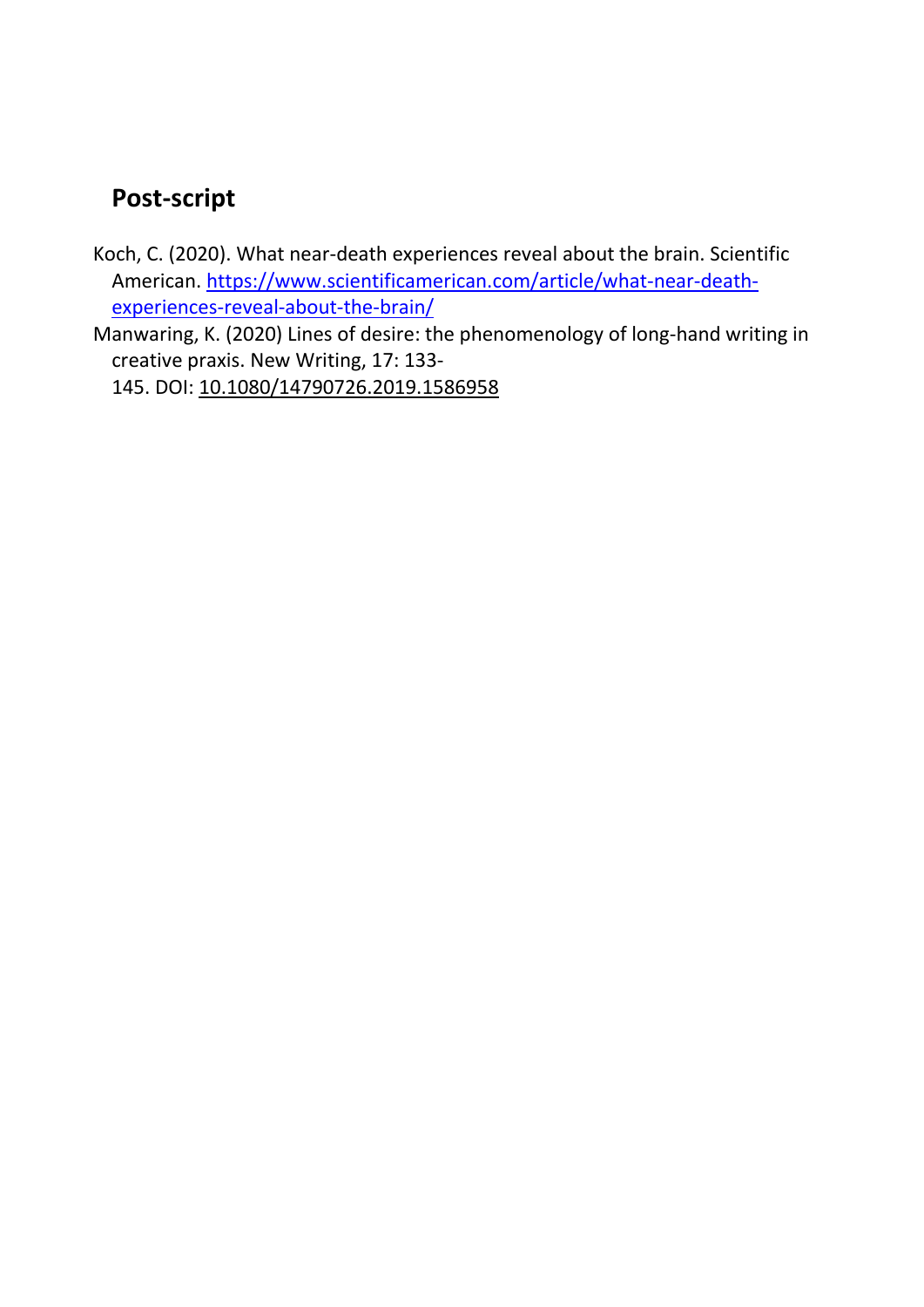## Post-script

Koch, C. (2020). What near-death experiences reveal about the brain. Scientific American. https://www.scientificamerican.com/article/what-near-death-experiences-reveal-about-the-brain/

Manwaring, K. (2020) Lines of desire: the phenomenology of long-hand writing in creative praxis. New Writing, 17: 133-145. DOI: 10.1080/14790726.2019.1586958